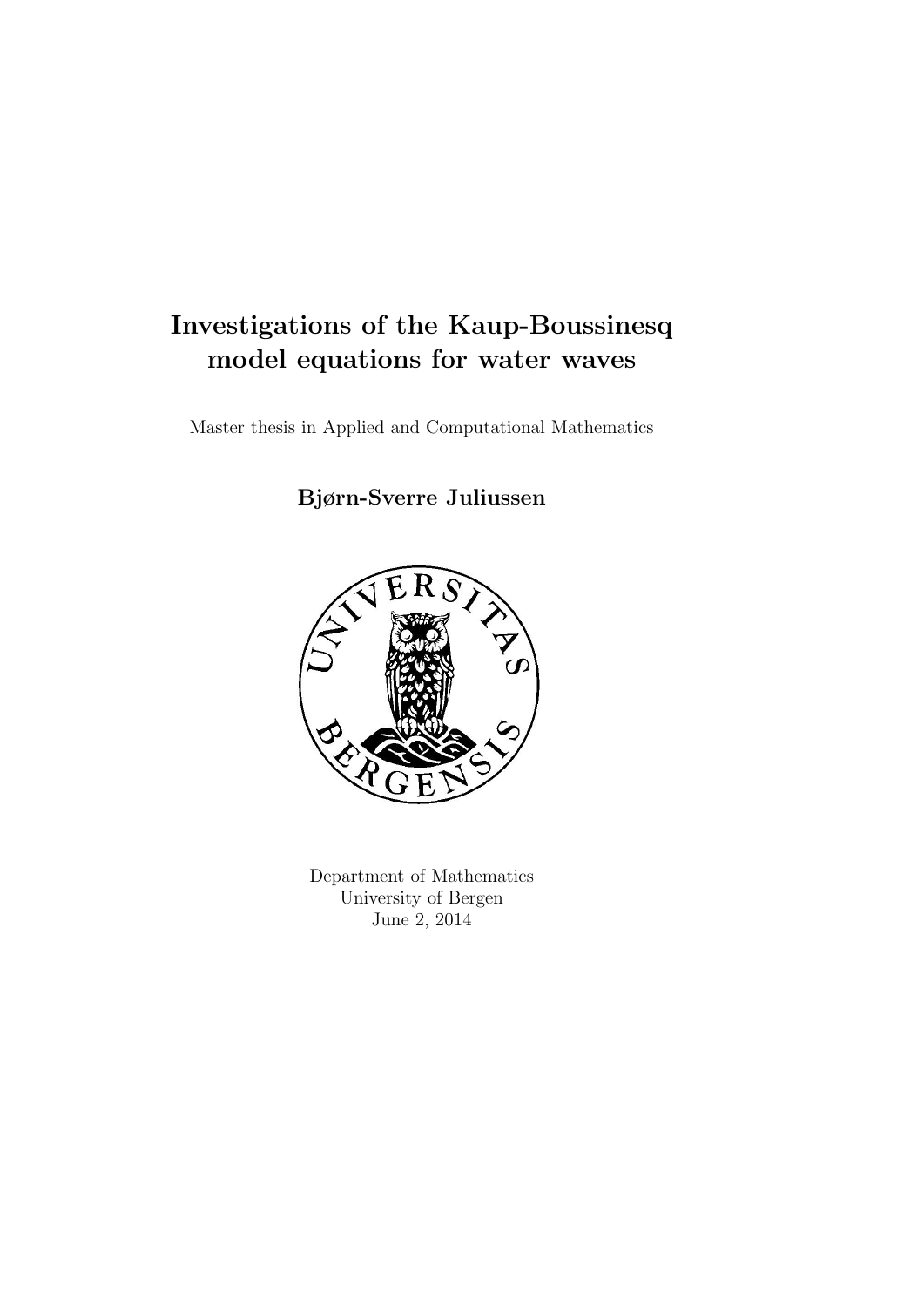# Investigations of the Kaup-Boussinesq model equations for water waves

Master thesis in Applied and Computational Mathematics

**Bjørn-Sverre Juliussen**

Department of Mathematics
University of Bergen
June 2, 2014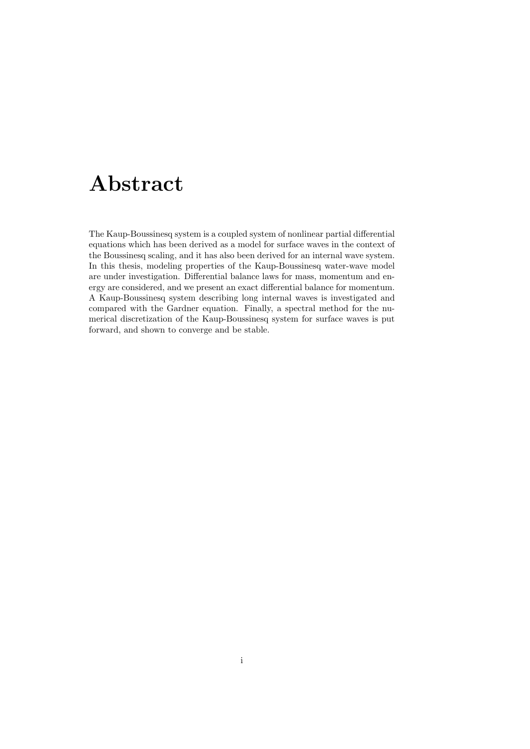# Abstract

The Kaup-Boussinesq system is a coupled system of nonlinear partial differential equations which has been derived as a model for surface waves in the context of the Boussinesq scaling, and it has also been derived for an internal wave system. In this thesis, modeling properties of the Kaup-Boussinesq water-wave model are under investigation. Differential balance laws for mass, momentum and energy are considered, and we present an exact differential balance for momentum. A Kaup-Boussinesq system describing long internal waves is investigated and compared with the Gardner equation. Finally, a spectral method for the numerical discretization of the Kaup-Boussinesq system for surface waves is put forward, and shown to converge and be stable.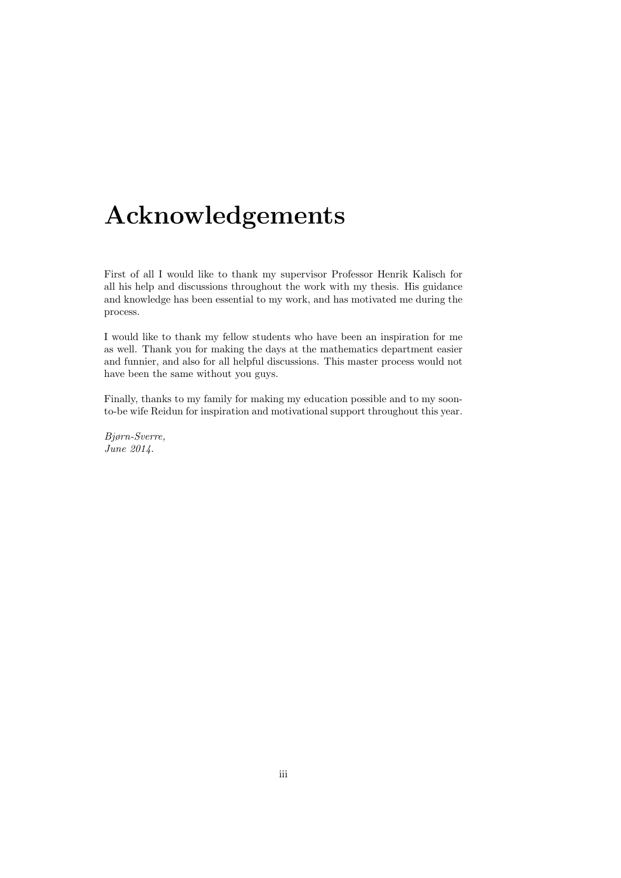# Acknowledgements

First of all I would like to thank my supervisor Professor Henrik Kalisch for all his help and discussions throughout the work with my thesis. His guidance and knowledge has been essential to my work, and has motivated me during the process.

I would like to thank my fellow students who have been an inspiration for me as well. Thank you for making the days at the mathematics department easier and funnier, and also for all helpful discussions. This master process would not have been the same without you guys.

Finally, thanks to my family for making my education possible and to my soon-to-be wife Reidun for inspiration and motivational support throughout this year.

*Bjørn-Sverre,*
*June 2014.*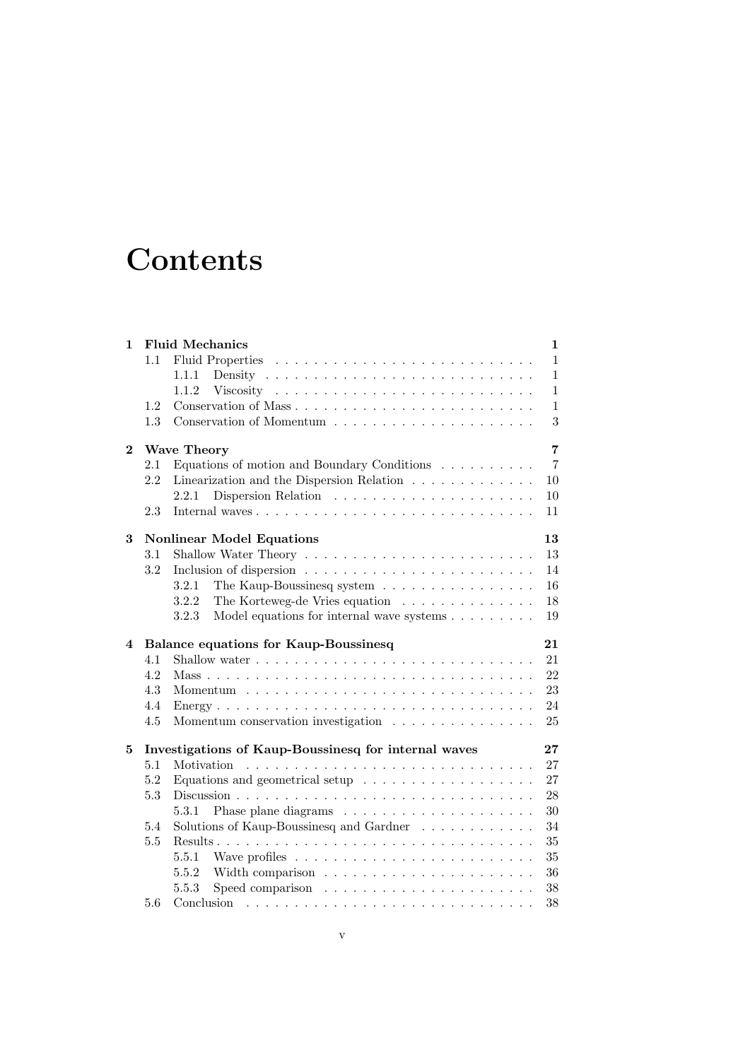# Contents

**1 Fluid Mechanics** **1**

- 1.1 Fluid Properties . . . 1
  - 1.1.1 Density . . . 1
  - 1.1.2 Viscosity . . . 1
- 1.2 Conservation of Mass . . . 1
- 1.3 Conservation of Momentum . . . 3

**2 Wave Theory** **7**

- 2.1 Equations of motion and Boundary Conditions . . . 7
- 2.2 Linearization and the Dispersion Relation . . . 10
  - 2.2.1 Dispersion Relation . . . 10
- 2.3 Internal waves . . . 11

**3 Nonlinear Model Equations** **13**

- 3.1 Shallow Water Theory . . . 13
- 3.2 Inclusion of dispersion . . . 14
  - 3.2.1 The Kaup-Boussinesq system . . . 16
  - 3.2.2 The Korteweg-de Vries equation . . . 18
  - 3.2.3 Model equations for internal wave systems . . . 19

**4 Balance equations for Kaup-Boussinesq** **21**

- 4.1 Shallow water . . . 21
- 4.2 Mass . . . 22
- 4.3 Momentum . . . 23
- 4.4 Energy . . . 24
- 4.5 Momentum conservation investigation . . . 25

**5 Investigations of Kaup-Boussinesq for internal waves** **27**

- 5.1 Motivation . . . 27
- 5.2 Equations and geometrical setup . . . 27
- 5.3 Discussion . . . 28
  - 5.3.1 Phase plane diagrams . . . 30
- 5.4 Solutions of Kaup-Boussinesq and Gardner . . . 34
- 5.5 Results . . . 35
  - 5.5.1 Wave profiles . . . 35
  - 5.5.2 Width comparison . . . 36
  - 5.5.3 Speed comparison . . . 38
- 5.6 Conclusion . . . 38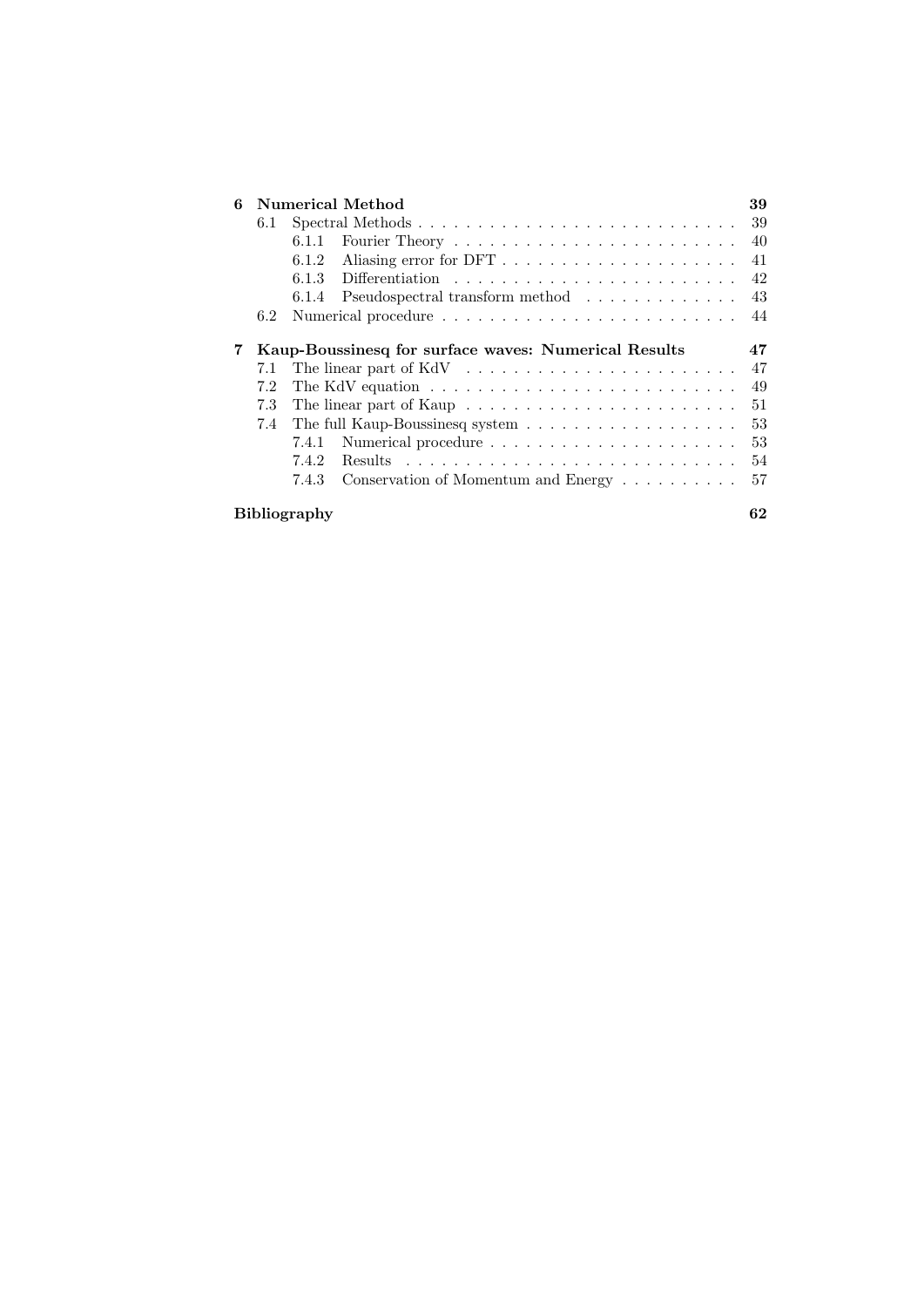**6 Numerical Method** — 39

- 6.1 Spectral Methods — 39
  - 6.1.1 Fourier Theory — 40
  - 6.1.2 Aliasing error for DFT — 41
  - 6.1.3 Differentiation — 42
  - 6.1.4 Pseudospectral transform method — 43
- 6.2 Numerical procedure — 44

**7 Kaup-Boussinesq for surface waves: Numerical Results** — 47

- 7.1 The linear part of KdV — 47
- 7.2 The KdV equation — 49
- 7.3 The linear part of Kaup — 51
- 7.4 The full Kaup-Boussinesq system — 53
  - 7.4.1 Numerical procedure — 53
  - 7.4.2 Results — 54
  - 7.4.3 Conservation of Momentum and Energy — 57

**Bibliography** — 62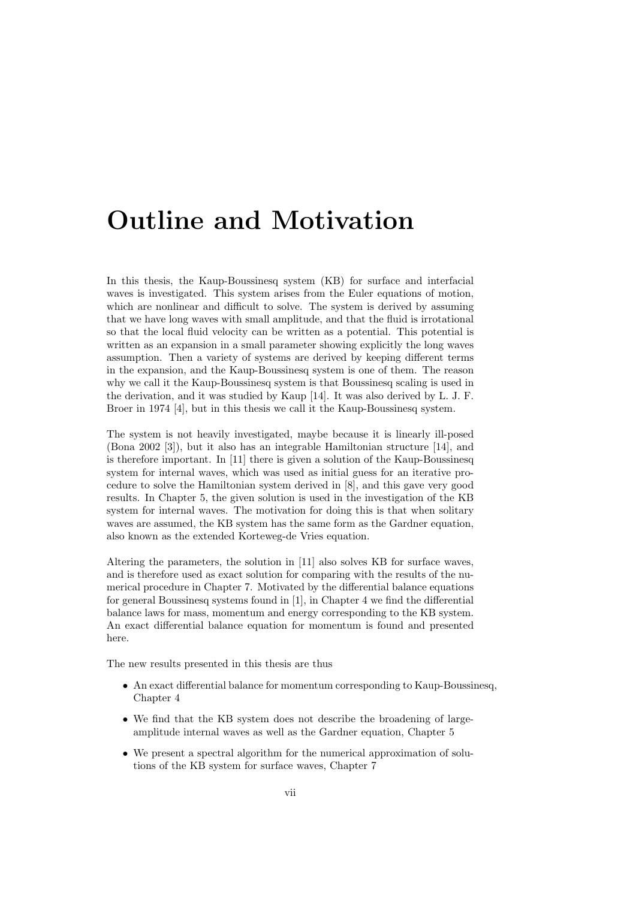# Outline and Motivation

In this thesis, the Kaup-Boussinesq system (KB) for surface and interfacial waves is investigated. This system arises from the Euler equations of motion, which are nonlinear and difficult to solve. The system is derived by assuming that we have long waves with small amplitude, and that the fluid is irrotational so that the local fluid velocity can be written as a potential. This potential is written as an expansion in a small parameter showing explicitly the long waves assumption. Then a variety of systems are derived by keeping different terms in the expansion, and the Kaup-Boussinesq system is one of them. The reason why we call it the Kaup-Boussinesq system is that Boussinesq scaling is used in the derivation, and it was studied by Kaup [14]. It was also derived by L. J. F. Broer in 1974 [4], but in this thesis we call it the Kaup-Boussinesq system.

The system is not heavily investigated, maybe because it is linearly ill-posed (Bona 2002 [3]), but it also has an integrable Hamiltonian structure [14], and is therefore important. In [11] there is given a solution of the Kaup-Boussinesq system for internal waves, which was used as initial guess for an iterative procedure to solve the Hamiltonian system derived in [8], and this gave very good results. In Chapter 5, the given solution is used in the investigation of the KB system for internal waves. The motivation for doing this is that when solitary waves are assumed, the KB system has the same form as the Gardner equation, also known as the extended Korteweg-de Vries equation.

Altering the parameters, the solution in [11] also solves KB for surface waves, and is therefore used as exact solution for comparing with the results of the numerical procedure in Chapter 7. Motivated by the differential balance equations for general Boussinesq systems found in [1], in Chapter 4 we find the differential balance laws for mass, momentum and energy corresponding to the KB system. An exact differential balance equation for momentum is found and presented here.

The new results presented in this thesis are thus

- An exact differential balance for momentum corresponding to Kaup-Boussinesq, Chapter 4
- We find that the KB system does not describe the broadening of large-amplitude internal waves as well as the Gardner equation, Chapter 5
- We present a spectral algorithm for the numerical approximation of solutions of the KB system for surface waves, Chapter 7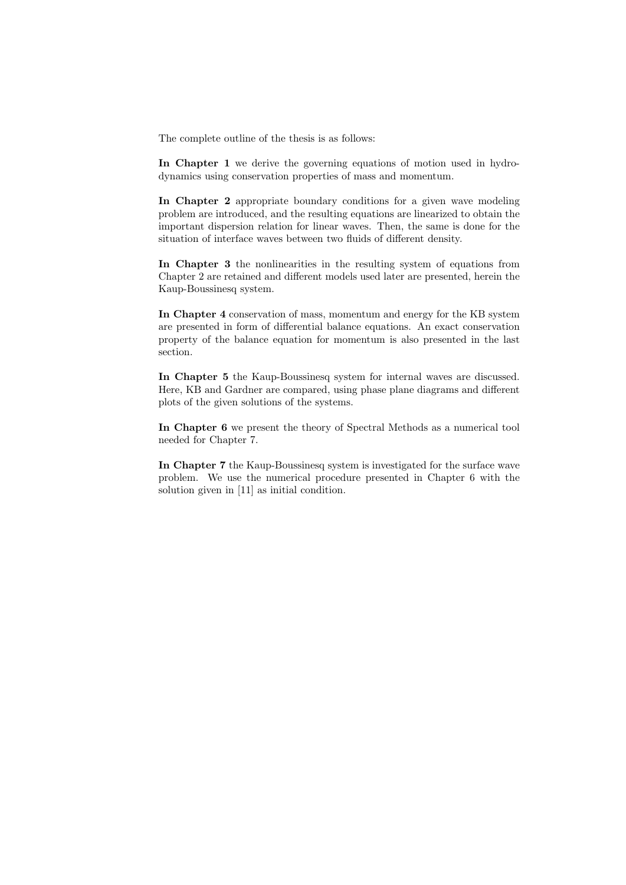The complete outline of the thesis is as follows:

**In Chapter 1** we derive the governing equations of motion used in hydrodynamics using conservation properties of mass and momentum.

**In Chapter 2** appropriate boundary conditions for a given wave modeling problem are introduced, and the resulting equations are linearized to obtain the important dispersion relation for linear waves. Then, the same is done for the situation of interface waves between two fluids of different density.

**In Chapter 3** the nonlinearities in the resulting system of equations from Chapter 2 are retained and different models used later are presented, herein the Kaup-Boussinesq system.

**In Chapter 4** conservation of mass, momentum and energy for the KB system are presented in form of differential balance equations. An exact conservation property of the balance equation for momentum is also presented in the last section.

**In Chapter 5** the Kaup-Boussinesq system for internal waves are discussed. Here, KB and Gardner are compared, using phase plane diagrams and different plots of the given solutions of the systems.

**In Chapter 6** we present the theory of Spectral Methods as a numerical tool needed for Chapter 7.

**In Chapter 7** the Kaup-Boussinesq system is investigated for the surface wave problem. We use the numerical procedure presented in Chapter 6 with the solution given in [11] as initial condition.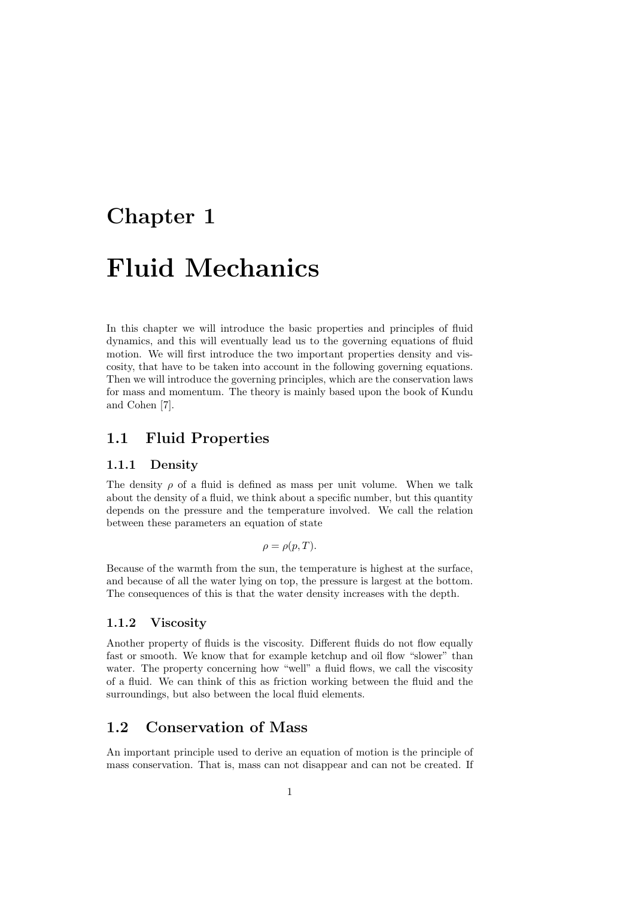# Chapter 1

# Fluid Mechanics

In this chapter we will introduce the basic properties and principles of fluid dynamics, and this will eventually lead us to the governing equations of fluid motion. We will first introduce the two important properties density and viscosity, that have to be taken into account in the following governing equations. Then we will introduce the governing principles, which are the conservation laws for mass and momentum. The theory is mainly based upon the book of Kundu and Cohen [7].

## 1.1 Fluid Properties

### 1.1.1 Density

The density $\rho$ of a fluid is defined as mass per unit volume. When we talk about the density of a fluid, we think about a specific number, but this quantity depends on the pressure and the temperature involved. We call the relation between these parameters an equation of state

$$\rho = \rho(p, T).$$

Because of the warmth from the sun, the temperature is highest at the surface, and because of all the water lying on top, the pressure is largest at the bottom. The consequences of this is that the water density increases with the depth.

### 1.1.2 Viscosity

Another property of fluids is the viscosity. Different fluids do not flow equally fast or smooth. We know that for example ketchup and oil flow "slower" than water. The property concerning how "well" a fluid flows, we call the viscosity of a fluid. We can think of this as friction working between the fluid and the surroundings, but also between the local fluid elements.

## 1.2 Conservation of Mass

An important principle used to derive an equation of motion is the principle of mass conservation. That is, mass can not disappear and can not be created. If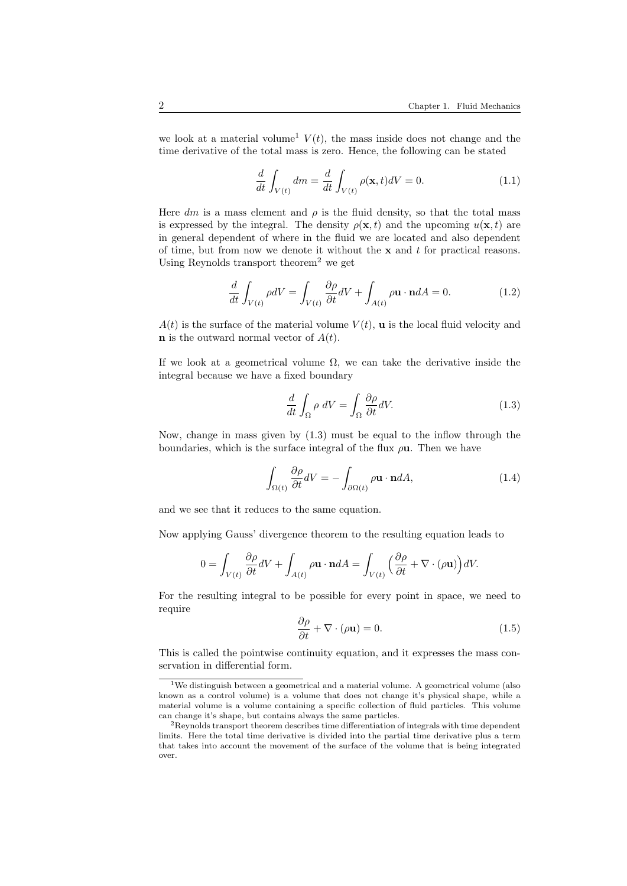we look at a material volume[1] $V(t)$, the mass inside does not change and the time derivative of the total mass is zero. Hence, the following can be stated

$$\frac{d}{dt}\int_{V(t)} dm = \frac{d}{dt}\int_{V(t)} \rho(\mathbf{x},t)dV = 0. \tag{1.1}$$

Here $dm$ is a mass element and $\rho$ is the fluid density, so that the total mass is expressed by the integral. The density $\rho(\mathbf{x},t)$ and the upcoming $u(\mathbf{x},t)$ are in general dependent of where in the fluid we are located and also dependent of time, but from now we denote it without the $\mathbf{x}$ and $t$ for practical reasons. Using Reynolds transport theorem[2] we get

$$\frac{d}{dt}\int_{V(t)} \rho dV = \int_{V(t)} \frac{\partial \rho}{\partial t} dV + \int_{A(t)} \rho \mathbf{u}\cdot\mathbf{n} dA = 0. \tag{1.2}$$

$A(t)$ is the surface of the material volume $V(t)$, $\mathbf{u}$ is the local fluid velocity and $\mathbf{n}$ is the outward normal vector of $A(t)$.

If we look at a geometrical volume $\Omega$, we can take the derivative inside the integral because we have a fixed boundary

$$\frac{d}{dt}\int_{\Omega} \rho \; dV = \int_{\Omega} \frac{\partial \rho}{\partial t} dV. \tag{1.3}$$

Now, change in mass given by (1.3) must be equal to the inflow through the boundaries, which is the surface integral of the flux $\rho\mathbf{u}$. Then we have

$$\int_{\Omega(t)} \frac{\partial \rho}{\partial t} dV = -\int_{\partial\Omega(t)} \rho \mathbf{u}\cdot\mathbf{n} dA, \tag{1.4}$$

and we see that it reduces to the same equation.

Now applying Gauss' divergence theorem to the resulting equation leads to

$$0 = \int_{V(t)} \frac{\partial \rho}{\partial t} dV + \int_{A(t)} \rho \mathbf{u}\cdot\mathbf{n} dA = \int_{V(t)} \Big(\frac{\partial \rho}{\partial t} + \nabla\cdot(\rho\mathbf{u})\Big) dV.$$

For the resulting integral to be possible for every point in space, we need to require

$$\frac{\partial \rho}{\partial t} + \nabla\cdot(\rho\mathbf{u}) = 0. \tag{1.5}$$

This is called the pointwise continuity equation, and it expresses the mass conservation in differential form.

---

[1] We distinguish between a geometrical and a material volume. A geometrical volume (also known as a control volume) is a volume that does not change it's physical shape, while a material volume is a volume containing a specific collection of fluid particles. This volume can change it's shape, but contains always the same particles.

[2] Reynolds transport theorem describes time differentiation of integrals with time dependent limits. Here the total time derivative is divided into the partial time derivative plus a term that takes into account the movement of the surface of the volume that is being integrated over.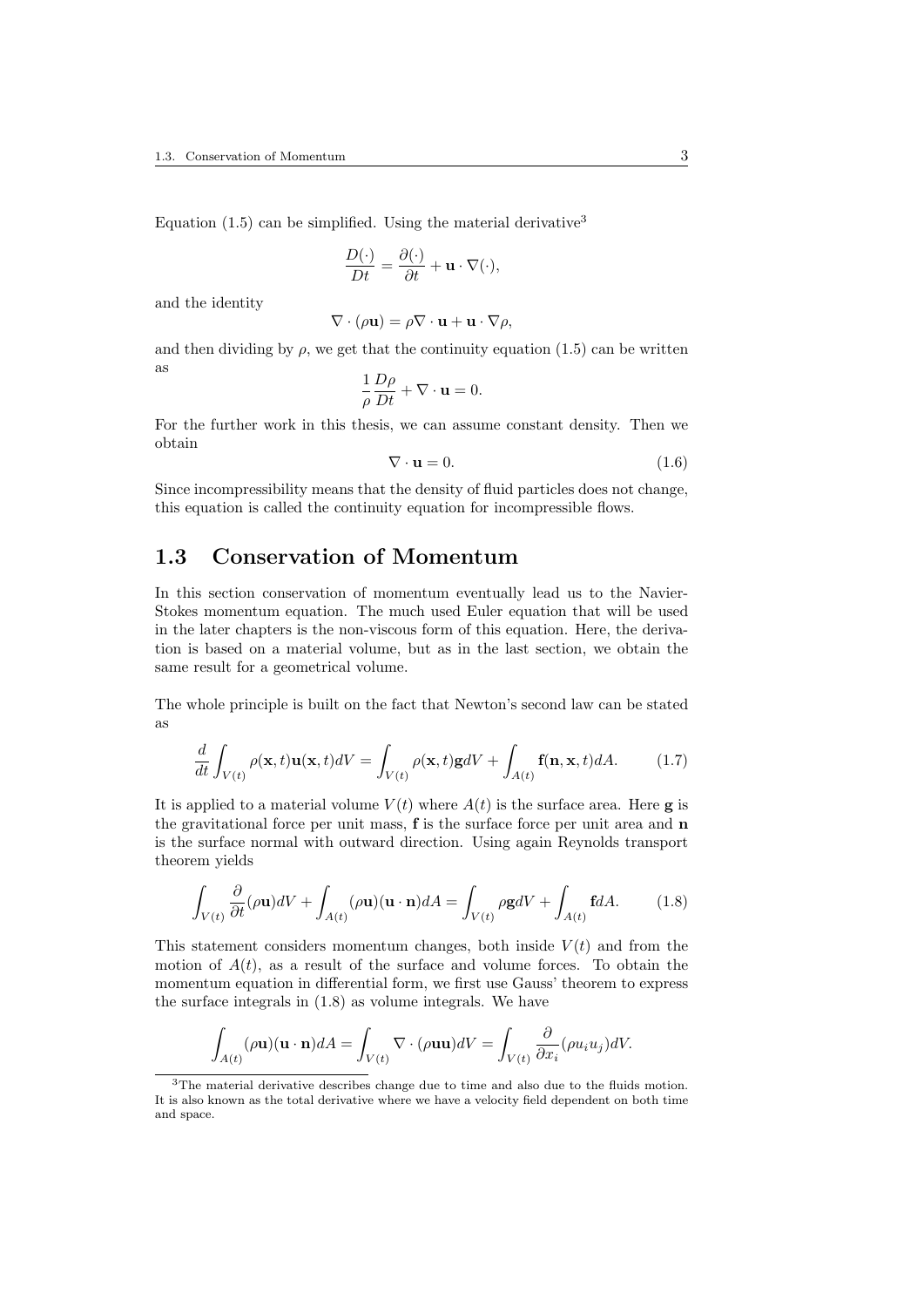Equation (1.5) can be simplified. Using the material derivative[3]

$$\frac{D(\cdot)}{Dt} = \frac{\partial(\cdot)}{\partial t} + \mathbf{u} \cdot \nabla(\cdot),$$

and the identity

$$\nabla \cdot (\rho \mathbf{u}) = \rho \nabla \cdot \mathbf{u} + \mathbf{u} \cdot \nabla \rho,$$

and then dividing by $\rho$, we get that the continuity equation (1.5) can be written as

$$\frac{1}{\rho}\frac{D\rho}{Dt} + \nabla \cdot \mathbf{u} = 0.$$

For the further work in this thesis, we can assume constant density. Then we obtain

$$\nabla \cdot \mathbf{u} = 0. \tag{1.6}$$

Since incompressibility means that the density of fluid particles does not change, this equation is called the continuity equation for incompressible flows.

## 1.3 Conservation of Momentum

In this section conservation of momentum eventually lead us to the Navier-Stokes momentum equation. The much used Euler equation that will be used in the later chapters is the non-viscous form of this equation. Here, the derivation is based on a material volume, but as in the last section, we obtain the same result for a geometrical volume.

The whole principle is built on the fact that Newton's second law can be stated as

$$\frac{d}{dt}\int_{V(t)} \rho(\mathbf{x},t)\mathbf{u}(\mathbf{x},t)dV = \int_{V(t)} \rho(\mathbf{x},t)\mathbf{g}dV + \int_{A(t)} \mathbf{f}(\mathbf{n},\mathbf{x},t)dA. \tag{1.7}$$

It is applied to a material volume $V(t)$ where $A(t)$ is the surface area. Here $\mathbf{g}$ is the gravitational force per unit mass, $\mathbf{f}$ is the surface force per unit area and $\mathbf{n}$ is the surface normal with outward direction. Using again Reynolds transport theorem yields

$$\int_{V(t)} \frac{\partial}{\partial t}(\rho \mathbf{u})dV + \int_{A(t)} (\rho \mathbf{u})(\mathbf{u} \cdot \mathbf{n})dA = \int_{V(t)} \rho \mathbf{g}dV + \int_{A(t)} \mathbf{f}dA. \tag{1.8}$$

This statement considers momentum changes, both inside $V(t)$ and from the motion of $A(t)$, as a result of the surface and volume forces. To obtain the momentum equation in differential form, we first use Gauss' theorem to express the surface integrals in (1.8) as volume integrals. We have

$$\int_{A(t)} (\rho \mathbf{u})(\mathbf{u} \cdot \mathbf{n})dA = \int_{V(t)} \nabla \cdot (\rho \mathbf{u}\mathbf{u})dV = \int_{V(t)} \frac{\partial}{\partial x_i}(\rho u_i u_j)dV.$$

[3]The material derivative describes change due to time and also due to the fluids motion. It is also known as the total derivative where we have a velocity field dependent on both time and space.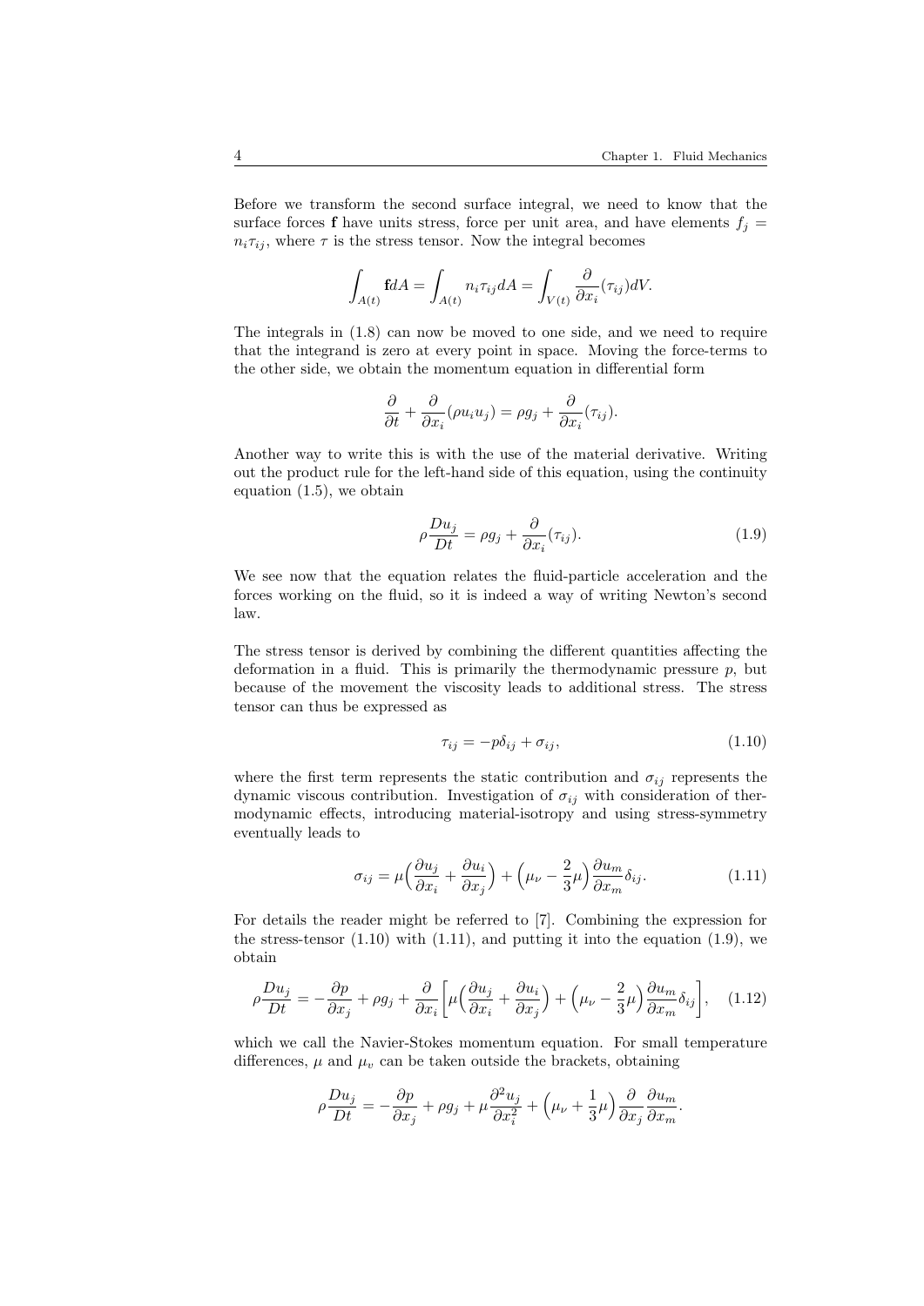Before we transform the second surface integral, we need to know that the surface forces $\mathbf{f}$ have units stress, force per unit area, and have elements $f_j = n_i \tau_{ij}$, where $\tau$ is the stress tensor. Now the integral becomes

$$\int_{A(t)} \mathbf{f} dA = \int_{A(t)} n_i \tau_{ij} dA = \int_{V(t)} \frac{\partial}{\partial x_i}(\tau_{ij}) dV.$$

The integrals in (1.8) can now be moved to one side, and we need to require that the integrand is zero at every point in space. Moving the force-terms to the other side, we obtain the momentum equation in differential form

$$\frac{\partial}{\partial t} + \frac{\partial}{\partial x_i}(\rho u_i u_j) = \rho g_j + \frac{\partial}{\partial x_i}(\tau_{ij}).$$

Another way to write this is with the use of the material derivative. Writing out the product rule for the left-hand side of this equation, using the continuity equation (1.5), we obtain

$$\rho \frac{D u_j}{D t} = \rho g_j + \frac{\partial}{\partial x_i}(\tau_{ij}). \tag{1.9}$$

We see now that the equation relates the fluid-particle acceleration and the forces working on the fluid, so it is indeed a way of writing Newton's second law.

The stress tensor is derived by combining the different quantities affecting the deformation in a fluid. This is primarily the thermodynamic pressure $p$, but because of the movement the viscosity leads to additional stress. The stress tensor can thus be expressed as

$$\tau_{ij} = -p\delta_{ij} + \sigma_{ij}, \tag{1.10}$$

where the first term represents the static contribution and $\sigma_{ij}$ represents the dynamic viscous contribution. Investigation of $\sigma_{ij}$ with consideration of thermodynamic effects, introducing material-isotropy and using stress-symmetry eventually leads to

$$\sigma_{ij} = \mu\Big(\frac{\partial u_j}{\partial x_i} + \frac{\partial u_i}{\partial x_j}\Big) + \Big(\mu_\nu - \frac{2}{3}\mu\Big)\frac{\partial u_m}{\partial x_m}\delta_{ij}. \tag{1.11}$$

For details the reader might be referred to [7]. Combining the expression for the stress-tensor (1.10) with (1.11), and putting it into the equation (1.9), we obtain

$$\rho \frac{D u_j}{D t} = -\frac{\partial p}{\partial x_j} + \rho g_j + \frac{\partial}{\partial x_i}\bigg[\mu\Big(\frac{\partial u_j}{\partial x_i} + \frac{\partial u_i}{\partial x_j}\Big) + \Big(\mu_\nu - \frac{2}{3}\mu\Big)\frac{\partial u_m}{\partial x_m}\delta_{ij}\bigg], \tag{1.12}$$

which we call the Navier-Stokes momentum equation. For small temperature differences, $\mu$ and $\mu_v$ can be taken outside the brackets, obtaining

$$\rho \frac{D u_j}{D t} = -\frac{\partial p}{\partial x_j} + \rho g_j + \mu \frac{\partial^2 u_j}{\partial x_i^2} + \Big(\mu_\nu + \frac{1}{3}\mu\Big)\frac{\partial}{\partial x_j}\frac{\partial u_m}{\partial x_m}.$$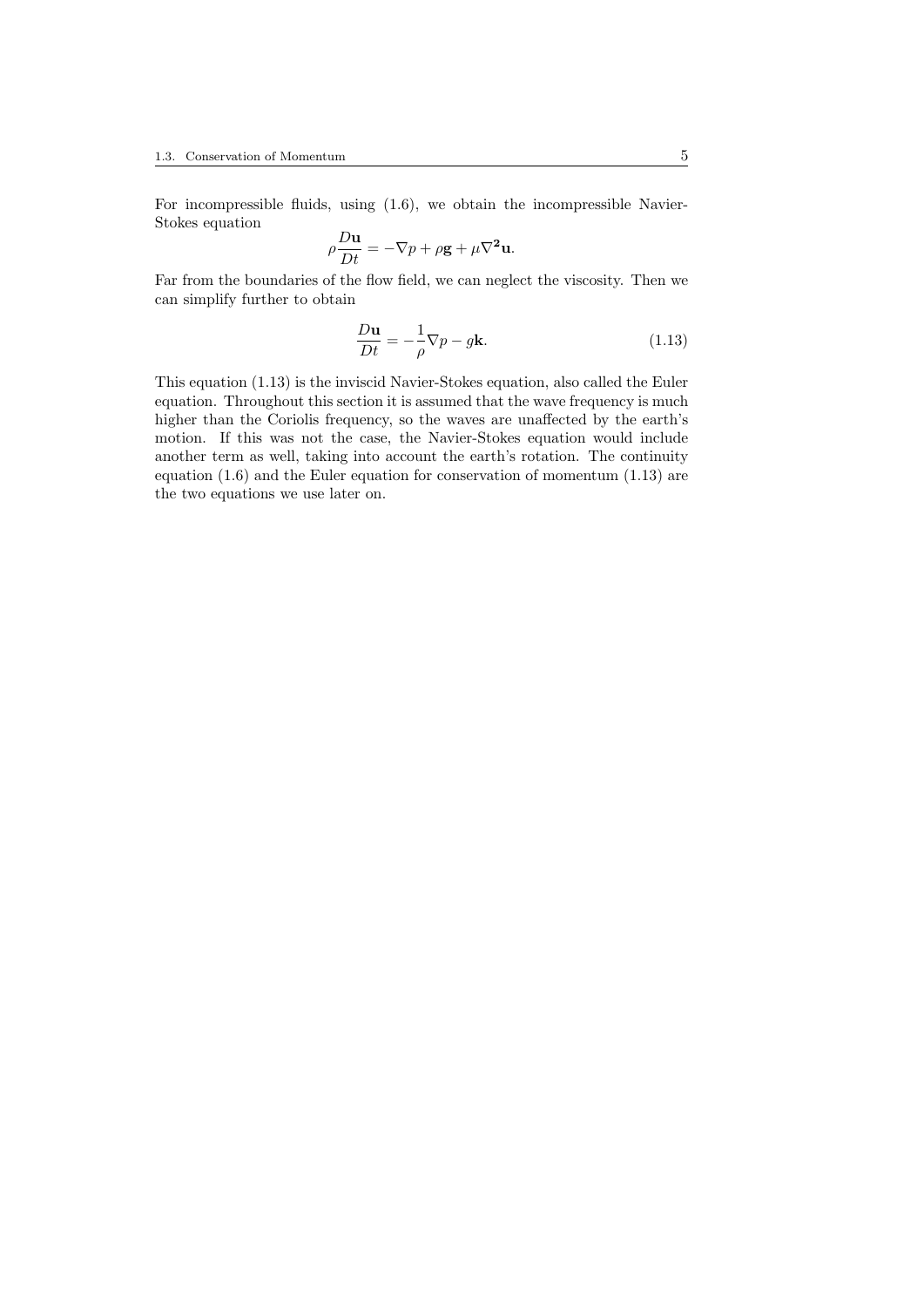For incompressible fluids, using (1.6), we obtain the incompressible Navier-Stokes equation

$$\rho \frac{D\mathbf{u}}{Dt} = -\nabla p + \rho \mathbf{g} + \mu \nabla^{\mathbf{2}} \mathbf{u}.$$

Far from the boundaries of the flow field, we can neglect the viscosity. Then we can simplify further to obtain

$$\frac{D\mathbf{u}}{Dt} = -\frac{1}{\rho} \nabla p - g\mathbf{k}. \tag{1.13}$$

This equation (1.13) is the inviscid Navier-Stokes equation, also called the Euler equation. Throughout this section it is assumed that the wave frequency is much higher than the Coriolis frequency, so the waves are unaffected by the earth's motion. If this was not the case, the Navier-Stokes equation would include another term as well, taking into account the earth's rotation. The continuity equation (1.6) and the Euler equation for conservation of momentum (1.13) are the two equations we use later on.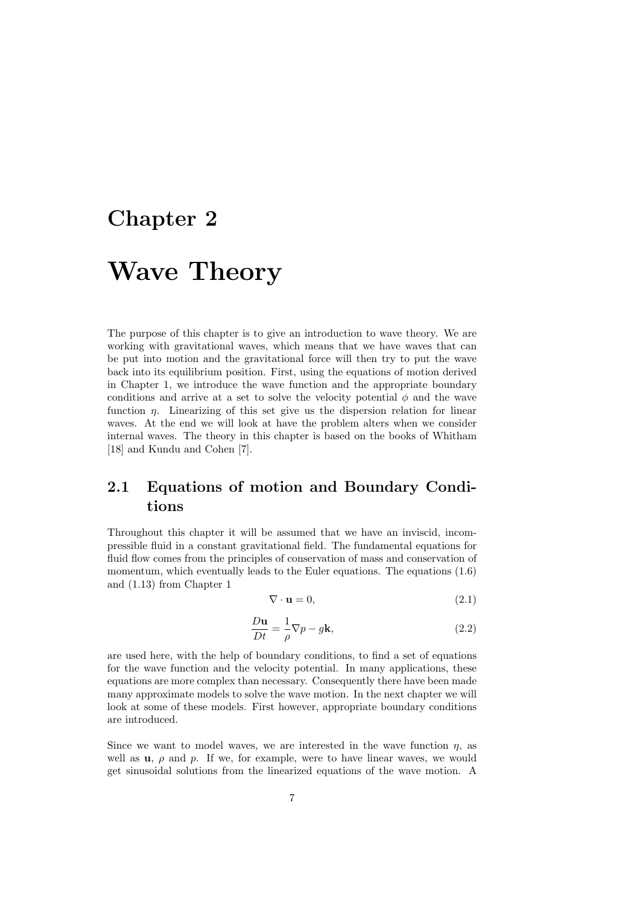# Chapter 2

# Wave Theory

The purpose of this chapter is to give an introduction to wave theory. We are working with gravitational waves, which means that we have waves that can be put into motion and the gravitational force will then try to put the wave back into its equilibrium position. First, using the equations of motion derived in Chapter 1, we introduce the wave function and the appropriate boundary conditions and arrive at a set to solve the velocity potential $\phi$ and the wave function $\eta$. Linearizing of this set give us the dispersion relation for linear waves. At the end we will look at have the problem alters when we consider internal waves. The theory in this chapter is based on the books of Whitham [18] and Kundu and Cohen [7].

## 2.1 Equations of motion and Boundary Conditions

Throughout this chapter it will be assumed that we have an inviscid, incompressible fluid in a constant gravitational field. The fundamental equations for fluid flow comes from the principles of conservation of mass and conservation of momentum, which eventually leads to the Euler equations. The equations (1.6) and (1.13) from Chapter 1

$$\nabla \cdot \mathbf{u} = 0, \tag{2.1}$$

$$\frac{D\mathbf{u}}{Dt} = \frac{1}{\rho}\nabla p - g\mathbf{k}, \tag{2.2}$$

are used here, with the help of boundary conditions, to find a set of equations for the wave function and the velocity potential. In many applications, these equations are more complex than necessary. Consequently there have been made many approximate models to solve the wave motion. In the next chapter we will look at some of these models. First however, appropriate boundary conditions are introduced.

Since we want to model waves, we are interested in the wave function $\eta$, as well as $\mathbf{u}$, $\rho$ and $p$. If we, for example, were to have linear waves, we would get sinusoidal solutions from the linearized equations of the wave motion. A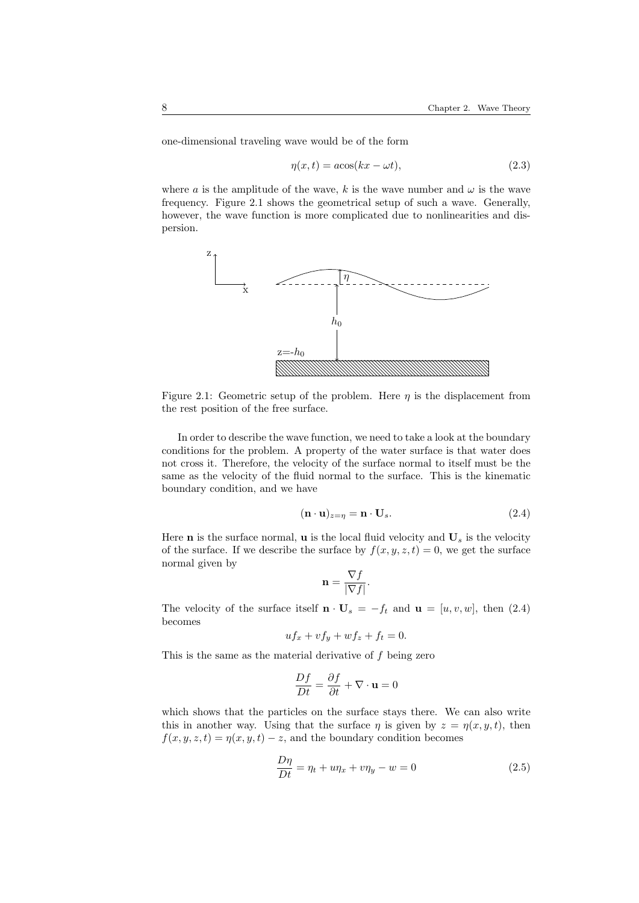one-dimensional traveling wave would be of the form

$$\eta(x,t) = a\cos(kx - \omega t), \tag{2.3}$$

where $a$ is the amplitude of the wave, $k$ is the wave number and $\omega$ is the wave frequency. Figure 2.1 shows the geometrical setup of such a wave. Generally, however, the wave function is more complicated due to nonlinearities and dispersion.

Figure 2.1: Geometric setup of the problem. Here $\eta$ is the displacement from the rest position of the free surface.

In order to describe the wave function, we need to take a look at the boundary conditions for the problem. A property of the water surface is that water does not cross it. Therefore, the velocity of the surface normal to itself must be the same as the velocity of the fluid normal to the surface. This is the kinematic boundary condition, and we have

$$(\mathbf{n} \cdot \mathbf{u})_{z=\eta} = \mathbf{n} \cdot \mathbf{U}_s. \tag{2.4}$$

Here $\mathbf{n}$ is the surface normal, $\mathbf{u}$ is the local fluid velocity and $\mathbf{U}_s$ is the velocity of the surface. If we describe the surface by $f(x, y, z, t) = 0$, we get the surface normal given by

$$\mathbf{n} = \frac{\nabla f}{|\nabla f|}.$$

The velocity of the surface itself $\mathbf{n} \cdot \mathbf{U}_s = -f_t$ and $\mathbf{u} = [u, v, w]$, then (2.4) becomes

$$uf_x + vf_y + wf_z + f_t = 0.$$

This is the same as the material derivative of $f$ being zero

$$\frac{Df}{Dt} = \frac{\partial f}{\partial t} + \nabla \cdot \mathbf{u} = 0$$

which shows that the particles on the surface stays there. We can also write this in another way. Using that the surface $\eta$ is given by $z = \eta(x, y, t)$, then $f(x, y, z, t) = \eta(x, y, t) - z$, and the boundary condition becomes

$$\frac{D\eta}{Dt} = \eta_t + u\eta_x + v\eta_y - w = 0 \tag{2.5}$$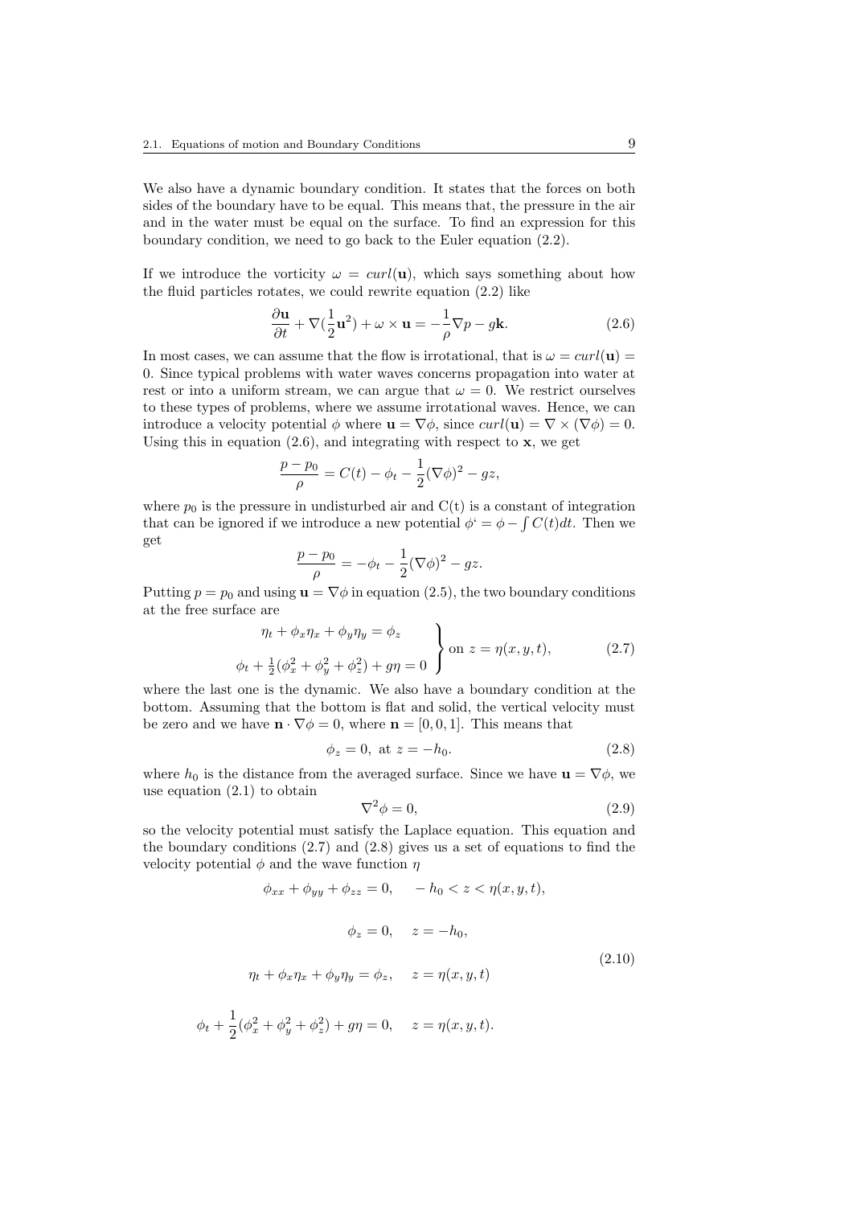We also have a dynamic boundary condition. It states that the forces on both sides of the boundary have to be equal. This means that, the pressure in the air and in the water must be equal on the surface. To find an expression for this boundary condition, we need to go back to the Euler equation (2.2).

If we introduce the vorticity $\omega = curl(\mathbf{u})$, which says something about how the fluid particles rotates, we could rewrite equation (2.2) like

$$\frac{\partial \mathbf{u}}{\partial t} + \nabla(\frac{1}{2}\mathbf{u}^2) + \omega \times \mathbf{u} = -\frac{1}{\rho}\nabla p - g\mathbf{k}. \tag{2.6}$$

In most cases, we can assume that the flow is irrotational, that is $\omega = curl(\mathbf{u}) = 0$. Since typical problems with water waves concerns propagation into water at rest or into a uniform stream, we can argue that $\omega = 0$. We restrict ourselves to these types of problems, where we assume irrotational waves. Hence, we can introduce a velocity potential $\phi$ where $\mathbf{u} = \nabla\phi$, since $curl(\mathbf{u}) = \nabla \times (\nabla\phi) = 0$. Using this in equation (2.6), and integrating with respect to $\mathbf{x}$, we get

$$\frac{p - p_0}{\rho} = C(t) - \phi_t - \frac{1}{2}(\nabla\phi)^2 - gz,$$

where $p_0$ is the pressure in undisturbed air and C(t) is a constant of integration that can be ignored if we introduce a new potential $\phi' = \phi - \int C(t)dt$. Then we get

$$\frac{p - p_0}{\rho} = -\phi_t - \frac{1}{2}(\nabla\phi)^2 - gz.$$

Putting $p = p_0$ and using $\mathbf{u} = \nabla\phi$ in equation (2.5), the two boundary conditions at the free surface are

$$\left.\begin{aligned} &\eta_t + \phi_x\eta_x + \phi_y\eta_y = \phi_z \\ &\phi_t + \tfrac{1}{2}(\phi_x^2 + \phi_y^2 + \phi_z^2) + g\eta = 0 \end{aligned}\right\} \text{on } z = \eta(x, y, t), \tag{2.7}$$

where the last one is the dynamic. We also have a boundary condition at the bottom. Assuming that the bottom is flat and solid, the vertical velocity must be zero and we have $\mathbf{n} \cdot \nabla\phi = 0$, where $\mathbf{n} = [0, 0, 1]$. This means that

$$\phi_z = 0, \text{ at } z = -h_0. \tag{2.8}$$

where $h_0$ is the distance from the averaged surface. Since we have $\mathbf{u} = \nabla\phi$, we use equation (2.1) to obtain

$$\nabla^2\phi = 0, \tag{2.9}$$

so the velocity potential must satisfy the Laplace equation. This equation and the boundary conditions (2.7) and (2.8) gives us a set of equations to find the velocity potential $\phi$ and the wave function $\eta$

$$\begin{aligned} &\phi_{xx} + \phi_{yy} + \phi_{zz} = 0, \quad -h_0 < z < \eta(x, y, t), \\ &\phi_z = 0, \quad z = -h_0, \\ &\eta_t + \phi_x\eta_x + \phi_y\eta_y = \phi_z, \quad z = \eta(x, y, t) \\ &\phi_t + \frac{1}{2}(\phi_x^2 + \phi_y^2 + \phi_z^2) + g\eta = 0, \quad z = \eta(x, y, t). \end{aligned} \tag{2.10}$$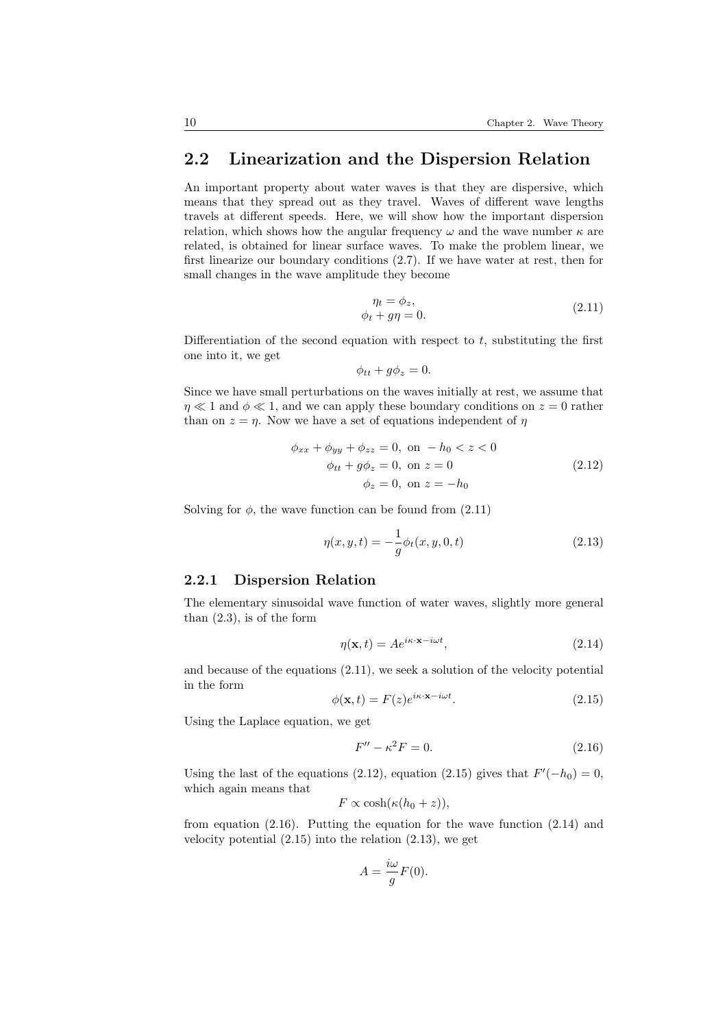## 2.2 Linearization and the Dispersion Relation

An important property about water waves is that they are dispersive, which means that they spread out as they travel. Waves of different wave lengths travels at different speeds. Here, we will show how the important dispersion relation, which shows how the angular frequency $\omega$ and the wave number $\kappa$ are related, is obtained for linear surface waves. To make the problem linear, we first linearize our boundary conditions (2.7). If we have water at rest, then for small changes in the wave amplitude they become

$$
\begin{aligned}
\eta_t &= \phi_z, \\
\phi_t + g\eta &= 0.
\end{aligned}
\tag{2.11}
$$

Differentiation of the second equation with respect to $t$, substituting the first one into it, we get

$$
\phi_{tt} + g\phi_z = 0.
$$

Since we have small perturbations on the waves initially at rest, we assume that $\eta \ll 1$ and $\phi \ll 1$, and we can apply these boundary conditions on $z = 0$ rather than on $z = \eta$. Now we have a set of equations independent of $\eta$

$$
\begin{aligned}
\phi_{xx} + \phi_{yy} + \phi_{zz} &= 0, \text{ on } -h_0 < z < 0 \\
\phi_{tt} + g\phi_z &= 0, \text{ on } z = 0 \\
\phi_z &= 0, \text{ on } z = -h_0
\end{aligned}
\tag{2.12}
$$

Solving for $\phi$, the wave function can be found from (2.11)

$$
\eta(x, y, t) = -\frac{1}{g}\phi_t(x, y, 0, t) \tag{2.13}
$$

### 2.2.1 Dispersion Relation

The elementary sinusoidal wave function of water waves, slightly more general than (2.3), is of the form

$$
\eta(\mathbf{x}, t) = Ae^{i\kappa\cdot\mathbf{x} - i\omega t}, \tag{2.14}
$$

and because of the equations (2.11), we seek a solution of the velocity potential in the form

$$
\phi(\mathbf{x}, t) = F(z)e^{i\kappa\cdot\mathbf{x} - i\omega t}. \tag{2.15}
$$

Using the Laplace equation, we get

$$
F'' - \kappa^2 F = 0. \tag{2.16}
$$

Using the last of the equations (2.12), equation (2.15) gives that $F'(-h_0) = 0$, which again means that

$$
F \propto \cosh(\kappa(h_0 + z)),
$$

from equation (2.16). Putting the equation for the wave function (2.14) and velocity potential (2.15) into the relation (2.13), we get

$$
A = \frac{i\omega}{g}F(0).
$$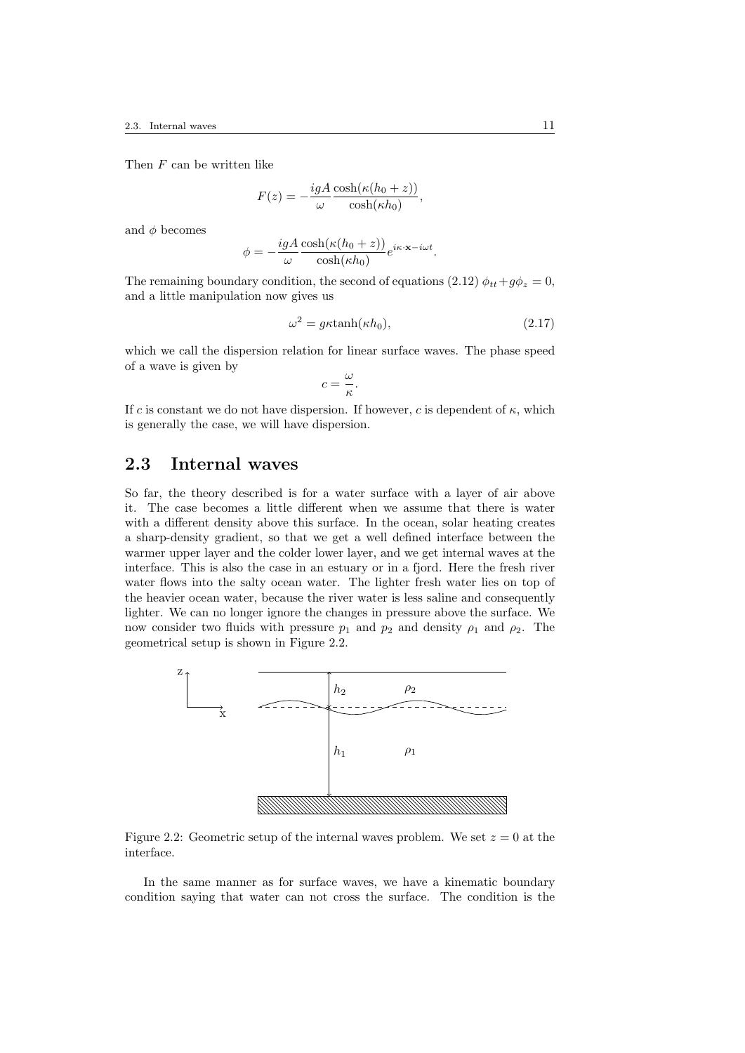Then $F$ can be written like

$$F(z) = -\frac{igA}{\omega}\frac{\cosh(\kappa(h_0+z))}{\cosh(\kappa h_0)},$$

and $\phi$ becomes

$$\phi = -\frac{igA}{\omega}\frac{\cosh(\kappa(h_0+z))}{\cosh(\kappa h_0)}e^{i\kappa\cdot\mathbf{x}-i\omega t}.$$

The remaining boundary condition, the second of equations (2.12) $\phi_{tt}+g\phi_z = 0$, and a little manipulation now gives us

$$\omega^2 = g\kappa \tanh(\kappa h_0), \tag{2.17}$$

which we call the dispersion relation for linear surface waves. The phase speed of a wave is given by

$$c = \frac{\omega}{\kappa}.$$

If $c$ is constant we do not have dispersion. If however, $c$ is dependent of $\kappa$, which is generally the case, we will have dispersion.

## 2.3 Internal waves

So far, the theory described is for a water surface with a layer of air above it. The case becomes a little different when we assume that there is water with a different density above this surface. In the ocean, solar heating creates a sharp-density gradient, so that we get a well defined interface between the warmer upper layer and the colder lower layer, and we get internal waves at the interface. This is also the case in an estuary or in a fjord. Here the fresh river water flows into the salty ocean water. The lighter fresh water lies on top of the heavier ocean water, because the river water is less saline and consequently lighter. We can no longer ignore the changes in pressure above the surface. We now consider two fluids with pressure $p_1$ and $p_2$ and density $\rho_1$ and $\rho_2$. The geometrical setup is shown in Figure 2.2.

Figure 2.2: Geometric setup of the internal waves problem. We set $z = 0$ at the interface.

In the same manner as for surface waves, we have a kinematic boundary condition saying that water can not cross the surface. The condition is the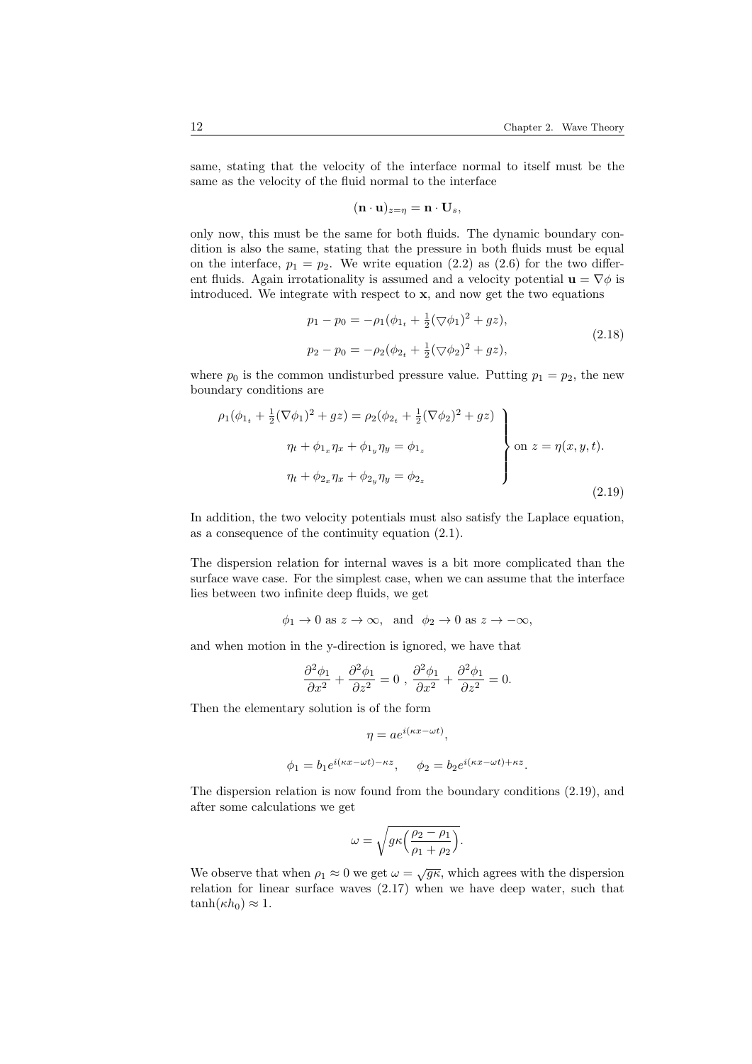same, stating that the velocity of the interface normal to itself must be the same as the velocity of the fluid normal to the interface

$$(\mathbf{n} \cdot \mathbf{u})_{z=\eta} = \mathbf{n} \cdot \mathbf{U}_s,$$

only now, this must be the same for both fluids. The dynamic boundary condition is also the same, stating that the pressure in both fluids must be equal on the interface, $p_1 = p_2$. We write equation (2.2) as (2.6) for the two different fluids. Again irrotationality is assumed and a velocity potential $\mathbf{u} = \nabla\phi$ is introduced. We integrate with respect to $\mathbf{x}$, and now get the two equations

$$\begin{aligned} p_1 - p_0 &= -\rho_1(\phi_{1_t} + \tfrac{1}{2}(\triangledown\phi_1)^2 + gz), \\ p_2 - p_0 &= -\rho_2(\phi_{2_t} + \tfrac{1}{2}(\triangledown\phi_2)^2 + gz), \end{aligned} \tag{2.18}$$

where $p_0$ is the common undisturbed pressure value. Putting $p_1 = p_2$, the new boundary conditions are

$$\left.\begin{aligned} \rho_1(\phi_{1_t} + \tfrac{1}{2}(\nabla\phi_1)^2 + gz) &= \rho_2(\phi_{2_t} + \tfrac{1}{2}(\nabla\phi_2)^2 + gz) \\ \eta_t + \phi_{1_x}\eta_x + \phi_{1_y}\eta_y &= \phi_{1_z} \\ \eta_t + \phi_{2_x}\eta_x + \phi_{2_y}\eta_y &= \phi_{2_z} \end{aligned}\right\} \text{ on } z = \eta(x, y, t). \tag{2.19}$$

In addition, the two velocity potentials must also satisfy the Laplace equation, as a consequence of the continuity equation (2.1).

The dispersion relation for internal waves is a bit more complicated than the surface wave case. For the simplest case, when we can assume that the interface lies between two infinite deep fluids, we get

$$\phi_1 \to 0 \text{ as } z \to \infty, \quad \text{and} \quad \phi_2 \to 0 \text{ as } z \to -\infty,$$

and when motion in the y-direction is ignored, we have that

$$\frac{\partial^2\phi_1}{\partial x^2} + \frac{\partial^2\phi_1}{\partial z^2} = 0 \;,\; \frac{\partial^2\phi_1}{\partial x^2} + \frac{\partial^2\phi_1}{\partial z^2} = 0.$$

Then the elementary solution is of the form

$$\eta = ae^{i(\kappa x - \omega t)},$$

$$\phi_1 = b_1 e^{i(\kappa x - \omega t) - \kappa z}, \qquad \phi_2 = b_2 e^{i(\kappa x - \omega t) + \kappa z}.$$

The dispersion relation is now found from the boundary conditions (2.19), and after some calculations we get

$$\omega = \sqrt{g\kappa\Big(\frac{\rho_2 - \rho_1}{\rho_1 + \rho_2}\Big)}.$$

We observe that when $\rho_1 \approx 0$ we get $\omega = \sqrt{g\kappa}$, which agrees with the dispersion relation for linear surface waves (2.17) when we have deep water, such that $\tanh(\kappa h_0) \approx 1$.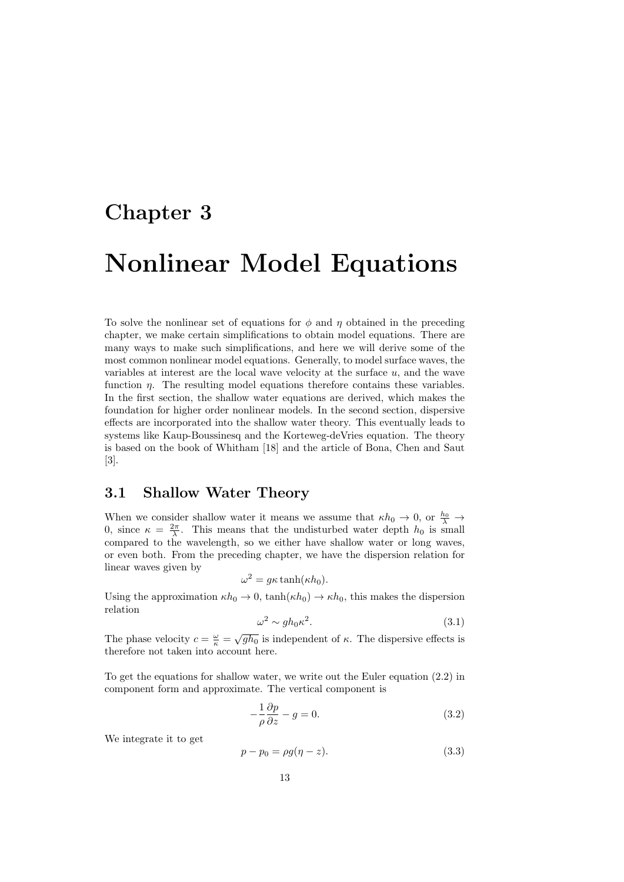# Chapter 3

# Nonlinear Model Equations

To solve the nonlinear set of equations for $\phi$ and $\eta$ obtained in the preceding chapter, we make certain simplifications to obtain model equations. There are many ways to make such simplifications, and here we will derive some of the most common nonlinear model equations. Generally, to model surface waves, the variables at interest are the local wave velocity at the surface $u$, and the wave function $\eta$. The resulting model equations therefore contains these variables. In the first section, the shallow water equations are derived, which makes the foundation for higher order nonlinear models. In the second section, dispersive effects are incorporated into the shallow water theory. This eventually leads to systems like Kaup-Boussinesq and the Korteweg-deVries equation. The theory is based on the book of Whitham [18] and the article of Bona, Chen and Saut [3].

## 3.1 Shallow Water Theory

When we consider shallow water it means we assume that $\kappa h_0 \to 0$, or $\frac{h_0}{\lambda} \to 0$, since $\kappa = \frac{2\pi}{\lambda}$. This means that the undisturbed water depth $h_0$ is small compared to the wavelength, so we either have shallow water or long waves, or even both. From the preceding chapter, we have the dispersion relation for linear waves given by

$$\omega^2 = g\kappa \tanh(\kappa h_0).$$

Using the approximation $\kappa h_0 \to 0$, $\tanh(\kappa h_0) \to \kappa h_0$, this makes the dispersion relation

$$\omega^2 \sim g h_0 \kappa^2. \tag{3.1}$$

The phase velocity $c = \frac{\omega}{\kappa} = \sqrt{g h_0}$ is independent of $\kappa$. The dispersive effects is therefore not taken into account here.

To get the equations for shallow water, we write out the Euler equation (2.2) in component form and approximate. The vertical component is

$$-\frac{1}{\rho}\frac{\partial p}{\partial z} - g = 0. \tag{3.2}$$

We integrate it to get

$$p - p_0 = \rho g(\eta - z). \tag{3.3}$$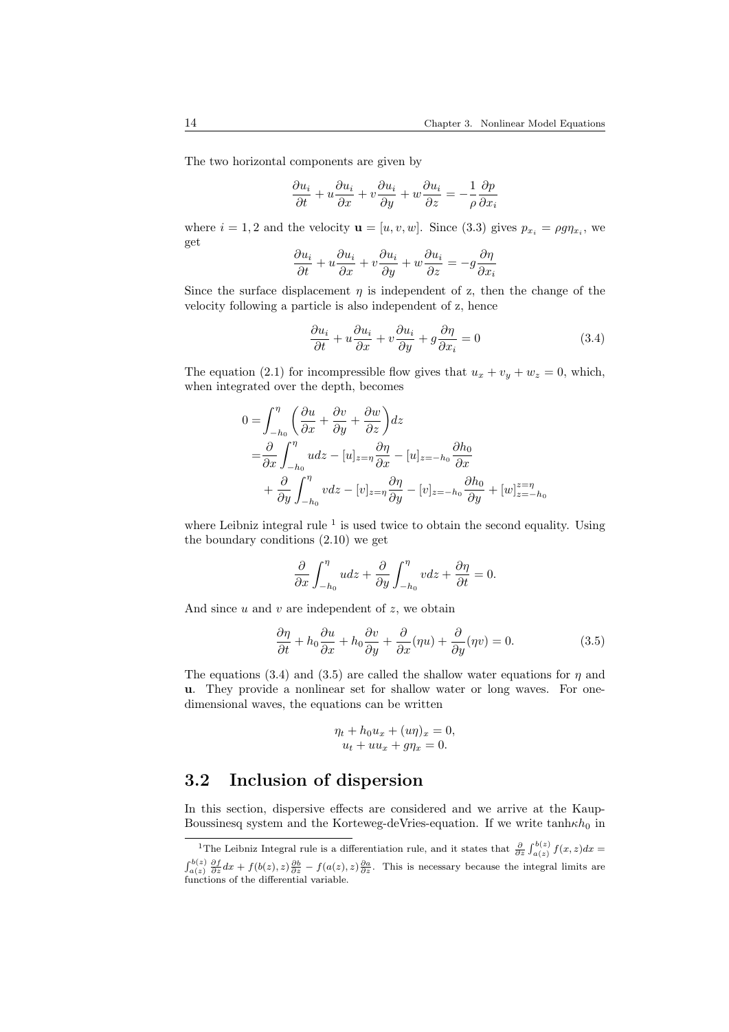The two horizontal components are given by

$$\frac{\partial u_i}{\partial t} + u\frac{\partial u_i}{\partial x} + v\frac{\partial u_i}{\partial y} + w\frac{\partial u_i}{\partial z} = -\frac{1}{\rho}\frac{\partial p}{\partial x_i}$$

where $i = 1, 2$ and the velocity $\mathbf{u} = [u, v, w]$. Since (3.3) gives $p_{x_i} = \rho g \eta_{x_i}$, we get

$$\frac{\partial u_i}{\partial t} + u\frac{\partial u_i}{\partial x} + v\frac{\partial u_i}{\partial y} + w\frac{\partial u_i}{\partial z} = -g\frac{\partial \eta}{\partial x_i}$$

Since the surface displacement $\eta$ is independent of z, then the change of the velocity following a particle is also independent of z, hence

$$\frac{\partial u_i}{\partial t} + u\frac{\partial u_i}{\partial x} + v\frac{\partial u_i}{\partial y} + g\frac{\partial \eta}{\partial x_i} = 0 \tag{3.4}$$

The equation (2.1) for incompressible flow gives that $u_x + v_y + w_z = 0$, which, when integrated over the depth, becomes

$$\begin{aligned}
0 =& \int_{-h_0}^{\eta}\left(\frac{\partial u}{\partial x} + \frac{\partial v}{\partial y} + \frac{\partial w}{\partial z}\right)dz \\
=& \frac{\partial}{\partial x}\int_{-h_0}^{\eta} u dz - [u]_{z=\eta}\frac{\partial \eta}{\partial x} - [u]_{z=-h_0}\frac{\partial h_0}{\partial x} \\
&+ \frac{\partial}{\partial y}\int_{-h_0}^{\eta} v dz - [v]_{z=\eta}\frac{\partial \eta}{\partial y} - [v]_{z=-h_0}\frac{\partial h_0}{\partial y} + [w]_{z=-h_0}^{z=\eta}
\end{aligned}$$

where Leibniz integral rule [1] is used twice to obtain the second equality. Using the boundary conditions (2.10) we get

$$\frac{\partial}{\partial x}\int_{-h_0}^{\eta} u dz + \frac{\partial}{\partial y}\int_{-h_0}^{\eta} v dz + \frac{\partial \eta}{\partial t} = 0.$$

And since $u$ and $v$ are independent of $z$, we obtain

$$\frac{\partial \eta}{\partial t} + h_0\frac{\partial u}{\partial x} + h_0\frac{\partial v}{\partial y} + \frac{\partial}{\partial x}(\eta u) + \frac{\partial}{\partial y}(\eta v) = 0. \tag{3.5}$$

The equations (3.4) and (3.5) are called the shallow water equations for $\eta$ and $\mathbf{u}$. They provide a nonlinear set for shallow water or long waves. For one-dimensional waves, the equations can be written

$$\begin{aligned}
\eta_t + h_0 u_x + (u\eta)_x &= 0, \\
u_t + u u_x + g\eta_x &= 0.
\end{aligned}$$

## 3.2 Inclusion of dispersion

In this section, dispersive effects are considered and we arrive at the Kaup-Boussinesq system and the Korteweg-deVries-equation. If we write $\tanh \kappa h_0$ in

[1] The Leibniz Integral rule is a differentiation rule, and it states that $\frac{\partial}{\partial z}\int_{a(z)}^{b(z)} f(x,z)dx = \int_{a(z)}^{b(z)} \frac{\partial f}{\partial z}dx + f(b(z), z)\frac{\partial b}{\partial z} - f(a(z), z)\frac{\partial a}{\partial z}$. This is necessary because the integral limits are functions of the differential variable.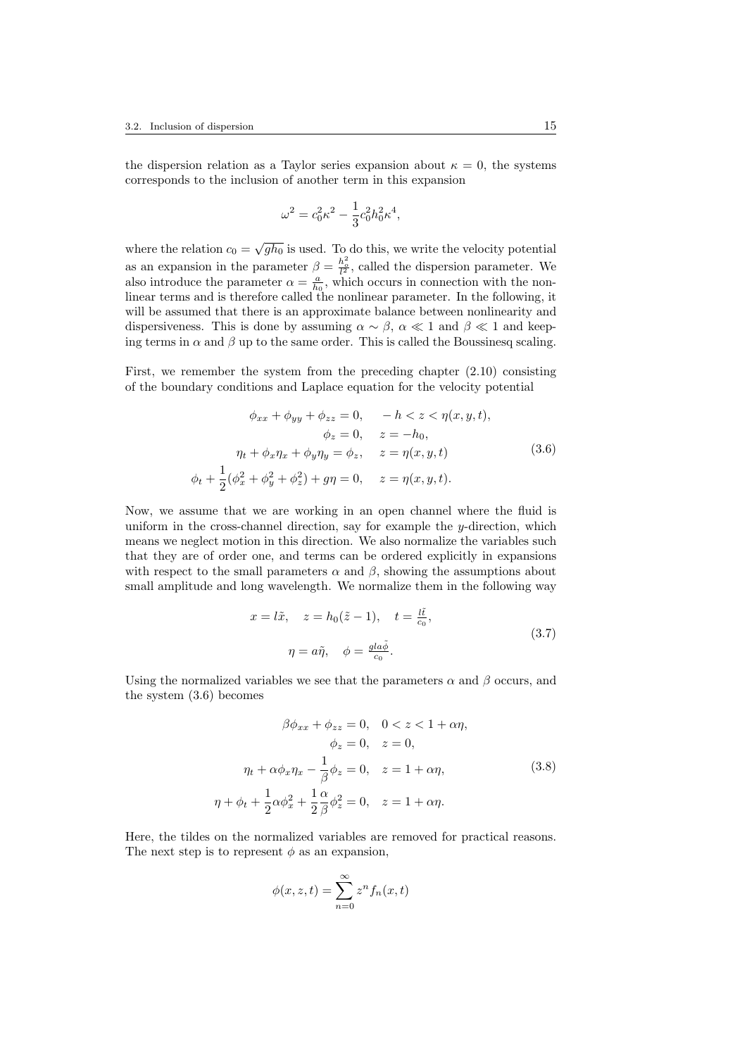the dispersion relation as a Taylor series expansion about $\kappa = 0$, the systems corresponds to the inclusion of another term in this expansion

$$\omega^2 = c_0^2\kappa^2 - \frac{1}{3}c_0^2 h_0^2 \kappa^4,$$

where the relation $c_0 = \sqrt{gh_0}$ is used. To do this, we write the velocity potential as an expansion in the parameter $\beta = \frac{h_o^2}{l^2}$, called the dispersion parameter. We also introduce the parameter $\alpha = \frac{a}{h_0}$, which occurs in connection with the nonlinear terms and is therefore called the nonlinear parameter. In the following, it will be assumed that there is an approximate balance between nonlinearity and dispersiveness. This is done by assuming $\alpha \sim \beta$, $\alpha \ll 1$ and $\beta \ll 1$ and keeping terms in $\alpha$ and $\beta$ up to the same order. This is called the Boussinesq scaling.

First, we remember the system from the preceding chapter (2.10) consisting of the boundary conditions and Laplace equation for the velocity potential

$$\begin{aligned}
\phi_{xx} + \phi_{yy} + \phi_{zz} = 0, &\quad -h < z < \eta(x,y,t),\\
\phi_z = 0, &\quad z = -h_0,\\
\eta_t + \phi_x\eta_x + \phi_y\eta_y = \phi_z, &\quad z = \eta(x,y,t)\\
\phi_t + \frac{1}{2}(\phi_x^2 + \phi_y^2 + \phi_z^2) + g\eta = 0, &\quad z = \eta(x,y,t).
\end{aligned} \tag{3.6}$$

Now, we assume that we are working in an open channel where the fluid is uniform in the cross-channel direction, say for example the $y$-direction, which means we neglect motion in this direction. We also normalize the variables such that they are of order one, and terms can be ordered explicitly in expansions with respect to the small parameters $\alpha$ and $\beta$, showing the assumptions about small amplitude and long wavelength. We normalize them in the following way

$$\begin{aligned}
x = l\tilde{x}, \quad z = h_0(\tilde{z} - 1), \quad t = \tfrac{l\tilde{t}}{c_0},\\
\eta = a\tilde{\eta}, \quad \phi = \tfrac{gla\tilde{\phi}}{c_0}.
\end{aligned} \tag{3.7}$$

Using the normalized variables we see that the parameters $\alpha$ and $\beta$ occurs, and the system (3.6) becomes

$$\begin{aligned}
\beta\phi_{xx} + \phi_{zz} = 0, &\quad 0 < z < 1 + \alpha\eta,\\
\phi_z = 0, &\quad z = 0,\\
\eta_t + \alpha\phi_x\eta_x - \frac{1}{\beta}\phi_z = 0, &\quad z = 1 + \alpha\eta,\\
\eta + \phi_t + \frac{1}{2}\alpha\phi_x^2 + \frac{1}{2}\frac{\alpha}{\beta}\phi_z^2 = 0, &\quad z = 1 + \alpha\eta.
\end{aligned} \tag{3.8}$$

Here, the tildes on the normalized variables are removed for practical reasons. The next step is to represent $\phi$ as an expansion,

$$\phi(x,z,t) = \sum_{n=0}^{\infty} z^n f_n(x,t)$$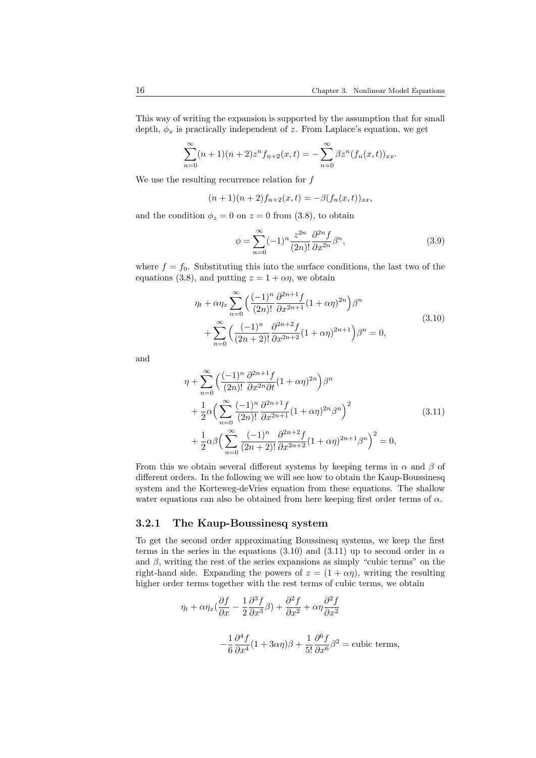This way of writing the expansion is supported by the assumption that for small depth, $\phi_x$ is practically independent of $z$. From Laplace's equation, we get

$$\sum_{n=0}^{\infty}(n+1)(n+2)z^n f_{n+2}(x,t) = -\sum_{n=0}^{\infty}\beta z^n (f_n(x,t))_{xx}.$$

We use the resulting recurrence relation for $f$

$$(n+1)(n+2)f_{n+2}(x,t) = -\beta(f_n(x,t))_{xx},$$

and the condition $\phi_z = 0$ on $z = 0$ from (3.8), to obtain

$$\phi = \sum_{n=0}^{\infty}(-1)^n \frac{z^{2n}}{(2n)!}\frac{\partial^{2n} f}{\partial x^{2n}}\beta^n, \tag{3.9}$$

where $f = f_0$. Substituting this into the surface conditions, the last two of the equations (3.8), and putting $z = 1 + \alpha\eta$, we obtain

$$\begin{aligned}
&\eta_t + \alpha\eta_x \sum_{n=0}^{\infty}\Big(\frac{(-1)^n}{(2n)!}\frac{\partial^{2n+1} f}{\partial x^{2n+1}}(1+\alpha\eta)^{2n}\Big)\beta^n \\
&\quad + \sum_{n=0}^{\infty}\Big(\frac{(-1)^n}{(2n+2)!}\frac{\partial^{2n+2} f}{\partial x^{2n+2}}(1+\alpha\eta)^{2n+1}\Big)\beta^n = 0,
\end{aligned} \tag{3.10}$$

and

$$\begin{aligned}
&\eta + \sum_{n=0}^{\infty}\Big(\frac{(-1)^n}{(2n)!}\frac{\partial^{2n+1} f}{\partial x^{2n}\partial t}(1+\alpha\eta)^{2n}\Big)\beta^n \\
&\quad + \frac{1}{2}\alpha\Big(\sum_{n=0}^{\infty}\frac{(-1)^n}{(2n)!}\frac{\partial^{2n+1} f}{\partial x^{2n+1}}(1+\alpha\eta)^{2n}\beta^n\Big)^2 \\
&\quad + \frac{1}{2}\alpha\beta\Big(\sum_{n=0}^{\infty}\frac{(-1)^n}{(2n+2)!}\frac{\partial^{2n+2} f}{\partial x^{2n+2}}(1+\alpha\eta)^{2n+1}\beta^n\Big)^2 = 0,
\end{aligned} \tag{3.11}$$

From this we obtain several different systems by keeping terms in $\alpha$ and $\beta$ of different orders. In the following we will see how to obtain the Kaup-Boussinesq system and the Korteweg-deVries equation from these equations. The shallow water equations can also be obtained from here keeping first order terms of $\alpha$.

### 3.2.1 The Kaup-Boussinesq system

To get the second order approximating Boussinesq systems, we keep the first terms in the series in the equations (3.10) and (3.11) up to second order in $\alpha$ and $\beta$, writing the rest of the series expansions as simply "cubic terms" on the right-hand side. Expanding the powers of $z = (1 + \alpha\eta)$, writing the resulting higher order terms together with the rest terms of cubic terms, we obtain

$$\begin{aligned}
&\eta_t + \alpha\eta_x\Big(\frac{\partial f}{\partial x} - \frac{1}{2}\frac{\partial^3 f}{\partial x^3}\beta\Big) + \frac{\partial^2 f}{\partial x^2} + \alpha\eta\frac{\partial^2 f}{\partial x^2} \\
&\qquad - \frac{1}{6}\frac{\partial^4 f}{\partial x^4}(1+3\alpha\eta)\beta + \frac{1}{5!}\frac{\partial^6 f}{\partial x^6}\beta^2 = \text{cubic terms},
\end{aligned}$$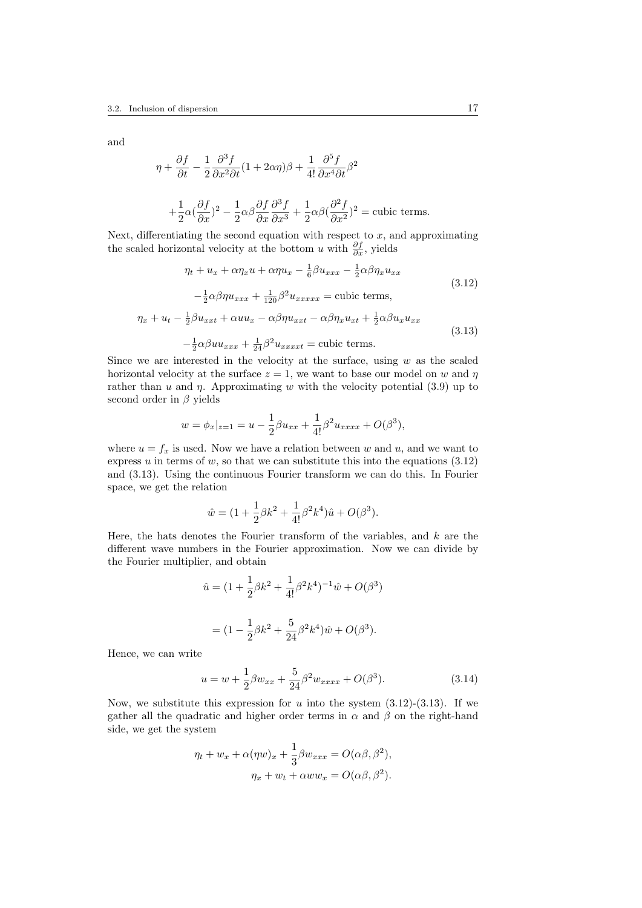and

$$\eta + \frac{\partial f}{\partial t} - \frac{1}{2}\frac{\partial^3 f}{\partial x^2 \partial t}(1 + 2\alpha\eta)\beta + \frac{1}{4!}\frac{\partial^5 f}{\partial x^4 \partial t}\beta^2$$

$$+\frac{1}{2}\alpha(\frac{\partial f}{\partial x})^2 - \frac{1}{2}\alpha\beta\frac{\partial f}{\partial x}\frac{\partial^3 f}{\partial x^3} + \frac{1}{2}\alpha\beta(\frac{\partial^2 f}{\partial x^2})^2 = \text{cubic terms.}$$

Next, differentiating the second equation with respect to $x$, and approximating the scaled horizontal velocity at the bottom $u$ with $\frac{\partial f}{\partial x}$, yields

$$\begin{aligned} \eta_t + u_x + \alpha\eta_x u + \alpha\eta u_x - \tfrac{1}{6}\beta u_{xxx} - \tfrac{1}{2}\alpha\beta\eta_x u_{xx} \\ -\tfrac{1}{2}\alpha\beta\eta u_{xxx} + \tfrac{1}{120}\beta^2 u_{xxxxx} = \text{cubic terms,} \end{aligned} \tag{3.12}$$

$$\begin{aligned} \eta_x + u_t - \tfrac{1}{2}\beta u_{xxt} + \alpha u u_x - \alpha\beta\eta u_{xxt} - \alpha\beta\eta_x u_{xt} + \tfrac{1}{2}\alpha\beta u_x u_{xx} \\ -\tfrac{1}{2}\alpha\beta u u_{xxx} + \tfrac{1}{24}\beta^2 u_{xxxxt} = \text{cubic terms.} \end{aligned} \tag{3.13}$$

Since we are interested in the velocity at the surface, using $w$ as the scaled horizontal velocity at the surface $z = 1$, we want to base our model on $w$ and $\eta$ rather than $u$ and $\eta$. Approximating $w$ with the velocity potential (3.9) up to second order in $\beta$ yields

$$w = \phi_x|_{z=1} = u - \frac{1}{2}\beta u_{xx} + \frac{1}{4!}\beta^2 u_{xxxx} + O(\beta^3),$$

where $u = f_x$ is used. Now we have a relation between $w$ and $u$, and we want to express $u$ in terms of $w$, so that we can substitute this into the equations (3.12) and (3.13). Using the continuous Fourier transform we can do this. In Fourier space, we get the relation

$$\hat{w} = (1 + \frac{1}{2}\beta k^2 + \frac{1}{4!}\beta^2 k^4)\hat{u} + O(\beta^3).$$

Here, the hats denotes the Fourier transform of the variables, and $k$ are the different wave numbers in the Fourier approximation. Now we can divide by the Fourier multiplier, and obtain

$$\hat{u} = (1 + \frac{1}{2}\beta k^2 + \frac{1}{4!}\beta^2 k^4)^{-1}\hat{w} + O(\beta^3)$$

$$= (1 - \frac{1}{2}\beta k^2 + \frac{5}{24}\beta^2 k^4)\hat{w} + O(\beta^3).$$

Hence, we can write

$$u = w + \frac{1}{2}\beta w_{xx} + \frac{5}{24}\beta^2 w_{xxxx} + O(\beta^3). \tag{3.14}$$

Now, we substitute this expression for $u$ into the system (3.12)-(3.13). If we gather all the quadratic and higher order terms in $\alpha$ and $\beta$ on the right-hand side, we get the system

$$\eta_t + w_x + \alpha(\eta w)_x + \frac{1}{3}\beta w_{xxx} = O(\alpha\beta, \beta^2),$$

$$\eta_x + w_t + \alpha w w_x = O(\alpha\beta, \beta^2).$$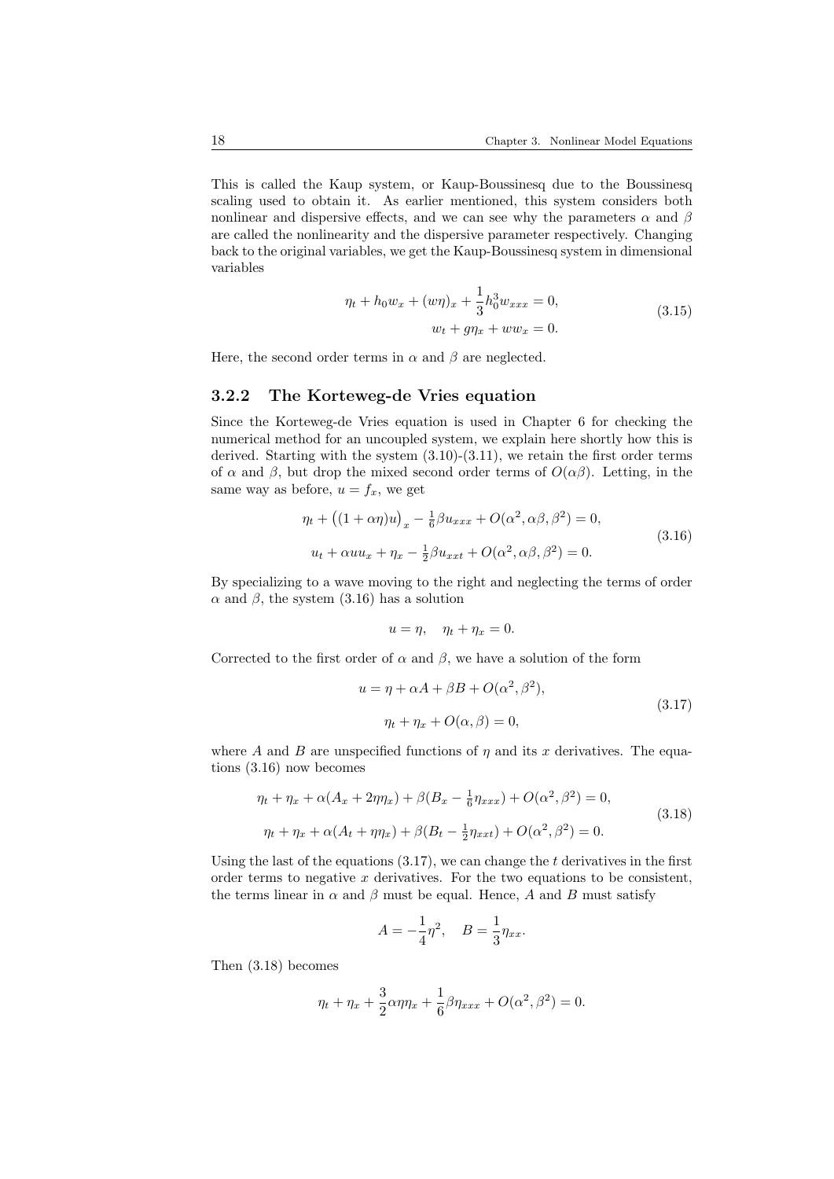This is called the Kaup system, or Kaup-Boussinesq due to the Boussinesq scaling used to obtain it. As earlier mentioned, this system considers both nonlinear and dispersive effects, and we can see why the parameters $\alpha$ and $\beta$ are called the nonlinearity and the dispersive parameter respectively. Changing back to the original variables, we get the Kaup-Boussinesq system in dimensional variables

$$
\begin{aligned}
\eta_t + h_0 w_x + (w\eta)_x + \frac{1}{3}h_0^3 w_{xxx} &= 0, \\
w_t + g\eta_x + w w_x &= 0.
\end{aligned}
\tag{3.15}
$$

Here, the second order terms in $\alpha$ and $\beta$ are neglected.

### 3.2.2 The Korteweg-de Vries equation

Since the Korteweg-de Vries equation is used in Chapter 6 for checking the numerical method for an uncoupled system, we explain here shortly how this is derived. Starting with the system (3.10)-(3.11), we retain the first order terms of $\alpha$ and $\beta$, but drop the mixed second order terms of $O(\alpha\beta)$. Letting, in the same way as before, $u = f_x$, we get

$$
\begin{aligned}
\eta_t + \big((1+\alpha\eta)u\big)_x - \tfrac{1}{6}\beta u_{xxx} + O(\alpha^2, \alpha\beta, \beta^2) &= 0, \\
u_t + \alpha u u_x + \eta_x - \tfrac{1}{2}\beta u_{xxt} + O(\alpha^2, \alpha\beta, \beta^2) &= 0.
\end{aligned}
\tag{3.16}
$$

By specializing to a wave moving to the right and neglecting the terms of order $\alpha$ and $\beta$, the system (3.16) has a solution

$$
u = \eta, \quad \eta_t + \eta_x = 0.
$$

Corrected to the first order of $\alpha$ and $\beta$, we have a solution of the form

$$
\begin{aligned}
u &= \eta + \alpha A + \beta B + O(\alpha^2, \beta^2), \\
\eta_t + \eta_x &+ O(\alpha, \beta) = 0,
\end{aligned}
\tag{3.17}
$$

where $A$ and $B$ are unspecified functions of $\eta$ and its $x$ derivatives. The equations (3.16) now becomes

$$
\begin{aligned}
\eta_t + \eta_x + \alpha(A_x + 2\eta\eta_x) + \beta(B_x - \tfrac{1}{6}\eta_{xxx}) + O(\alpha^2, \beta^2) &= 0, \\
\eta_t + \eta_x + \alpha(A_t + \eta\eta_x) + \beta(B_t - \tfrac{1}{2}\eta_{xxt}) + O(\alpha^2, \beta^2) &= 0.
\end{aligned}
\tag{3.18}
$$

Using the last of the equations (3.17), we can change the $t$ derivatives in the first order terms to negative $x$ derivatives. For the two equations to be consistent, the terms linear in $\alpha$ and $\beta$ must be equal. Hence, $A$ and $B$ must satisfy

$$
A = -\frac{1}{4}\eta^2, \quad B = \frac{1}{3}\eta_{xx}.
$$

Then (3.18) becomes

$$
\eta_t + \eta_x + \frac{3}{2}\alpha\eta\eta_x + \frac{1}{6}\beta\eta_{xxx} + O(\alpha^2, \beta^2) = 0.
$$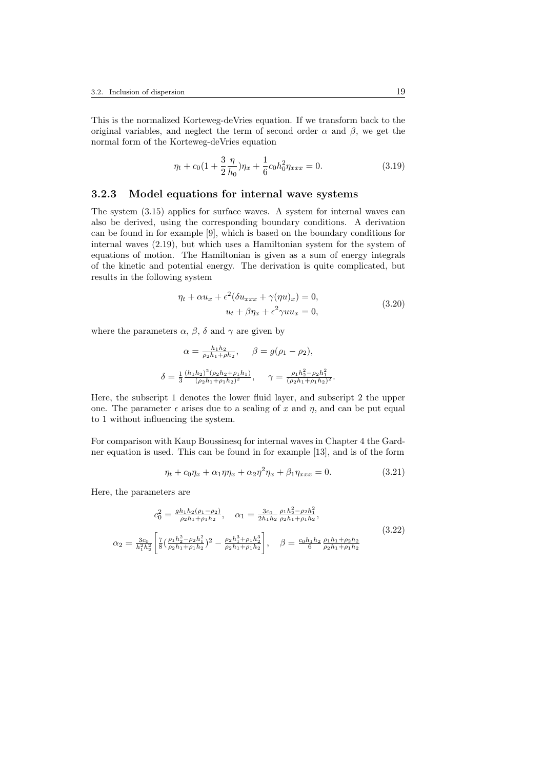This is the normalized Korteweg-deVries equation. If we transform back to the original variables, and neglect the term of second order $\alpha$ and $\beta$, we get the normal form of the Korteweg-deVries equation

$$\eta_t + c_0(1 + \frac{3}{2}\frac{\eta}{h_0})\eta_x + \frac{1}{6}c_0 h_0^2 \eta_{xxx} = 0. \tag{3.19}$$

### 3.2.3 Model equations for internal wave systems

The system (3.15) applies for surface waves. A system for internal waves can also be derived, using the corresponding boundary conditions. A derivation can be found in for example [9], which is based on the boundary conditions for internal waves (2.19), but which uses a Hamiltonian system for the system of equations of motion. The Hamiltonian is given as a sum of energy integrals of the kinetic and potential energy. The derivation is quite complicated, but results in the following system

$$\begin{aligned} \eta_t + \alpha u_x + \epsilon^2(\delta u_{xxx} + \gamma(\eta u)_x) = 0, \\ u_t + \beta \eta_x + \epsilon^2 \gamma u u_x = 0, \end{aligned} \tag{3.20}$$

where the parameters $\alpha$, $\beta$, $\delta$ and $\gamma$ are given by

$$\alpha = \frac{h_1 h_2}{\rho_2 h_1 + \rho h_2}, \qquad \beta = g(\rho_1 - \rho_2),$$

$$\delta = \frac{1}{3}\frac{(h_1 h_2)^2(\rho_2 h_2 + \rho_1 h_1)}{(\rho_2 h_1 + \rho_1 h_2)^2}, \qquad \gamma = \frac{\rho_1 h_2^2 - \rho_2 h_1^2}{(\rho_2 h_1 + \rho_1 h_2)^2}.$$

Here, the subscript 1 denotes the lower fluid layer, and subscript 2 the upper one. The parameter $\epsilon$ arises due to a scaling of $x$ and $\eta$, and can be put equal to 1 without influencing the system.

For comparison with Kaup Boussinesq for internal waves in Chapter 4 the Gardner equation is used. This can be found in for example [13], and is of the form

$$\eta_t + c_0\eta_x + \alpha_1 \eta \eta_x + \alpha_2 \eta^2 \eta_x + \beta_1 \eta_{xxx} = 0. \tag{3.21}$$

Here, the parameters are

$$\begin{aligned} c_0^2 = \frac{g h_1 h_2(\rho_1 - \rho_2)}{\rho_2 h_1 + \rho_1 h_2}, \quad \alpha_1 = \frac{3c_0}{2h_1 h_2}\frac{\rho_1 h_2^2 - \rho_2 h_1^2}{\rho_2 h_1 + \rho_1 h_2}, \\ \alpha_2 = \frac{3c_0}{h_1^2 h_2^2}\left[\frac{7}{8}\left(\frac{\rho_1 h_2^2 - \rho_2 h_1^2}{\rho_2 h_1 + \rho_1 h_2}\right)^2 - \frac{\rho_2 h_1^3 + \rho_1 h_2^3}{\rho_2 h_1 + \rho_1 h_2}\right], \quad \beta = \frac{c_0 h_1 h_2}{6}\frac{\rho_1 h_1 + \rho_2 h_2}{\rho_2 h_1 + \rho_1 h_2} \end{aligned} \tag{3.22}$$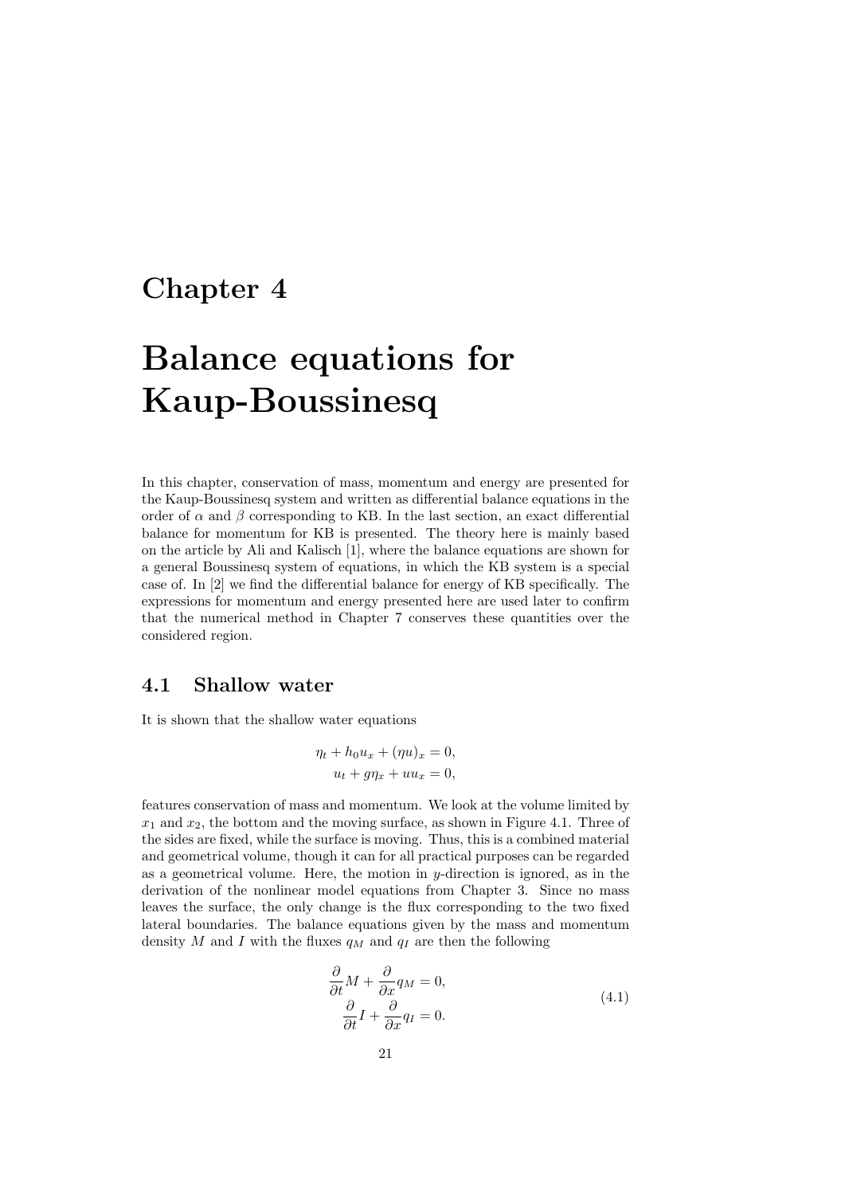# Chapter 4

# Balance equations for Kaup-Boussinesq

In this chapter, conservation of mass, momentum and energy are presented for the Kaup-Boussinesq system and written as differential balance equations in the order of $\alpha$ and $\beta$ corresponding to KB. In the last section, an exact differential balance for momentum for KB is presented. The theory here is mainly based on the article by Ali and Kalisch [1], where the balance equations are shown for a general Boussinesq system of equations, in which the KB system is a special case of. In [2] we find the differential balance for energy of KB specifically. The expressions for momentum and energy presented here are used later to confirm that the numerical method in Chapter 7 conserves these quantities over the considered region.

## 4.1 Shallow water

It is shown that the shallow water equations

$$
\begin{aligned}
\eta_t + h_0 u_x + (\eta u)_x &= 0, \\
u_t + g\eta_x + u u_x &= 0,
\end{aligned}
$$

features conservation of mass and momentum. We look at the volume limited by $x_1$ and $x_2$, the bottom and the moving surface, as shown in Figure 4.1. Three of the sides are fixed, while the surface is moving. Thus, this is a combined material and geometrical volume, though it can for all practical purposes can be regarded as a geometrical volume. Here, the motion in $y$-direction is ignored, as in the derivation of the nonlinear model equations from Chapter 3. Since no mass leaves the surface, the only change is the flux corresponding to the two fixed lateral boundaries. The balance equations given by the mass and momentum density $M$ and $I$ with the fluxes $q_M$ and $q_I$ are then the following

$$
\begin{aligned}
\frac{\partial}{\partial t} M + \frac{\partial}{\partial x} q_M &= 0, \\
\frac{\partial}{\partial t} I + \frac{\partial}{\partial x} q_I &= 0.
\end{aligned}
\tag{4.1}
$$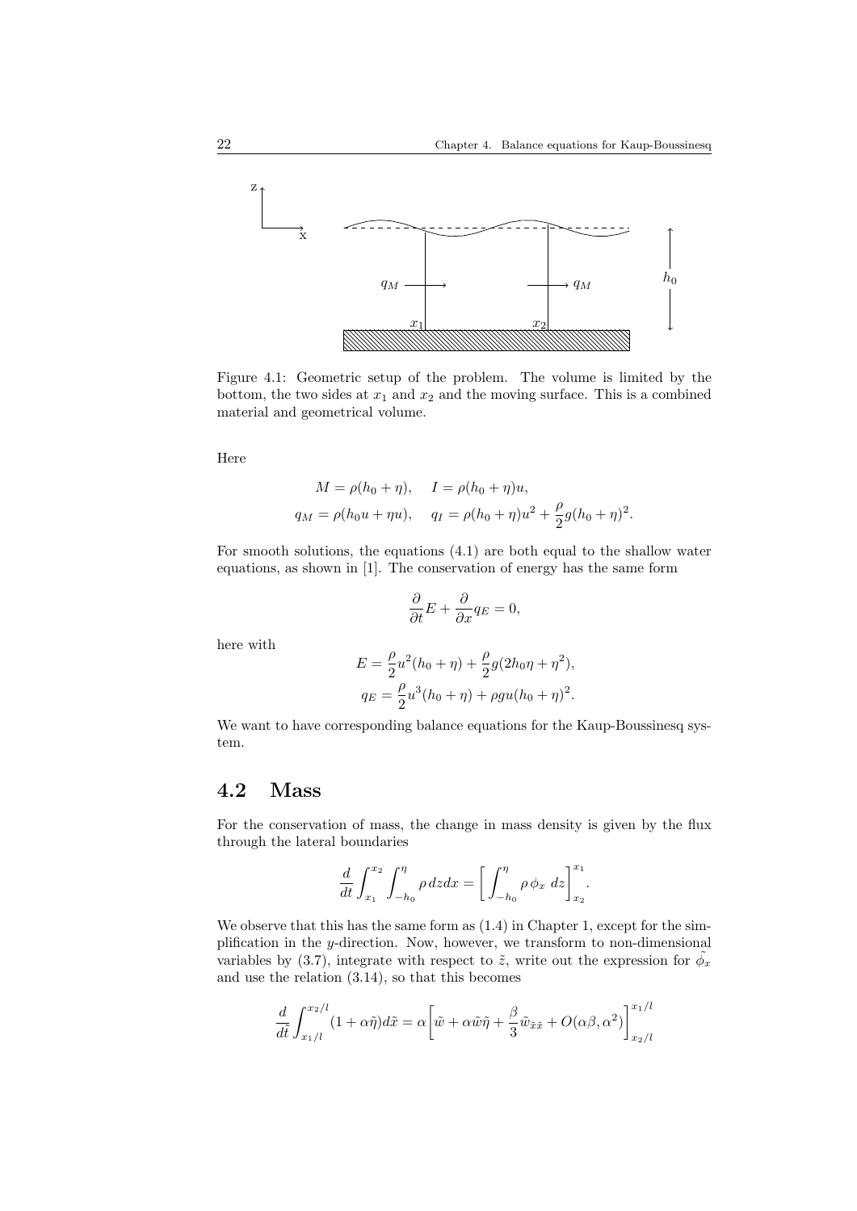Figure 4.1: Geometric setup of the problem. The volume is limited by the bottom, the two sides at $x_1$ and $x_2$ and the moving surface. This is a combined material and geometrical volume.

Here

$$M = \rho(h_0 + \eta), \quad I = \rho(h_0 + \eta)u,$$
$$q_M = \rho(h_0 u + \eta u), \quad q_I = \rho(h_0 + \eta)u^2 + \frac{\rho}{2}g(h_0 + \eta)^2.$$

For smooth solutions, the equations (4.1) are both equal to the shallow water equations, as shown in [1]. The conservation of energy has the same form

$$\frac{\partial}{\partial t}E + \frac{\partial}{\partial x}q_E = 0,$$

here with

$$E = \frac{\rho}{2}u^2(h_0 + \eta) + \frac{\rho}{2}g(2h_0\eta + \eta^2),$$
$$q_E = \frac{\rho}{2}u^3(h_0 + \eta) + \rho g u(h_0 + \eta)^2.$$

We want to have corresponding balance equations for the Kaup-Boussinesq system.

## 4.2 Mass

For the conservation of mass, the change in mass density is given by the flux through the lateral boundaries

$$\frac{d}{dt}\int_{x_1}^{x_2}\int_{-h_0}^{\eta} \rho \, dz dx = \left[\int_{-h_0}^{\eta} \rho \, \phi_x \, dz\right]_{x_2}^{x_1}.$$

We observe that this has the same form as (1.4) in Chapter 1, except for the simplification in the $y$-direction. Now, however, we transform to non-dimensional variables by (3.7), integrate with respect to $\tilde{z}$, write out the expression for $\tilde{\phi_x}$ and use the relation (3.14), so that this becomes

$$\frac{d}{d\tilde{t}}\int_{x_1/l}^{x_2/l}(1 + \alpha\tilde{\eta})d\tilde{x} = \alpha\left[\tilde{w} + \alpha\tilde{w}\tilde{\eta} + \frac{\beta}{3}\tilde{w}_{\tilde{x}\tilde{x}} + O(\alpha\beta, \alpha^2)\right]_{x_2/l}^{x_1/l}$$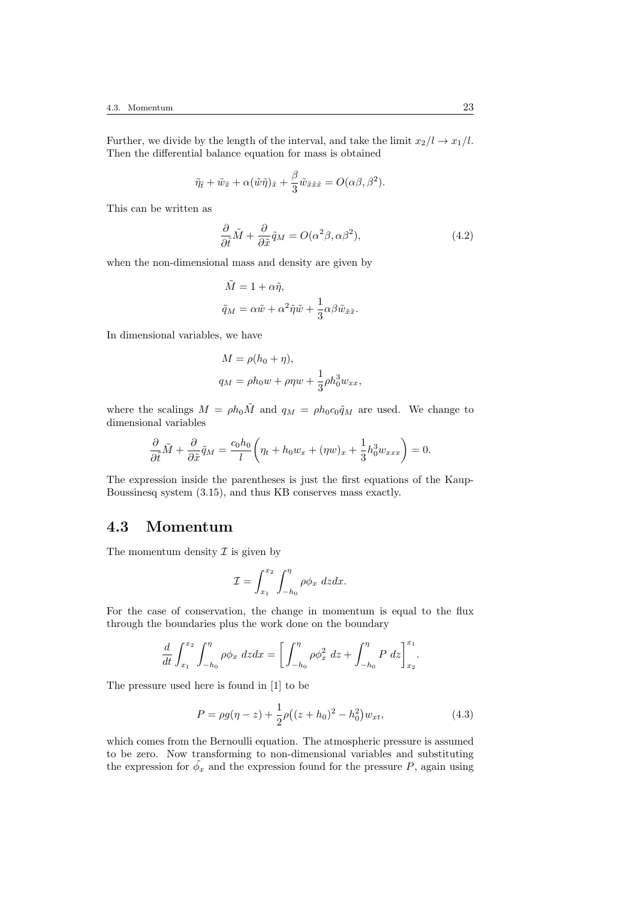Further, we divide by the length of the interval, and take the limit $x_2/l \to x_1/l$. Then the differential balance equation for mass is obtained

$$\tilde{\eta}_{\tilde{t}} + \tilde{w}_{\tilde{x}} + \alpha(\tilde{w}\tilde{\eta})_{\tilde{x}} + \frac{\beta}{3}\tilde{w}_{\tilde{x}\tilde{x}\tilde{x}} = O(\alpha\beta, \beta^2).$$

This can be written as

$$\frac{\partial}{\partial \tilde{t}}\tilde{M} + \frac{\partial}{\partial \tilde{x}}\tilde{q}_M = O(\alpha^2\beta, \alpha\beta^2), \tag{4.2}$$

when the non-dimensional mass and density are given by

$$\begin{aligned}
\tilde{M} &= 1 + \alpha\tilde{\eta}, \\
\tilde{q}_M &= \alpha\tilde{w} + \alpha^2\tilde{\eta}\tilde{w} + \frac{1}{3}\alpha\beta\tilde{w}_{\tilde{x}\tilde{x}}.
\end{aligned}$$

In dimensional variables, we have

$$\begin{aligned}
M &= \rho(h_0 + \eta), \\
q_M &= \rho h_0 w + \rho\eta w + \frac{1}{3}\rho h_0^3 w_{xx},
\end{aligned}$$

where the scalings $M = \rho h_0 \tilde{M}$ and $q_M = \rho h_0 c_0 \tilde{q}_M$ are used. We change to dimensional variables

$$\frac{\partial}{\partial \tilde{t}}\tilde{M} + \frac{\partial}{\partial \tilde{x}}\tilde{q}_M = \frac{c_0 h_0}{l}\left(\eta_t + h_0 w_x + (\eta w)_x + \frac{1}{3}h_0^3 w_{xxx}\right) = 0.$$

The expression inside the parentheses is just the first equations of the Kaup-Boussinesq system (3.15), and thus KB conserves mass exactly.

## 4.3 Momentum

The momentum density $\mathcal{I}$ is given by

$$\mathcal{I} = \int_{x_1}^{x_2}\int_{-h_0}^{\eta} \rho\phi_x \; dz dx.$$

For the case of conservation, the change in momentum is equal to the flux through the boundaries plus the work done on the boundary

$$\frac{d}{dt}\int_{x_1}^{x_2}\int_{-h_0}^{\eta} \rho\phi_x \; dz dx = \left[\int_{-h_0}^{\eta} \rho\phi_x^2 \; dz + \int_{-h_0}^{\eta} P \; dz\right]_{x_2}^{x_1}.$$

The pressure used here is found in [1] to be

$$P = \rho g(\eta - z) + \frac{1}{2}\rho\big((z + h_0)^2 - h_0^2\big)w_{xt}, \tag{4.3}$$

which comes from the Bernoulli equation. The atmospheric pressure is assumed to be zero. Now transforming to non-dimensional variables and substituting the expression for $\tilde{\phi_x}$ and the expression found for the pressure $P$, again using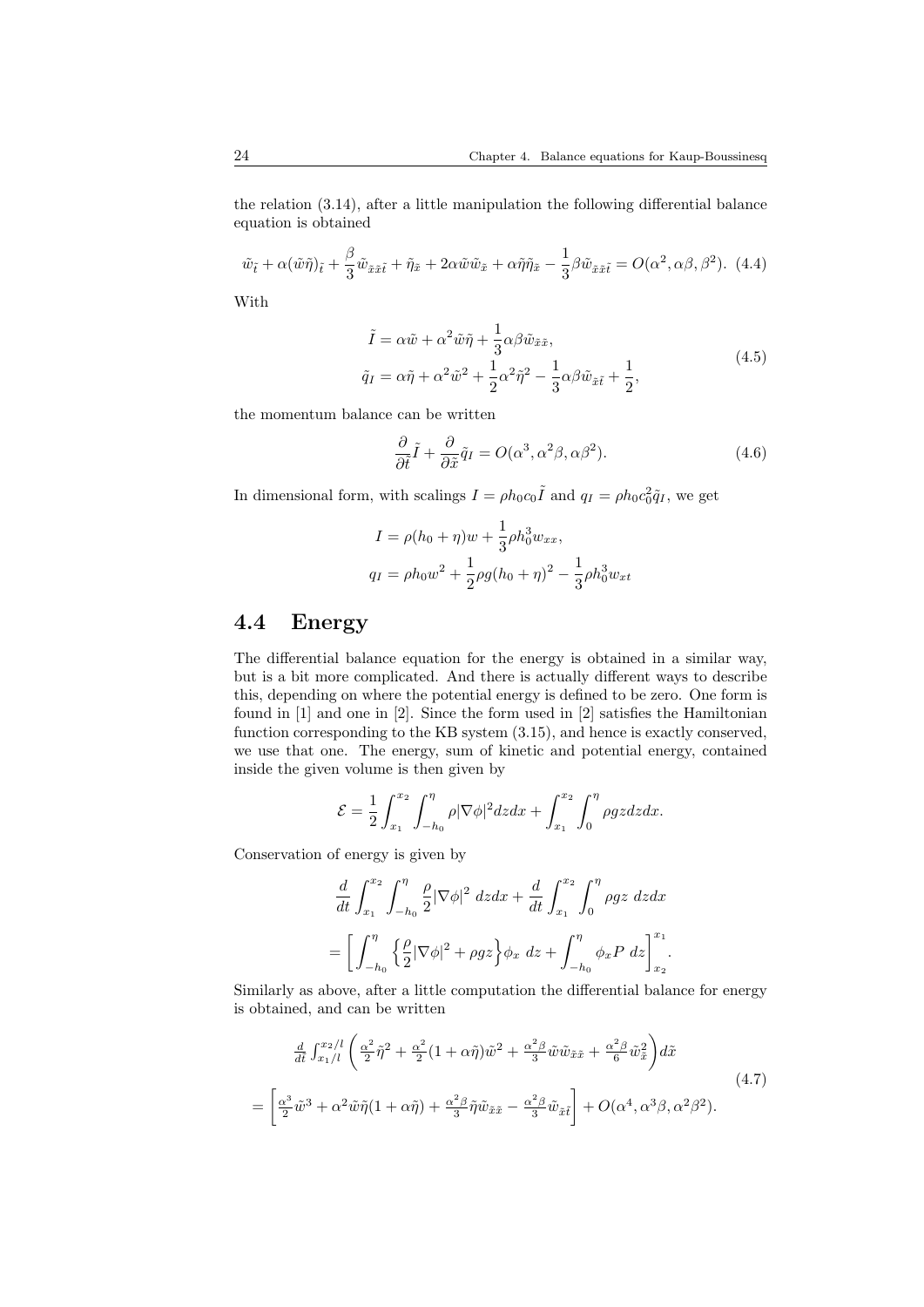the relation (3.14), after a little manipulation the following differential balance equation is obtained

$$\tilde{w}_{\tilde{t}} + \alpha(\tilde{w}\tilde{\eta})_{\tilde{t}} + \frac{\beta}{3}\tilde{w}_{\tilde{x}\tilde{x}\tilde{t}} + \tilde{\eta}_{\tilde{x}} + 2\alpha\tilde{w}\tilde{w}_{\tilde{x}} + \alpha\tilde{\eta}\tilde{\eta}_{\tilde{x}} - \frac{1}{3}\beta\tilde{w}_{\tilde{x}\tilde{x}\tilde{t}} = O(\alpha^2, \alpha\beta, \beta^2). \quad (4.4)$$

With

$$\begin{aligned}
\tilde{I} &= \alpha\tilde{w} + \alpha^2\tilde{w}\tilde{\eta} + \frac{1}{3}\alpha\beta\tilde{w}_{\tilde{x}\tilde{x}}, \\
\tilde{q}_I &= \alpha\tilde{\eta} + \alpha^2\tilde{w}^2 + \frac{1}{2}\alpha^2\tilde{\eta}^2 - \frac{1}{3}\alpha\beta\tilde{w}_{\tilde{x}\tilde{t}} + \frac{1}{2},
\end{aligned} \quad (4.5)$$

the momentum balance can be written

$$\frac{\partial}{\partial\tilde{t}}\tilde{I} + \frac{\partial}{\partial\tilde{x}}\tilde{q}_I = O(\alpha^3, \alpha^2\beta, \alpha\beta^2). \quad (4.6)$$

In dimensional form, with scalings $I = \rho h_0 c_0 \tilde{I}$ and $q_I = \rho h_0 c_0^2 \tilde{q}_I$, we get

$$\begin{aligned}
I &= \rho(h_0 + \eta)w + \frac{1}{3}\rho h_0^3 w_{xx}, \\
q_I &= \rho h_0 w^2 + \frac{1}{2}\rho g(h_0 + \eta)^2 - \frac{1}{3}\rho h_0^3 w_{xt}
\end{aligned}$$

## 4.4 Energy

The differential balance equation for the energy is obtained in a similar way, but is a bit more complicated. And there is actually different ways to describe this, depending on where the potential energy is defined to be zero. One form is found in [1] and one in [2]. Since the form used in [2] satisfies the Hamiltonian function corresponding to the KB system (3.15), and hence is exactly conserved, we use that one. The energy, sum of kinetic and potential energy, contained inside the given volume is then given by

$$\mathcal{E} = \frac{1}{2}\int_{x_1}^{x_2}\int_{-h_0}^{\eta} \rho|\nabla\phi|^2 dz dx + \int_{x_1}^{x_2}\int_{0}^{\eta} \rho g z dz dx.$$

Conservation of energy is given by

$$\begin{aligned}
&\frac{d}{dt}\int_{x_1}^{x_2}\int_{-h_0}^{\eta} \frac{\rho}{2}|\nabla\phi|^2 \, dz dx + \frac{d}{dt}\int_{x_1}^{x_2}\int_{0}^{\eta} \rho g z \, dz dx \\
&= \left[\int_{-h_0}^{\eta} \left\{\frac{\rho}{2}|\nabla\phi|^2 + \rho g z\right\}\phi_x \, dz + \int_{-h_0}^{\eta} \phi_x P \, dz\right]_{x_2}^{x_1}.
\end{aligned}$$

Similarly as above, after a little computation the differential balance for energy is obtained, and can be written

$$\begin{aligned}
&\frac{d}{d\tilde{t}}\int_{x_1/l}^{x_2/l} \left(\frac{\alpha^2}{2}\tilde{\eta}^2 + \frac{\alpha^2}{2}(1 + \alpha\tilde{\eta})\tilde{w}^2 + \frac{\alpha^2\beta}{3}\tilde{w}\tilde{w}_{\tilde{x}\tilde{x}} + \frac{\alpha^2\beta}{6}\tilde{w}_{\tilde{x}}^2\right) d\tilde{x} \\
&= \left[\frac{\alpha^3}{2}\tilde{w}^3 + \alpha^2\tilde{w}\tilde{\eta}(1 + \alpha\tilde{\eta}) + \frac{\alpha^2\beta}{3}\tilde{\eta}\tilde{w}_{\tilde{x}\tilde{x}} - \frac{\alpha^2\beta}{3}\tilde{w}_{\tilde{x}\tilde{t}}\right] + O(\alpha^4, \alpha^3\beta, \alpha^2\beta^2).
\end{aligned} \quad (4.7)$$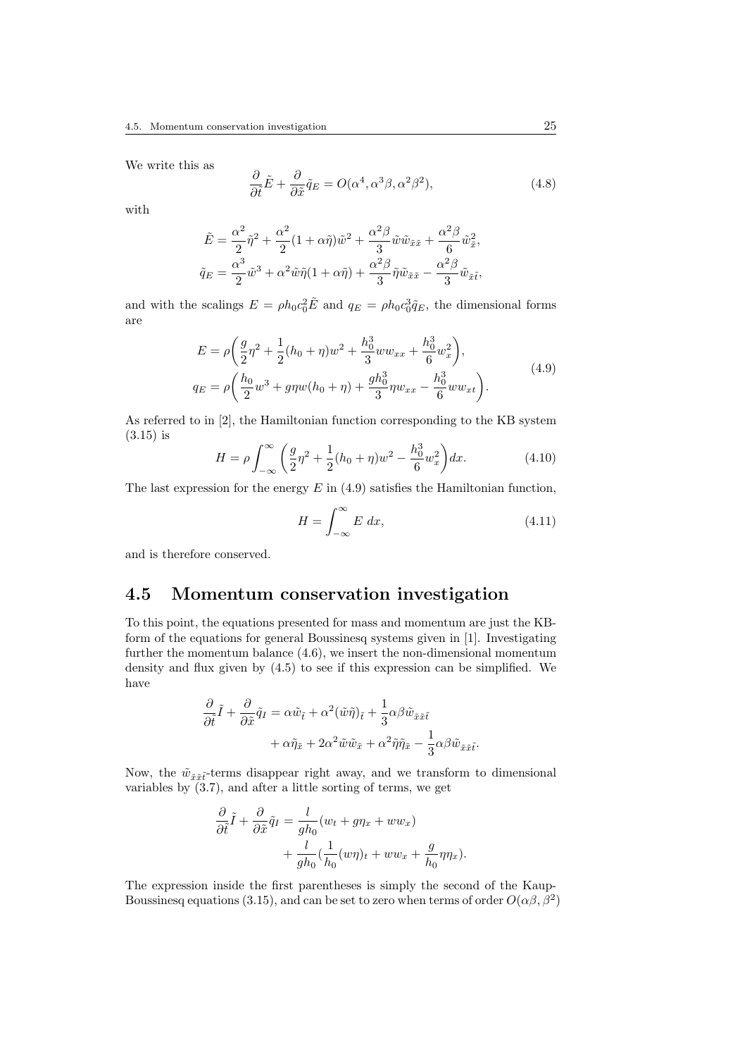We write this as

$$\frac{\partial}{\partial \tilde{t}}\tilde{E} + \frac{\partial}{\partial \tilde{x}}\tilde{q}_E = O(\alpha^4, \alpha^3\beta, \alpha^2\beta^2), \tag{4.8}$$

with

$$\tilde{E} = \frac{\alpha^2}{2}\tilde{\eta}^2 + \frac{\alpha^2}{2}(1+\alpha\tilde{\eta})\tilde{w}^2 + \frac{\alpha^2\beta}{3}\tilde{w}\tilde{w}_{\tilde{x}\tilde{x}} + \frac{\alpha^2\beta}{6}\tilde{w}_{\tilde{x}}^2,$$

$$\tilde{q}_E = \frac{\alpha^3}{2}\tilde{w}^3 + \alpha^2\tilde{w}\tilde{\eta}(1+\alpha\tilde{\eta}) + \frac{\alpha^2\beta}{3}\tilde{\eta}\tilde{w}_{\tilde{x}\tilde{x}} - \frac{\alpha^2\beta}{3}\tilde{w}_{\tilde{x}\tilde{t}},$$

and with the scalings $E = \rho h_0 c_0^2 \tilde{E}$ and $q_E = \rho h_0 c_0^3 \tilde{q}_E$, the dimensional forms are

$$\begin{aligned}
E &= \rho\bigg(\frac{g}{2}\eta^2 + \frac{1}{2}(h_0+\eta)w^2 + \frac{h_0^3}{3}ww_{xx} + \frac{h_0^3}{6}w_x^2\bigg),\\
q_E &= \rho\bigg(\frac{h_0}{2}w^3 + g\eta w(h_0+\eta) + \frac{gh_0^3}{3}\eta w_{xx} - \frac{h_0^3}{6}ww_{xt}\bigg).
\end{aligned} \tag{4.9}$$

As referred to in [2], the Hamiltonian function corresponding to the KB system (3.15) is

$$H = \rho\int_{-\infty}^{\infty}\bigg(\frac{g}{2}\eta^2 + \frac{1}{2}(h_0+\eta)w^2 - \frac{h_0^3}{6}w_x^2\bigg)dx. \tag{4.10}$$

The last expression for the energy $E$ in (4.9) satisfies the Hamiltonian function,

$$H = \int_{-\infty}^{\infty} E\ dx, \tag{4.11}$$

and is therefore conserved.

## 4.5 Momentum conservation investigation

To this point, the equations presented for mass and momentum are just the KB-form of the equations for general Boussinesq systems given in [1]. Investigating further the momentum balance (4.6), we insert the non-dimensional momentum density and flux given by (4.5) to see if this expression can be simplified. We have

$$\begin{aligned}
\frac{\partial}{\partial \tilde{t}}\tilde{I} + \frac{\partial}{\partial \tilde{x}}\tilde{q}_I = {} & \alpha\tilde{w}_{\tilde{t}} + \alpha^2(\tilde{w}\tilde{\eta})_{\tilde{t}} + \frac{1}{3}\alpha\beta\tilde{w}_{\tilde{x}\tilde{x}\tilde{t}}\\
& + \alpha\tilde{\eta}_{\tilde{x}} + 2\alpha^2\tilde{w}\tilde{w}_{\tilde{x}} + \alpha^2\tilde{\eta}\tilde{\eta}_{\tilde{x}} - \frac{1}{3}\alpha\beta\tilde{w}_{\tilde{x}\tilde{x}\tilde{t}}.
\end{aligned}$$

Now, the $\tilde{w}_{\tilde{x}\tilde{x}\tilde{t}}$-terms disappear right away, and we transform to dimensional variables by (3.7), and after a little sorting of terms, we get

$$\begin{aligned}
\frac{\partial}{\partial \tilde{t}}\tilde{I} + \frac{\partial}{\partial \tilde{x}}\tilde{q}_I = {} & \frac{l}{gh_0}(w_t + g\eta_x + ww_x)\\
& + \frac{l}{gh_0}(\frac{1}{h_0}(w\eta)_t + ww_x + \frac{g}{h_0}\eta\eta_x).
\end{aligned}$$

The expression inside the first parentheses is simply the second of the Kaup-Boussinesq equations (3.15), and can be set to zero when terms of order $O(\alpha\beta, \beta^2)$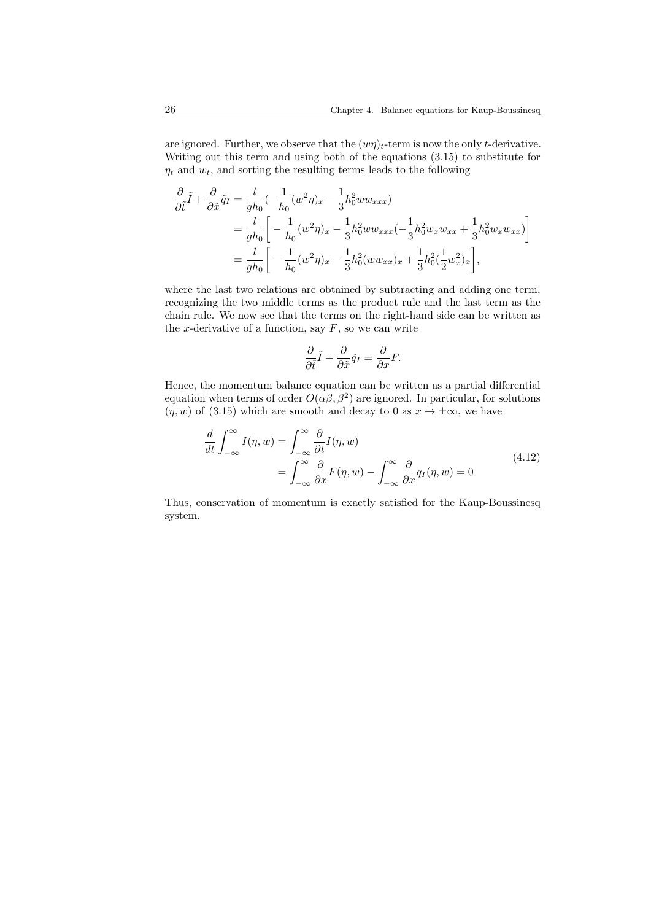are ignored. Further, we observe that the $(w\eta)_t$-term is now the only $t$-derivative. Writing out this term and using both of the equations (3.15) to substitute for $\eta_t$ and $w_t$, and sorting the resulting terms leads to the following

$$
\begin{aligned}
\frac{\partial}{\partial \tilde{t}}\tilde{I} + \frac{\partial}{\partial \tilde{x}}\tilde{q}_I &= \frac{l}{gh_0}\left(-\frac{1}{h_0}(w^2\eta)_x - \frac{1}{3}h_0^2 w w_{xxx}\right) \\
&= \frac{l}{gh_0}\left[-\frac{1}{h_0}(w^2\eta)_x - \frac{1}{3}h_0^2 w w_{xxx}\left(-\frac{1}{3}h_0^2 w_x w_{xx} + \frac{1}{3}h_0^2 w_x w_{xx}\right)\right] \\
&= \frac{l}{gh_0}\left[-\frac{1}{h_0}(w^2\eta)_x - \frac{1}{3}h_0^2 (w w_{xx})_x + \frac{1}{3}h_0^2 (\frac{1}{2}w_x^2)_x\right],
\end{aligned}
$$

where the last two relations are obtained by subtracting and adding one term, recognizing the two middle terms as the product rule and the last term as the chain rule. We now see that the terms on the right-hand side can be written as the $x$-derivative of a function, say $F$, so we can write

$$
\frac{\partial}{\partial \tilde{t}}\tilde{I} + \frac{\partial}{\partial \tilde{x}}\tilde{q}_I = \frac{\partial}{\partial x}F.
$$

Hence, the momentum balance equation can be written as a partial differential equation when terms of order $O(\alpha\beta, \beta^2)$ are ignored. In particular, for solutions $(\eta, w)$ of (3.15) which are smooth and decay to 0 as $x \to \pm\infty$, we have

$$
\begin{aligned}
\frac{d}{dt}\int_{-\infty}^{\infty} I(\eta, w) &= \int_{-\infty}^{\infty} \frac{\partial}{\partial t} I(\eta, w) \\
&= \int_{-\infty}^{\infty} \frac{\partial}{\partial x} F(\eta, w) - \int_{-\infty}^{\infty} \frac{\partial}{\partial x} q_I(\eta, w) = 0
\end{aligned}
\tag{4.12}
$$

Thus, conservation of momentum is exactly satisfied for the Kaup-Boussinesq system.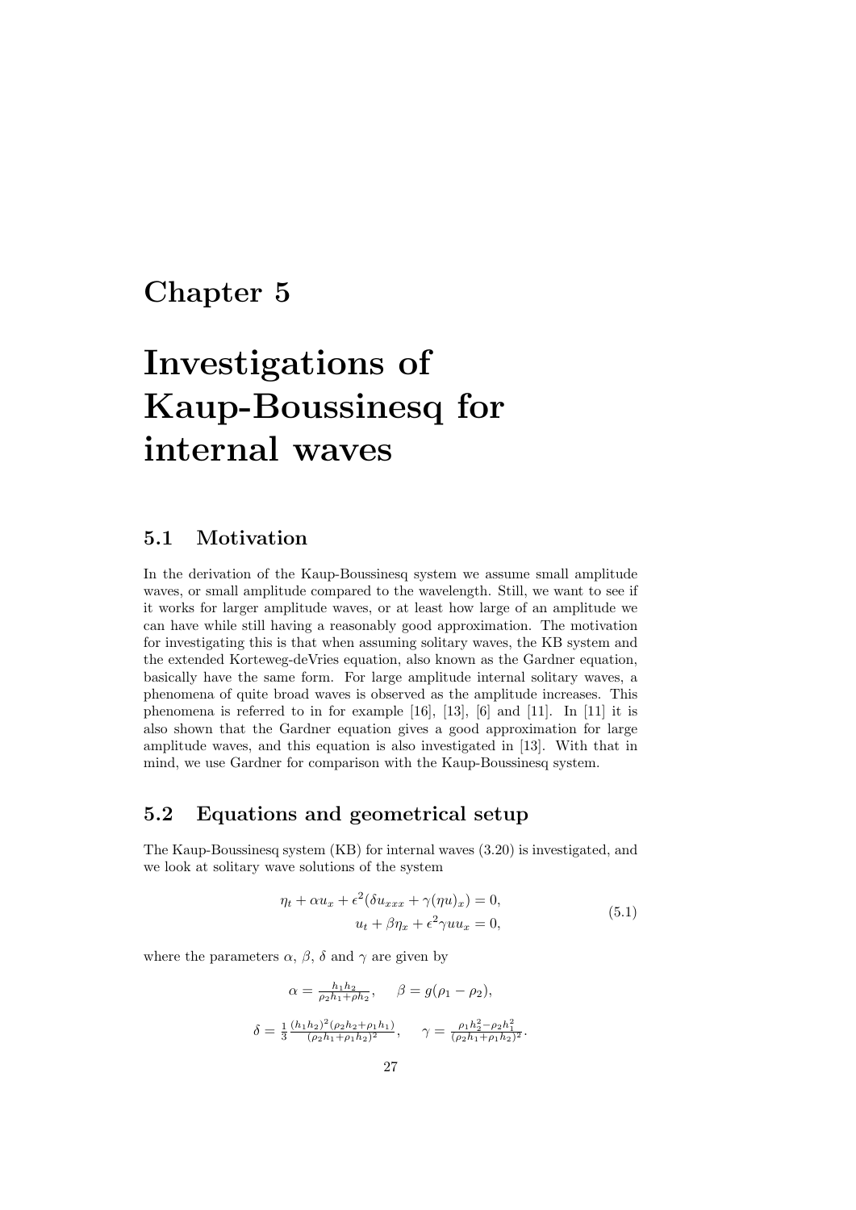# Chapter 5

# Investigations of Kaup-Boussinesq for internal waves

## 5.1 Motivation

In the derivation of the Kaup-Boussinesq system we assume small amplitude waves, or small amplitude compared to the wavelength. Still, we want to see if it works for larger amplitude waves, or at least how large of an amplitude we can have while still having a reasonably good approximation. The motivation for investigating this is that when assuming solitary waves, the KB system and the extended Korteweg-deVries equation, also known as the Gardner equation, basically have the same form. For large amplitude internal solitary waves, a phenomena of quite broad waves is observed as the amplitude increases. This phenomena is referred to in for example [16], [13], [6] and [11]. In [11] it is also shown that the Gardner equation gives a good approximation for large amplitude waves, and this equation is also investigated in [13]. With that in mind, we use Gardner for comparison with the Kaup-Boussinesq system.

## 5.2 Equations and geometrical setup

The Kaup-Boussinesq system (KB) for internal waves (3.20) is investigated, and we look at solitary wave solutions of the system

$$
\begin{aligned}
\eta_t + \alpha u_x + \epsilon^2(\delta u_{xxx} + \gamma(\eta u)_x) &= 0, \\
u_t + \beta \eta_x + \epsilon^2 \gamma u u_x &= 0,
\end{aligned}
\tag{5.1}
$$

where the parameters $\alpha$, $\beta$, $\delta$ and $\gamma$ are given by

$$
\alpha = \tfrac{h_1 h_2}{\rho_2 h_1 + \rho h_2}, \qquad \beta = g(\rho_1 - \rho_2),
$$

$$
\delta = \tfrac{1}{3} \tfrac{(h_1 h_2)^2 (\rho_2 h_2 + \rho_1 h_1)}{(\rho_2 h_1 + \rho_1 h_2)^2}, \qquad \gamma = \tfrac{\rho_1 h_2^2 - \rho_2 h_1^2}{(\rho_2 h_1 + \rho_1 h_2)^2}.
$$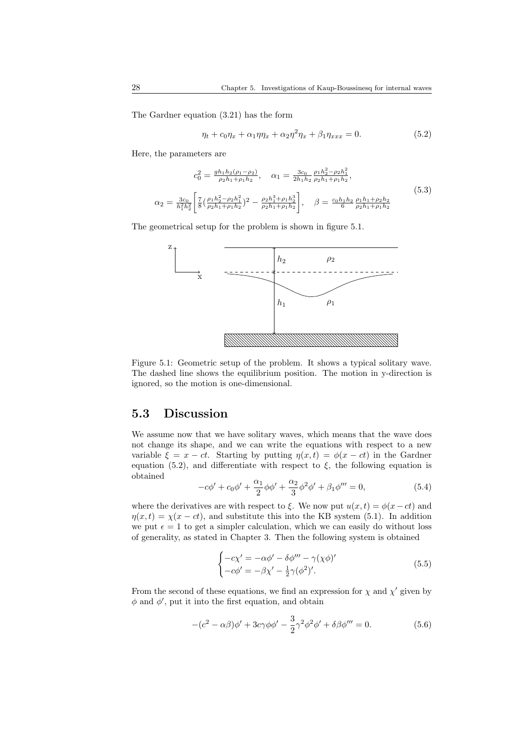The Gardner equation (3.21) has the form

$$\eta_t + c_0\eta_x + \alpha_1\eta\eta_x + \alpha_2\eta^2\eta_x + \beta_1\eta_{xxx} = 0. \tag{5.2}$$

Here, the parameters are

$$\begin{aligned} c_0^2 &= \tfrac{gh_1h_2(\rho_1-\rho_2)}{\rho_2h_1+\rho_1h_2}, \quad \alpha_1 = \tfrac{3c_0}{2h_1h_2}\tfrac{\rho_1h_2^2-\rho_2h_1^2}{\rho_2h_1+\rho_1h_2}, \\ \alpha_2 &= \tfrac{3c_0}{h_1^2h_2^2}\left[\tfrac{7}{8}\left(\tfrac{\rho_1h_2^2-\rho_2h_1^2}{\rho_2h_1+\rho_1h_2}\right)^2 - \tfrac{\rho_2h_1^3+\rho_1h_2^3}{\rho_2h_1+\rho_1h_2}\right], \quad \beta = \tfrac{c_0h_1h_2}{6}\tfrac{\rho_1h_1+\rho_2h_2}{\rho_2h_1+\rho_1h_2} \end{aligned} \tag{5.3}$$

The geometrical setup for the problem is shown in figure 5.1.

Figure 5.1: Geometric setup of the problem. It shows a typical solitary wave. The dashed line shows the equilibrium position. The motion in y-direction is ignored, so the motion is one-dimensional.

## 5.3 Discussion

We assume now that we have solitary waves, which means that the wave does not change its shape, and we can write the equations with respect to a new variable $\xi = x - ct$. Starting by putting $\eta(x,t) = \phi(x - ct)$ in the Gardner equation (5.2), and differentiate with respect to $\xi$, the following equation is obtained

$$-c\phi' + c_0\phi' + \frac{\alpha_1}{2}\phi\phi' + \frac{\alpha_2}{3}\phi^2\phi' + \beta_1\phi''' = 0, \tag{5.4}$$

where the derivatives are with respect to $\xi$. We now put $u(x,t) = \phi(x-ct)$ and $\eta(x,t) = \chi(x - ct)$, and substitute this into the KB system (5.1). In addition we put $\epsilon = 1$ to get a simpler calculation, which we can easily do without loss of generality, as stated in Chapter 3. Then the following system is obtained

$$\begin{cases} -c\chi' = -\alpha\phi' - \delta\phi''' - \gamma(\chi\phi)' \\ -c\phi' = -\beta\chi' - \frac{1}{2}\gamma(\phi^2)'. \end{cases} \tag{5.5}$$

From the second of these equations, we find an expression for $\chi$ and $\chi'$ given by $\phi$ and $\phi'$, put it into the first equation, and obtain

$$-(c^2 - \alpha\beta)\phi' + 3c\gamma\phi\phi' - \frac{3}{2}\gamma^2\phi^2\phi' + \delta\beta\phi''' = 0. \tag{5.6}$$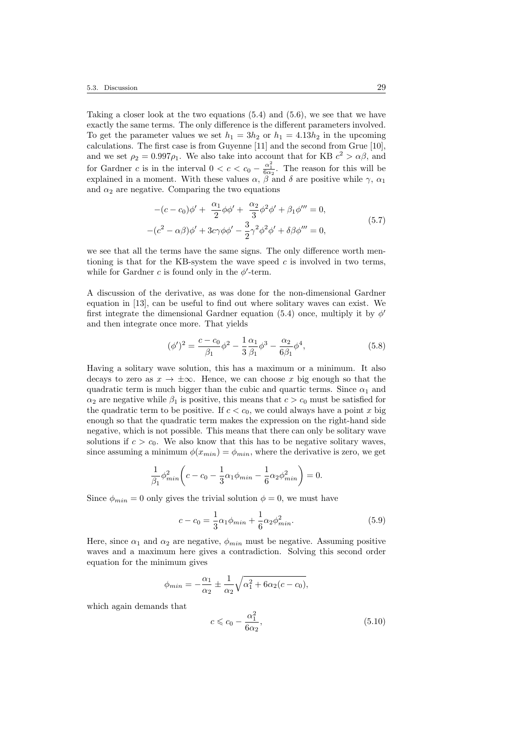Taking a closer look at the two equations (5.4) and (5.6), we see that we have exactly the same terms. The only difference is the different parameters involved. To get the parameter values we set $h_1 = 3h_2$ or $h_1 = 4.13h_2$ in the upcoming calculations. The first case is from Guyenne [11] and the second from Grue [10], and we set $\rho_2 = 0.997\rho_1$. We also take into account that for KB $c^2 > \alpha\beta$, and for Gardner $c$ is in the interval $0 < c < c_0 - \frac{\alpha_1^2}{6\alpha_2}$. The reason for this will be explained in a moment. With these values $\alpha$, $\beta$ and $\delta$ are positive while $\gamma$, $\alpha_1$ and $\alpha_2$ are negative. Comparing the two equations

$$
\begin{aligned}
-(c - c_0)\phi' + \frac{\alpha_1}{2}\phi\phi' + \frac{\alpha_2}{3}\phi^2\phi' + \beta_1\phi''' = 0, \\
-(c^2 - \alpha\beta)\phi' + 3c\gamma\phi\phi' - \frac{3}{2}\gamma^2\phi^2\phi' + \delta\beta\phi''' = 0,
\end{aligned}
\tag{5.7}
$$

we see that all the terms have the same signs. The only difference worth mentioning is that for the KB-system the wave speed $c$ is involved in two terms, while for Gardner $c$ is found only in the $\phi'$-term.

A discussion of the derivative, as was done for the non-dimensional Gardner equation in [13], can be useful to find out where solitary waves can exist. We first integrate the dimensional Gardner equation (5.4) once, multiply it by $\phi'$ and then integrate once more. That yields

$$
(\phi')^2 = \frac{c - c_0}{\beta_1}\phi^2 - \frac{1}{3}\frac{\alpha_1}{\beta_1}\phi^3 - \frac{\alpha_2}{6\beta_1}\phi^4, \tag{5.8}
$$

Having a solitary wave solution, this has a maximum or a minimum. It also decays to zero as $x \to \pm\infty$. Hence, we can choose $x$ big enough so that the quadratic term is much bigger than the cubic and quartic terms. Since $\alpha_1$ and $\alpha_2$ are negative while $\beta_1$ is positive, this means that $c > c_0$ must be satisfied for the quadratic term to be positive. If $c < c_0$, we could always have a point $x$ big enough so that the quadratic term makes the expression on the right-hand side negative, which is not possible. This means that there can only be solitary wave solutions if $c > c_0$. We also know that this has to be negative solitary waves, since assuming a minimum $\phi(x_{min}) = \phi_{min}$, where the derivative is zero, we get

$$
\frac{1}{\beta_1}\phi_{min}^2\left(c - c_0 - \frac{1}{3}\alpha_1\phi_{min} - \frac{1}{6}\alpha_2\phi_{min}^2\right) = 0.
$$

Since $\phi_{min} = 0$ only gives the trivial solution $\phi = 0$, we must have

$$
c - c_0 = \frac{1}{3}\alpha_1\phi_{min} + \frac{1}{6}\alpha_2\phi_{min}^2. \tag{5.9}
$$

Here, since $\alpha_1$ and $\alpha_2$ are negative, $\phi_{min}$ must be negative. Assuming positive waves and a maximum here gives a contradiction. Solving this second order equation for the minimum gives

$$
\phi_{min} = -\frac{\alpha_1}{\alpha_2} \pm \frac{1}{\alpha_2}\sqrt{\alpha_1^2 + 6\alpha_2(c - c_0)},
$$

which again demands that

$$
c \leqslant c_0 - \frac{\alpha_1^2}{6\alpha_2}, \tag{5.10}
$$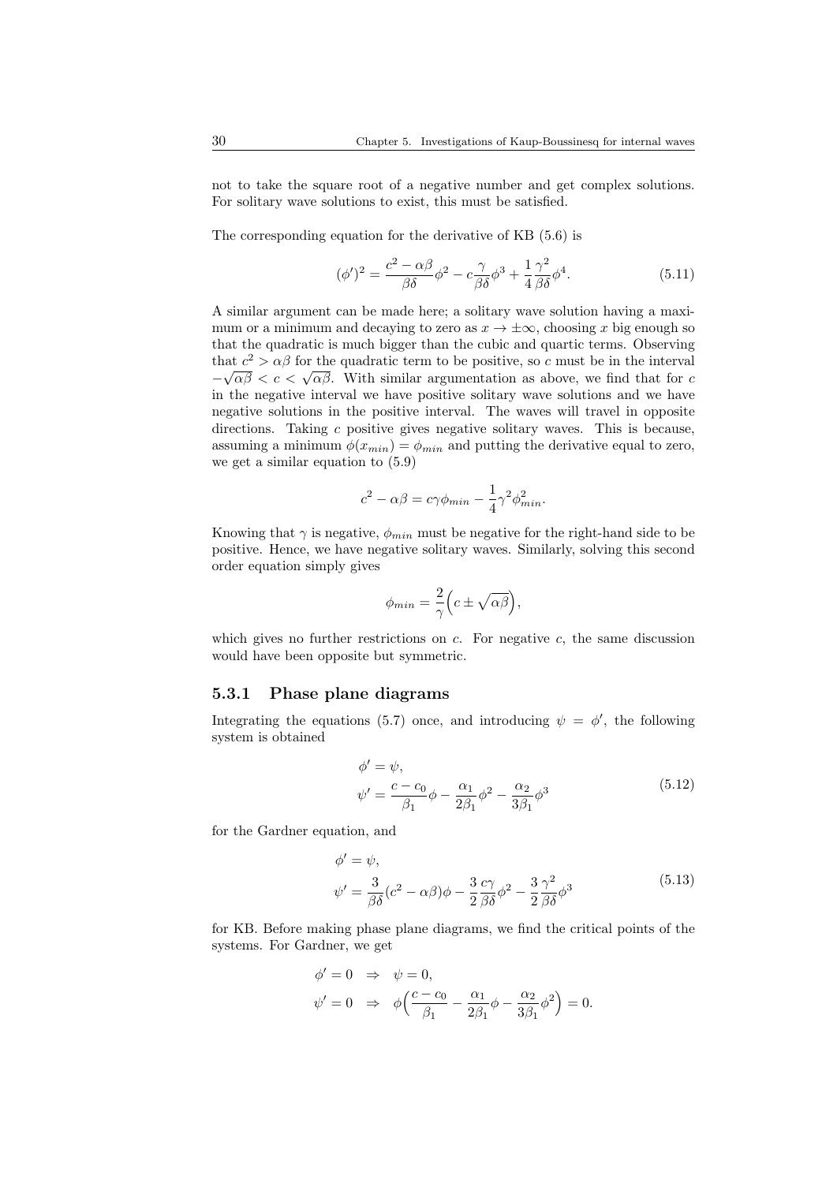not to take the square root of a negative number and get complex solutions. For solitary wave solutions to exist, this must be satisfied.

The corresponding equation for the derivative of KB (5.6) is

$$(\phi')^2 = \frac{c^2 - \alpha\beta}{\beta\delta}\phi^2 - c\frac{\gamma}{\beta\delta}\phi^3 + \frac{1}{4}\frac{\gamma^2}{\beta\delta}\phi^4. \tag{5.11}$$

A similar argument can be made here; a solitary wave solution having a maximum or a minimum and decaying to zero as $x \to \pm\infty$, choosing $x$ big enough so that the quadratic is much bigger than the cubic and quartic terms. Observing that $c^2 > \alpha\beta$ for the quadratic term to be positive, so $c$ must be in the interval $-\sqrt{\alpha\beta} < c < \sqrt{\alpha\beta}$. With similar argumentation as above, we find that for $c$ in the negative interval we have positive solitary wave solutions and we have negative solutions in the positive interval. The waves will travel in opposite directions. Taking $c$ positive gives negative solitary waves. This is because, assuming a minimum $\phi(x_{min}) = \phi_{min}$ and putting the derivative equal to zero, we get a similar equation to (5.9)

$$c^2 - \alpha\beta = c\gamma\phi_{min} - \frac{1}{4}\gamma^2\phi_{min}^2.$$

Knowing that $\gamma$ is negative, $\phi_{min}$ must be negative for the right-hand side to be positive. Hence, we have negative solitary waves. Similarly, solving this second order equation simply gives

$$\phi_{min} = \frac{2}{\gamma}\Big(c \pm \sqrt{\alpha\beta}\Big),$$

which gives no further restrictions on $c$. For negative $c$, the same discussion would have been opposite but symmetric.

### 5.3.1 Phase plane diagrams

Integrating the equations (5.7) once, and introducing $\psi = \phi'$, the following system is obtained

$$\begin{aligned}
\phi' &= \psi, \\
\psi' &= \frac{c - c_0}{\beta_1}\phi - \frac{\alpha_1}{2\beta_1}\phi^2 - \frac{\alpha_2}{3\beta_1}\phi^3
\end{aligned} \tag{5.12}$$

for the Gardner equation, and

$$\begin{aligned}
\phi' &= \psi, \\
\psi' &= \frac{3}{\beta\delta}(c^2 - \alpha\beta)\phi - \frac{3}{2}\frac{c\gamma}{\beta\delta}\phi^2 - \frac{3}{2}\frac{\gamma^2}{\beta\delta}\phi^3
\end{aligned} \tag{5.13}$$

for KB. Before making phase plane diagrams, we find the critical points of the systems. For Gardner, we get

$$\begin{aligned}
\phi' = 0 \quad &\Rightarrow \quad \psi = 0, \\
\psi' = 0 \quad &\Rightarrow \quad \phi\Big(\frac{c - c_0}{\beta_1} - \frac{\alpha_1}{2\beta_1}\phi - \frac{\alpha_2}{3\beta_1}\phi^2\Big) = 0.
\end{aligned}$$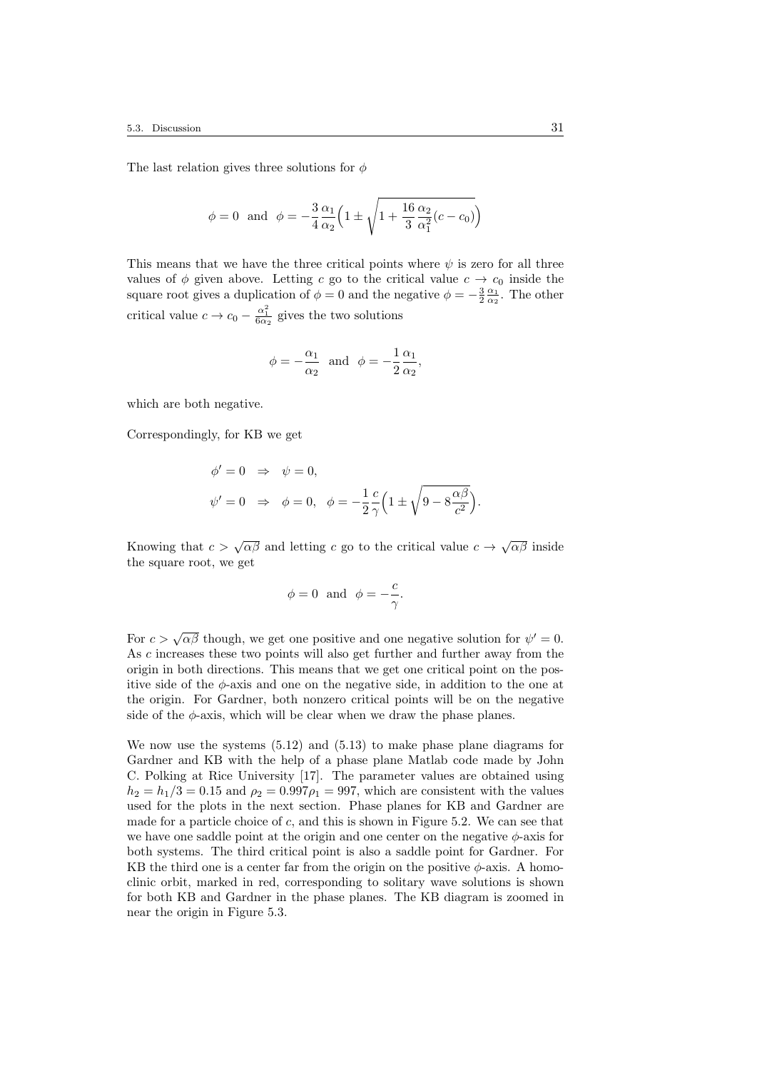The last relation gives three solutions for $\phi$

$$\phi = 0 \;\text{ and }\; \phi = -\frac{3}{4}\frac{\alpha_1}{\alpha_2}\Big(1 \pm \sqrt{1 + \frac{16}{3}\frac{\alpha_2}{\alpha_1^2}(c - c_0)}\Big)$$

This means that we have the three critical points where $\psi$ is zero for all three values of $\phi$ given above. Letting $c$ go to the critical value $c \to c_0$ inside the square root gives a duplication of $\phi = 0$ and the negative $\phi = -\frac{3}{2}\frac{\alpha_1}{\alpha_2}$. The other critical value $c \to c_0 - \frac{\alpha_1^2}{6\alpha_2}$ gives the two solutions

$$\phi = -\frac{\alpha_1}{\alpha_2} \;\text{ and }\; \phi = -\frac{1}{2}\frac{\alpha_1}{\alpha_2},$$

which are both negative.

Correspondingly, for KB we get

$$\begin{aligned}
&\phi' = 0 \;\;\Rightarrow\;\; \psi = 0, \\
&\psi' = 0 \;\;\Rightarrow\;\; \phi = 0, \;\; \phi = -\frac{1}{2}\frac{c}{\gamma}\Big(1 \pm \sqrt{9 - 8\frac{\alpha\beta}{c^2}}\Big).
\end{aligned}$$

Knowing that $c > \sqrt{\alpha\beta}$ and letting $c$ go to the critical value $c \to \sqrt{\alpha\beta}$ inside the square root, we get

$$\phi = 0 \;\text{ and }\; \phi = -\frac{c}{\gamma}.$$

For $c > \sqrt{\alpha\beta}$ though, we get one positive and one negative solution for $\psi' = 0$. As $c$ increases these two points will also get further and further away from the origin in both directions. This means that we get one critical point on the positive side of the $\phi$-axis and one on the negative side, in addition to the one at the origin. For Gardner, both nonzero critical points will be on the negative side of the $\phi$-axis, which will be clear when we draw the phase planes.

We now use the systems (5.12) and (5.13) to make phase plane diagrams for Gardner and KB with the help of a phase plane Matlab code made by John C. Polking at Rice University [17]. The parameter values are obtained using $h_2 = h_1/3 = 0.15$ and $\rho_2 = 0.997\rho_1 = 997$, which are consistent with the values used for the plots in the next section. Phase planes for KB and Gardner are made for a particle choice of $c$, and this is shown in Figure 5.2. We can see that we have one saddle point at the origin and one center on the negative $\phi$-axis for both systems. The third critical point is also a saddle point for Gardner. For KB the third one is a center far from the origin on the positive $\phi$-axis. A homoclinic orbit, marked in red, corresponding to solitary wave solutions is shown for both KB and Gardner in the phase planes. The KB diagram is zoomed in near the origin in Figure 5.3.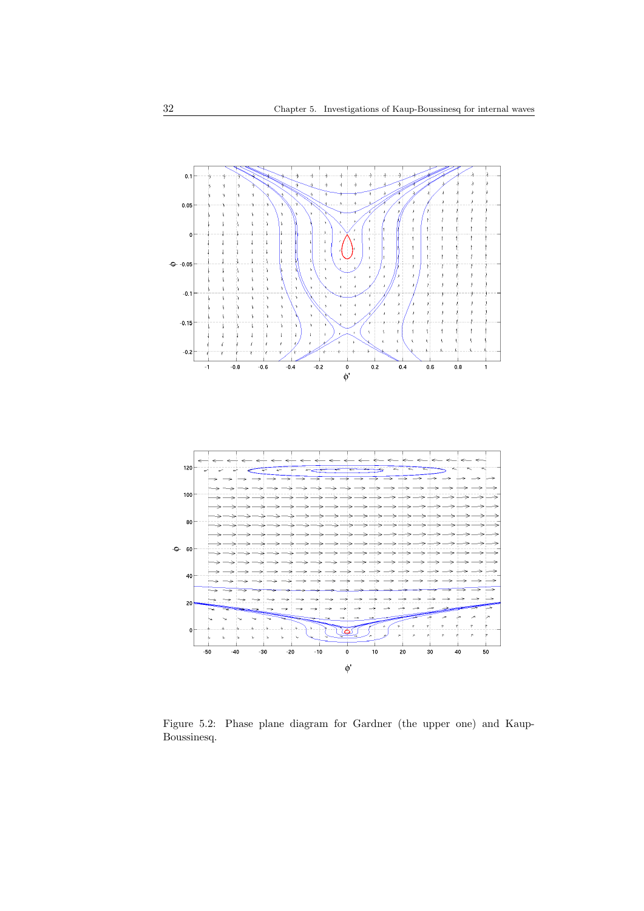Figure 5.2: Phase plane diagram for Gardner (the upper one) and Kaup-Boussinesq.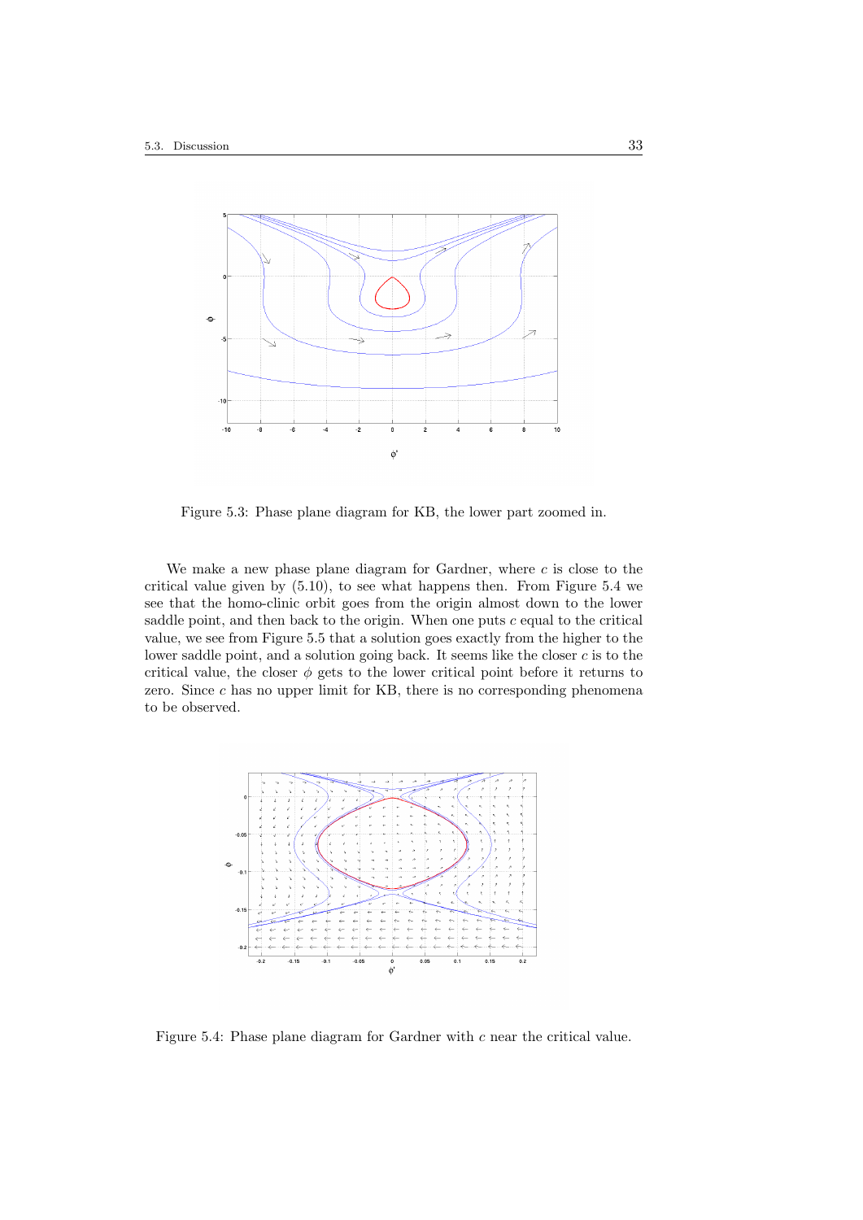Figure 5.3: Phase plane diagram for KB, the lower part zoomed in.

We make a new phase plane diagram for Gardner, where $c$ is close to the critical value given by (5.10), to see what happens then. From Figure 5.4 we see that the homo-clinic orbit goes from the origin almost down to the lower saddle point, and then back to the origin. When one puts $c$ equal to the critical value, we see from Figure 5.5 that a solution goes exactly from the higher to the lower saddle point, and a solution going back. It seems like the closer $c$ is to the critical value, the closer $\phi$ gets to the lower critical point before it returns to zero. Since $c$ has no upper limit for KB, there is no corresponding phenomena to be observed.

Figure 5.4: Phase plane diagram for Gardner with $c$ near the critical value.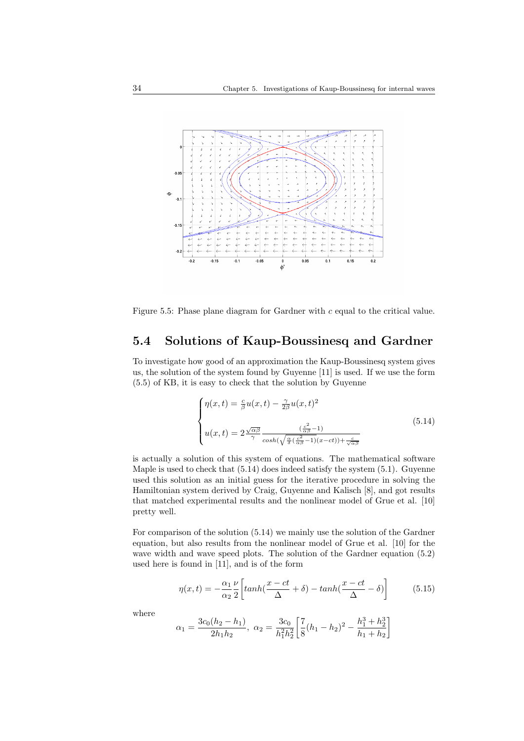Figure 5.5: Phase plane diagram for Gardner with $c$ equal to the critical value.

## 5.4 Solutions of Kaup-Boussinesq and Gardner

To investigate how good of an approximation the Kaup-Boussinesq system gives us, the solution of the system found by Guyenne [11] is used. If we use the form (5.5) of KB, it is easy to check that the solution by Guyenne

$$
\begin{cases}
\eta(x,t) = \frac{c}{\beta}u(x,t) - \frac{\gamma}{2\beta}u(x,t)^2 \\[2ex]
u(x,t) = 2\frac{\sqrt{\alpha\beta}}{\gamma}\frac{(\frac{c^2}{\alpha\beta}-1)}{cosh(\sqrt{\frac{\alpha}{\delta}(\frac{c^2}{\alpha\beta}-1)}(x-ct))+\frac{c}{\sqrt{\alpha\beta}}}
\end{cases}
\tag{5.14}
$$

is actually a solution of this system of equations. The mathematical software Maple is used to check that (5.14) does indeed satisfy the system (5.1). Guyenne used this solution as an initial guess for the iterative procedure in solving the Hamiltonian system derived by Craig, Guyenne and Kalisch [8], and got results that matched experimental results and the nonlinear model of Grue et al. [10] pretty well.

For comparison of the solution (5.14) we mainly use the solution of the Gardner equation, but also results from the nonlinear model of Grue et al. [10] for the wave width and wave speed plots. The solution of the Gardner equation (5.2) used here is found in [11], and is of the form

$$
\eta(x,t) = -\frac{\alpha_1}{\alpha_2}\frac{\nu}{2}\left[tanh(\frac{x-ct}{\Delta}+\delta) - tanh(\frac{x-ct}{\Delta}-\delta)\right] \tag{5.15}
$$

where

$$
\alpha_1 = \frac{3c_0(h_2-h_1)}{2h_1h_2},\ \alpha_2 = \frac{3c_0}{h_1^2h_2^2}\left[\frac{7}{8}(h_1-h_2)^2 - \frac{h_1^3+h_2^3}{h_1+h_2}\right]
$$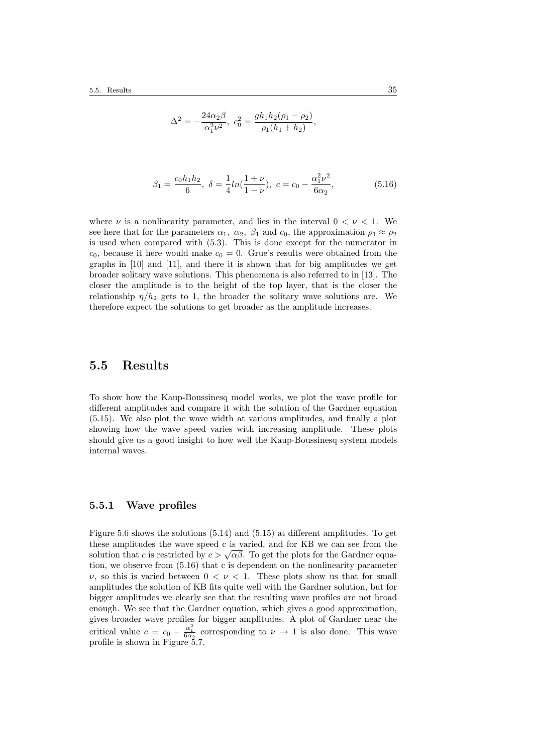$$\Delta^2 = -\frac{24\alpha_2\beta}{\alpha_1^2\nu^2},\ c_0^2 = \frac{gh_1h_2(\rho_1 - \rho_2)}{\rho_1(h_1 + h_2)},$$

$$\beta_1 = \frac{c_0h_1h_2}{6},\ \delta = \frac{1}{4}ln(\frac{1+\nu}{1-\nu}),\ c = c_0 - \frac{\alpha_1^2\nu^2}{6\alpha_2}, \tag{5.16}$$

where $\nu$ is a nonlinearity parameter, and lies in the interval $0 < \nu < 1$. We see here that for the parameters $\alpha_1$, $\alpha_2$, $\beta_1$ and $c_0$, the approximation $\rho_1 \approx \rho_2$ is used when compared with (5.3). This is done except for the numerator in $c_0$, because it here would make $c_0 = 0$. Grue's results were obtained from the graphs in [10] and [11], and there it is shown that for big amplitudes we get broader solitary wave solutions. This phenomena is also referred to in [13]. The closer the amplitude is to the height of the top layer, that is the closer the relationship $\eta/h_2$ gets to 1, the broader the solitary wave solutions are. We therefore expect the solutions to get broader as the amplitude increases.

## 5.5 Results

To show how the Kaup-Boussinesq model works, we plot the wave profile for different amplitudes and compare it with the solution of the Gardner equation (5.15). We also plot the wave width at various amplitudes, and finally a plot showing how the wave speed varies with increasing amplitude. These plots should give us a good insight to how well the Kaup-Boussinesq system models internal waves.

### 5.5.1 Wave profiles

Figure 5.6 shows the solutions (5.14) and (5.15) at different amplitudes. To get these amplitudes the wave speed c is varied, and for KB we can see from the solution that $c$ is restricted by $c > \sqrt{\alpha\beta}$. To get the plots for the Gardner equation, we observe from (5.16) that c is dependent on the nonlinearity parameter $\nu$, so this is varied between $0 < \nu < 1$. These plots show us that for small amplitudes the solution of KB fits quite well with the Gardner solution, but for bigger amplitudes we clearly see that the resulting wave profiles are not broad enough. We see that the Gardner equation, which gives a good approximation, gives broader wave profiles for bigger amplitudes. A plot of Gardner near the critical value $c = c_0 - \frac{\alpha_1^2}{6\alpha_2}$ corresponding to $\nu \to 1$ is also done. This wave profile is shown in Figure 5.7.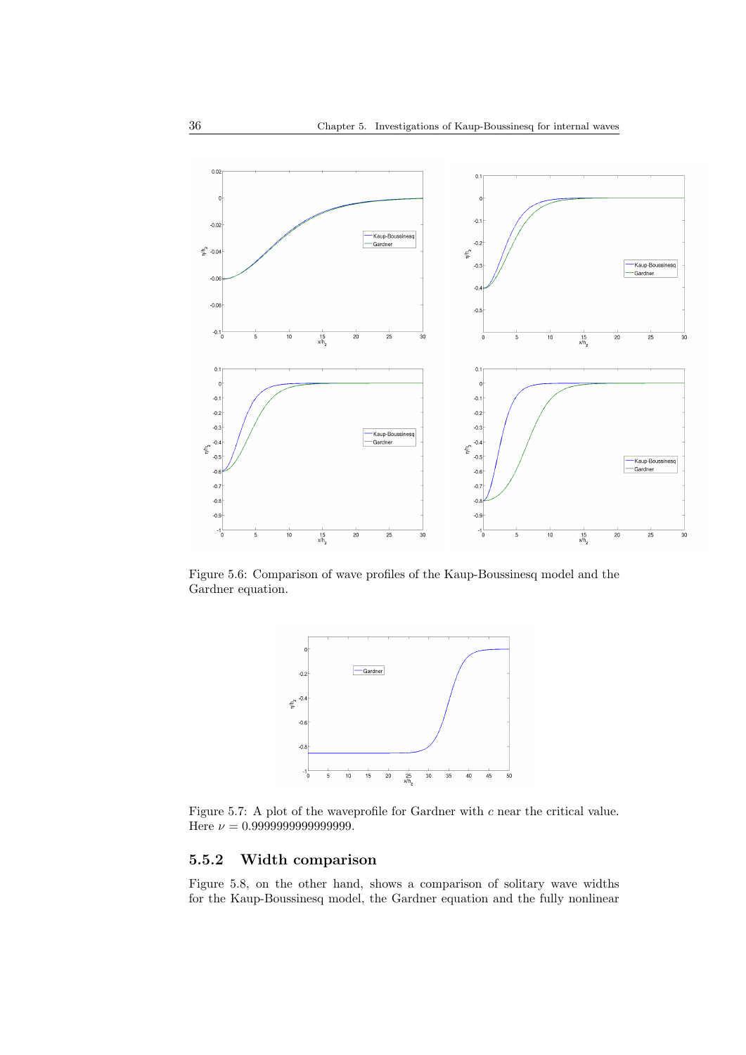Figure 5.6: Comparison of wave profiles of the Kaup-Boussinesq model and the Gardner equation.

Figure 5.7: A plot of the waveprofile for Gardner with $c$ near the critical value. Here $\nu = 0.9999999999999999$.

### 5.5.2 Width comparison

Figure 5.8, on the other hand, shows a comparison of solitary wave widths for the Kaup-Boussinesq model, the Gardner equation and the fully nonlinear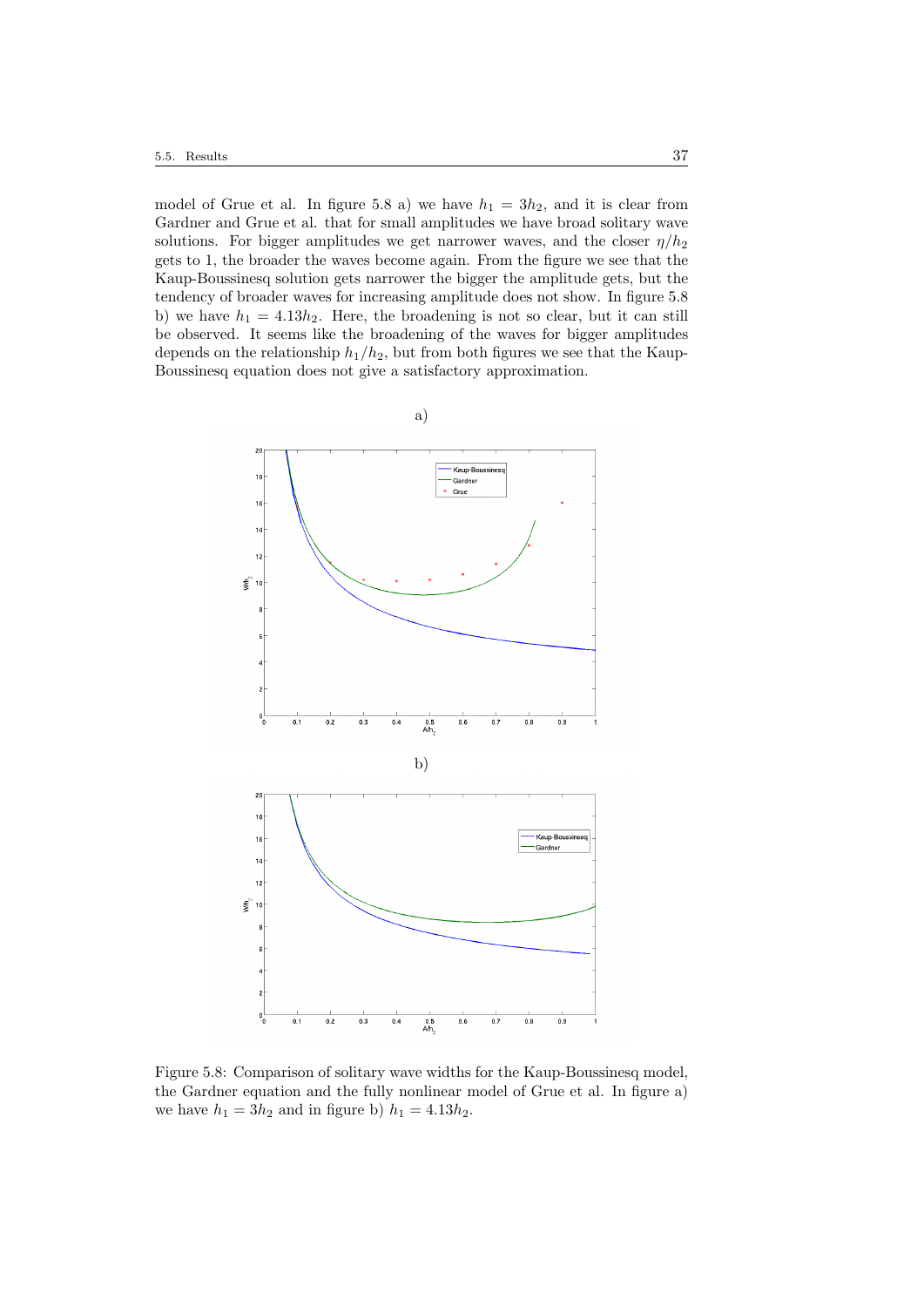model of Grue et al. In figure 5.8 a) we have $h_1 = 3h_2$, and it is clear from Gardner and Grue et al. that for small amplitudes we have broad solitary wave solutions. For bigger amplitudes we get narrower waves, and the closer $\eta/h_2$ gets to 1, the broader the waves become again. From the figure we see that the Kaup-Boussinesq solution gets narrower the bigger the amplitude gets, but the tendency of broader waves for increasing amplitude does not show. In figure 5.8 b) we have $h_1 = 4.13h_2$. Here, the broadening is not so clear, but it can still be observed. It seems like the broadening of the waves for bigger amplitudes depends on the relationship $h_1/h_2$, but from both figures we see that the Kaup-Boussinesq equation does not give a satisfactory approximation.

Figure 5.8: Comparison of solitary wave widths for the Kaup-Boussinesq model, the Gardner equation and the fully nonlinear model of Grue et al. In figure a) we have $h_1 = 3h_2$ and in figure b) $h_1 = 4.13h_2$.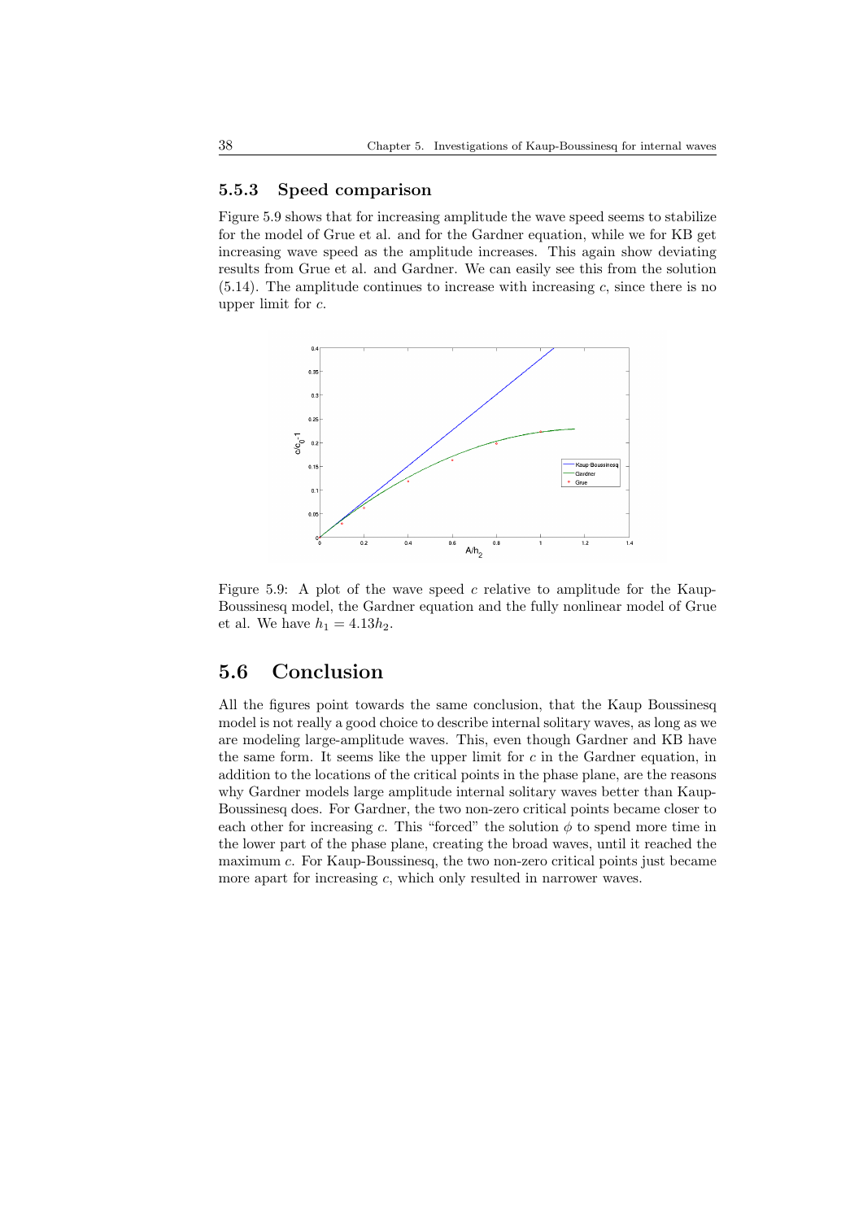### 5.5.3 Speed comparison

Figure 5.9 shows that for increasing amplitude the wave speed seems to stabilize for the model of Grue et al. and for the Gardner equation, while we for KB get increasing wave speed as the amplitude increases. This again show deviating results from Grue et al. and Gardner. We can easily see this from the solution (5.14). The amplitude continues to increase with increasing $c$, since there is no upper limit for $c$.

Figure 5.9: A plot of the wave speed $c$ relative to amplitude for the Kaup-Boussinesq model, the Gardner equation and the fully nonlinear model of Grue et al. We have $h_1 = 4.13h_2$.

## 5.6 Conclusion

All the figures point towards the same conclusion, that the Kaup Boussinesq model is not really a good choice to describe internal solitary waves, as long as we are modeling large-amplitude waves. This, even though Gardner and KB have the same form. It seems like the upper limit for $c$ in the Gardner equation, in addition to the locations of the critical points in the phase plane, are the reasons why Gardner models large amplitude internal solitary waves better than Kaup-Boussinesq does. For Gardner, the two non-zero critical points became closer to each other for increasing $c$. This "forced" the solution $\phi$ to spend more time in the lower part of the phase plane, creating the broad waves, until it reached the maximum $c$. For Kaup-Boussinesq, the two non-zero critical points just became more apart for increasing $c$, which only resulted in narrower waves.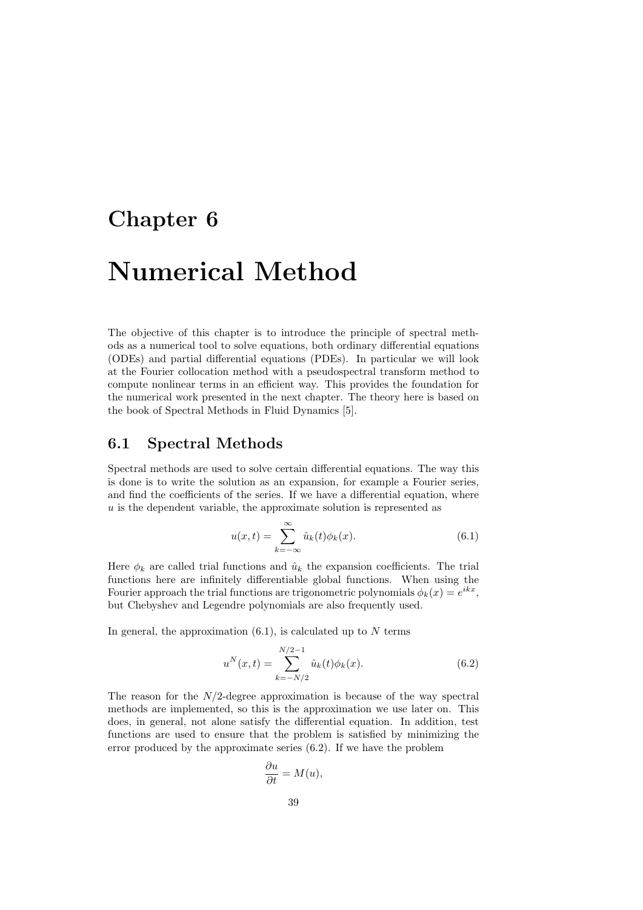# Chapter 6

# Numerical Method

The objective of this chapter is to introduce the principle of spectral methods as a numerical tool to solve equations, both ordinary differential equations (ODEs) and partial differential equations (PDEs). In particular we will look at the Fourier collocation method with a pseudospectral transform method to compute nonlinear terms in an efficient way. This provides the foundation for the numerical work presented in the next chapter. The theory here is based on the book of Spectral Methods in Fluid Dynamics [5].

## 6.1 Spectral Methods

Spectral methods are used to solve certain differential equations. The way this is done is to write the solution as an expansion, for example a Fourier series, and find the coefficients of the series. If we have a differential equation, where $u$ is the dependent variable, the approximate solution is represented as

$$u(x,t) = \sum_{k=-\infty}^{\infty} \hat{u}_k(t)\phi_k(x). \tag{6.1}$$

Here $\phi_k$ are called trial functions and $\hat{u}_k$ the expansion coefficients. The trial functions here are infinitely differentiable global functions. When using the Fourier approach the trial functions are trigonometric polynomials $\phi_k(x) = e^{ikx}$, but Chebyshev and Legendre polynomials are also frequently used.

In general, the approximation (6.1), is calculated up to $N$ terms

$$u^N(x,t) = \sum_{k=-N/2}^{N/2-1} \hat{u}_k(t)\phi_k(x). \tag{6.2}$$

The reason for the $N/2$-degree approximation is because of the way spectral methods are implemented, so this is the approximation we use later on. This does, in general, not alone satisfy the differential equation. In addition, test functions are used to ensure that the problem is satisfied by minimizing the error produced by the approximate series (6.2). If we have the problem

$$\frac{\partial u}{\partial t} = M(u),$$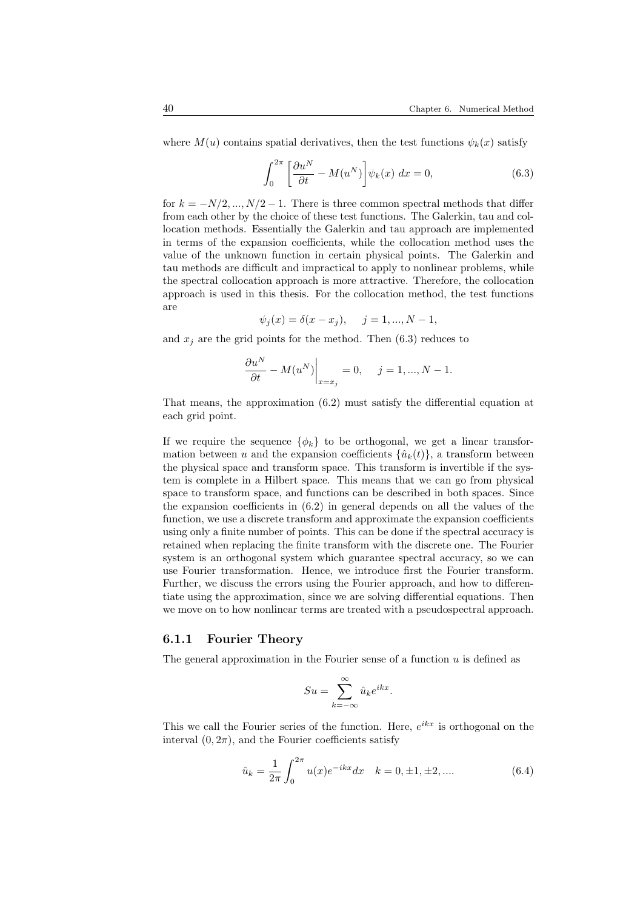where $M(u)$ contains spatial derivatives, then the test functions $\psi_k(x)$ satisfy

$$\int_0^{2\pi} \left[ \frac{\partial u^N}{\partial t} - M(u^N) \right] \psi_k(x) \, dx = 0, \tag{6.3}$$

for $k = -N/2, ..., N/2 - 1$. There is three common spectral methods that differ from each other by the choice of these test functions. The Galerkin, tau and collocation methods. Essentially the Galerkin and tau approach are implemented in terms of the expansion coefficients, while the collocation method uses the value of the unknown function in certain physical points. The Galerkin and tau methods are difficult and impractical to apply to nonlinear problems, while the spectral collocation approach is more attractive. Therefore, the collocation approach is used in this thesis. For the collocation method, the test functions are

$$\psi_j(x) = \delta(x - x_j), \quad j = 1, ..., N - 1,$$

and $x_j$ are the grid points for the method. Then (6.3) reduces to

$$\frac{\partial u^N}{\partial t} - M(u^N) \Big|_{x = x_j} = 0, \quad j = 1, ..., N - 1.$$

That means, the approximation (6.2) must satisfy the differential equation at each grid point.

If we require the sequence $\{\phi_k\}$ to be orthogonal, we get a linear transformation between $u$ and the expansion coefficients $\{\hat{u}_k(t)\}$, a transform between the physical space and transform space. This transform is invertible if the system is complete in a Hilbert space. This means that we can go from physical space to transform space, and functions can be described in both spaces. Since the expansion coefficients in (6.2) in general depends on all the values of the function, we use a discrete transform and approximate the expansion coefficients using only a finite number of points. This can be done if the spectral accuracy is retained when replacing the finite transform with the discrete one. The Fourier system is an orthogonal system which guarantee spectral accuracy, so we can use Fourier transformation. Hence, we introduce first the Fourier transform. Further, we discuss the errors using the Fourier approach, and how to differentiate using the approximation, since we are solving differential equations. Then we move on to how nonlinear terms are treated with a pseudospectral approach.

### 6.1.1 Fourier Theory

The general approximation in the Fourier sense of a function $u$ is defined as

$$Su = \sum_{k=-\infty}^{\infty} \hat{u}_k e^{ikx}.$$

This we call the Fourier series of the function. Here, $e^{ikx}$ is orthogonal on the interval $(0, 2\pi)$, and the Fourier coefficients satisfy

$$\hat{u}_k = \frac{1}{2\pi} \int_0^{2\pi} u(x) e^{-ikx} dx \quad k = 0, \pm 1, \pm 2, .... \tag{6.4}$$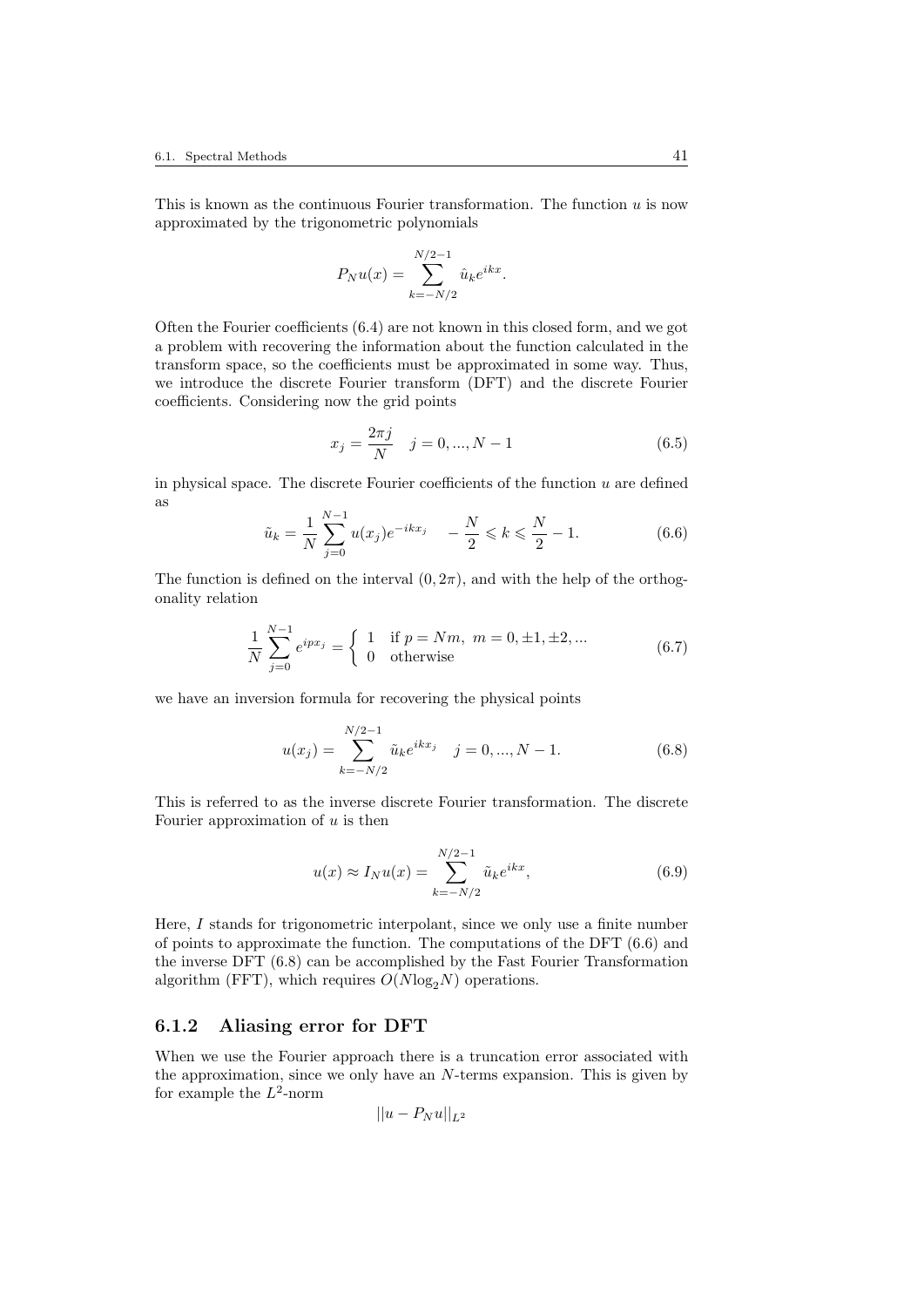This is known as the continuous Fourier transformation. The function $u$ is now approximated by the trigonometric polynomials

$$P_N u(x) = \sum_{k=-N/2}^{N/2-1} \hat{u}_k e^{ikx}.$$

Often the Fourier coefficients (6.4) are not known in this closed form, and we got a problem with recovering the information about the function calculated in the transform space, so the coefficients must be approximated in some way. Thus, we introduce the discrete Fourier transform (DFT) and the discrete Fourier coefficients. Considering now the grid points

$$x_j = \frac{2\pi j}{N} \quad j = 0, ..., N-1 \tag{6.5}$$

in physical space. The discrete Fourier coefficients of the function $u$ are defined as

$$\tilde{u}_k = \frac{1}{N} \sum_{j=0}^{N-1} u(x_j) e^{-ikx_j} \quad -\frac{N}{2} \leqslant k \leqslant \frac{N}{2} - 1. \tag{6.6}$$

The function is defined on the interval $(0, 2\pi)$, and with the help of the orthogonality relation

$$\frac{1}{N} \sum_{j=0}^{N-1} e^{ipx_j} = \begin{cases} 1 & \text{if } p = Nm, \ m = 0, \pm 1, \pm 2, ... \\ 0 & \text{otherwise} \end{cases} \tag{6.7}$$

we have an inversion formula for recovering the physical points

$$u(x_j) = \sum_{k=-N/2}^{N/2-1} \tilde{u}_k e^{ikx_j} \quad j = 0, ..., N-1. \tag{6.8}$$

This is referred to as the inverse discrete Fourier transformation. The discrete Fourier approximation of $u$ is then

$$u(x) \approx I_N u(x) = \sum_{k=-N/2}^{N/2-1} \tilde{u}_k e^{ikx}, \tag{6.9}$$

Here, $I$ stands for trigonometric interpolant, since we only use a finite number of points to approximate the function. The computations of the DFT (6.6) and the inverse DFT (6.8) can be accomplished by the Fast Fourier Transformation algorithm (FFT), which requires $O(N \log_2 N)$ operations.

### 6.1.2 Aliasing error for DFT

When we use the Fourier approach there is a truncation error associated with the approximation, since we only have an $N$-terms expansion. This is given by for example the $L^2$-norm

$$||u - P_N u||_{L^2}$$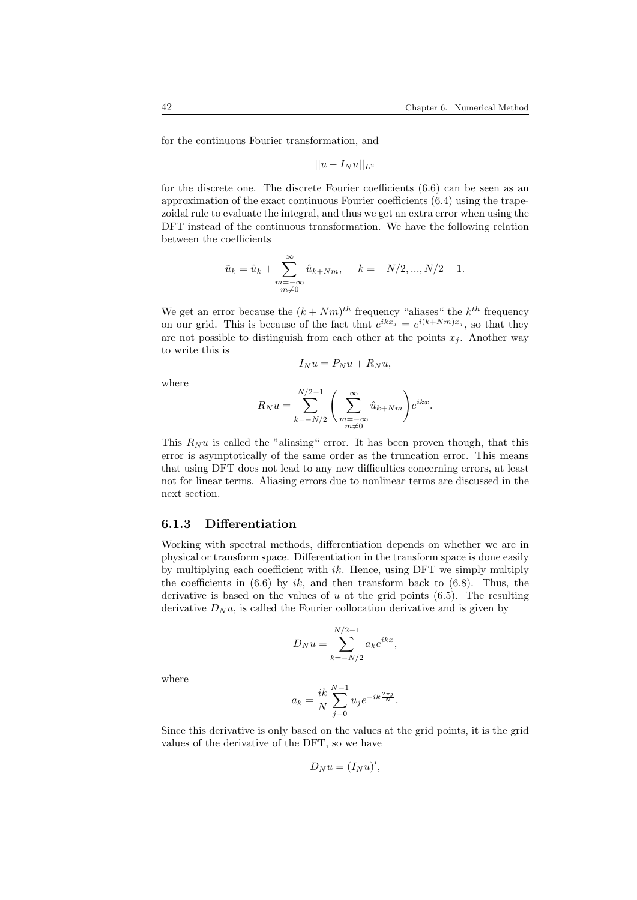for the continuous Fourier transformation, and

$$||u - I_N u||_{L^2}$$

for the discrete one. The discrete Fourier coefficients (6.6) can be seen as an approximation of the exact continuous Fourier coefficients (6.4) using the trapezoidal rule to evaluate the integral, and thus we get an extra error when using the DFT instead of the continuous transformation. We have the following relation between the coefficients

$$\tilde{u}_k = \hat{u}_k + \sum_{\substack{m=-\infty \\ m \neq 0}}^{\infty} \hat{u}_{k+Nm}, \qquad k = -N/2, ..., N/2 - 1.$$

We get an error because the $(k+Nm)^{th}$ frequency "aliases" the $k^{th}$ frequency on our grid. This is because of the fact that $e^{ikx_j} = e^{i(k+Nm)x_j}$, so that they are not possible to distinguish from each other at the points $x_j$. Another way to write this is

$$I_N u = P_N u + R_N u,$$

where

$$R_N u = \sum_{k=-N/2}^{N/2-1} \left( \sum_{\substack{m=-\infty \\ m \neq 0}}^{\infty} \hat{u}_{k+Nm} \right) e^{ikx}.$$

This $R_N u$ is called the "aliasing" error. It has been proven though, that this error is asymptotically of the same order as the truncation error. This means that using DFT does not lead to any new difficulties concerning errors, at least not for linear terms. Aliasing errors due to nonlinear terms are discussed in the next section.

### 6.1.3 Differentiation

Working with spectral methods, differentiation depends on whether we are in physical or transform space. Differentiation in the transform space is done easily by multiplying each coefficient with $ik$. Hence, using DFT we simply multiply the coefficients in (6.6) by $ik$, and then transform back to (6.8). Thus, the derivative is based on the values of $u$ at the grid points (6.5). The resulting derivative $D_N u$, is called the Fourier collocation derivative and is given by

$$D_N u = \sum_{k=-N/2}^{N/2-1} a_k e^{ikx},$$

where

$$a_k = \frac{ik}{N} \sum_{j=0}^{N-1} u_j e^{-ik\frac{2\pi j}{N}}.$$

Since this derivative is only based on the values at the grid points, it is the grid values of the derivative of the DFT, so we have

$$D_N u = (I_N u)',$$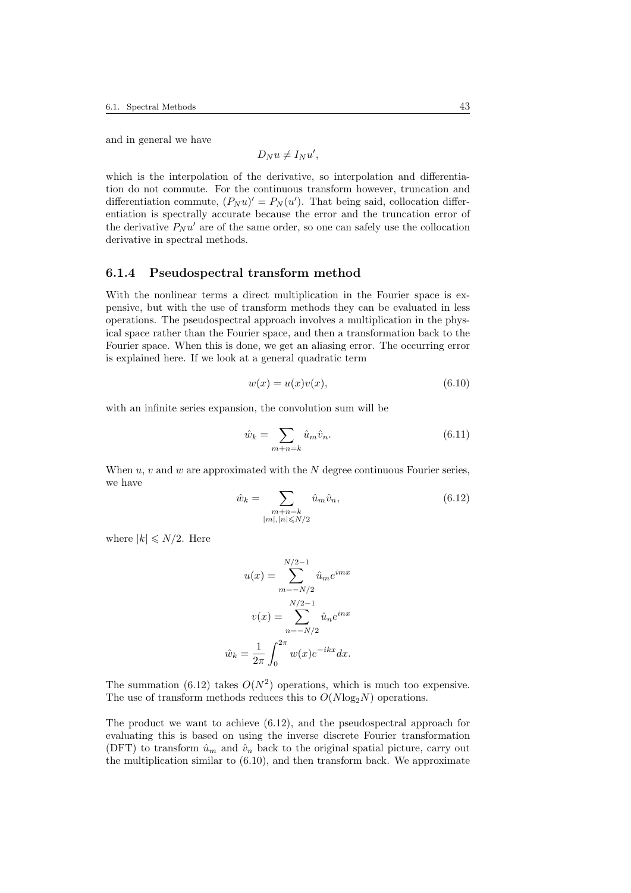and in general we have

$$D_N u \neq I_N u',$$

which is the interpolation of the derivative, so interpolation and differentiation do not commute. For the continuous transform however, truncation and differentiation commute, $(P_N u)' = P_N(u')$. That being said, collocation differentiation is spectrally accurate because the error and the truncation error of the derivative $P_N u'$ are of the same order, so one can safely use the collocation derivative in spectral methods.

### 6.1.4 Pseudospectral transform method

With the nonlinear terms a direct multiplication in the Fourier space is expensive, but with the use of transform methods they can be evaluated in less operations. The pseudospectral approach involves a multiplication in the physical space rather than the Fourier space, and then a transformation back to the Fourier space. When this is done, we get an aliasing error. The occurring error is explained here. If we look at a general quadratic term

$$w(x) = u(x)v(x), \tag{6.10}$$

with an infinite series expansion, the convolution sum will be

$$\hat{w}_k = \sum_{m+n=k} \hat{u}_m \hat{v}_n. \tag{6.11}$$

When $u$, $v$ and $w$ are approximated with the $N$ degree continuous Fourier series, we have

$$\hat{w}_k = \sum_{\substack{m+n=k \\ |m|,|n| \leqslant N/2}} \hat{u}_m \hat{v}_n, \tag{6.12}$$

where $|k| \leqslant N/2$. Here

$$u(x) = \sum_{m=-N/2}^{N/2-1} \hat{u}_m e^{imx}$$

$$v(x) = \sum_{n=-N/2}^{N/2-1} \hat{u}_n e^{inx}$$

$$\hat{w}_k = \frac{1}{2\pi} \int_0^{2\pi} w(x) e^{-ikx} dx.$$

The summation (6.12) takes $O(N^2)$ operations, which is much too expensive. The use of transform methods reduces this to $O(N \log_2 N)$ operations.

The product we want to achieve (6.12), and the pseudospectral approach for evaluating this is based on using the inverse discrete Fourier transformation (DFT) to transform $\hat{u}_m$ and $\hat{v}_n$ back to the original spatial picture, carry out the multiplication similar to (6.10), and then transform back. We approximate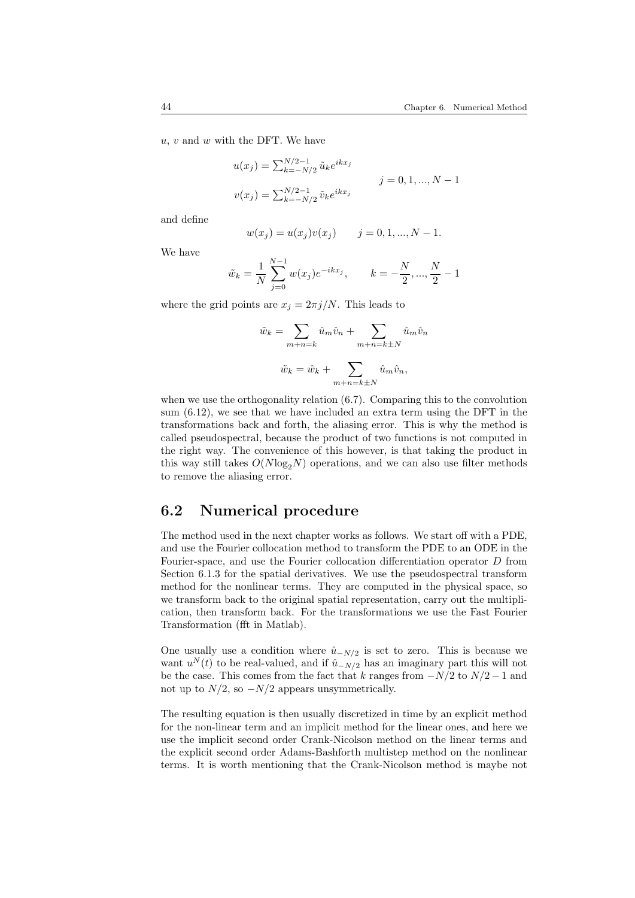$u$, $v$ and $w$ with the DFT. We have

$$
\begin{aligned}
u(x_j) &= \textstyle\sum_{k=-N/2}^{N/2-1} \tilde{u}_k e^{ikx_j} \\
v(x_j) &= \textstyle\sum_{k=-N/2}^{N/2-1} \tilde{v}_k e^{ikx_j}
\end{aligned}
\qquad j = 0, 1, ..., N-1
$$

and define

$$
w(x_j) = u(x_j)v(x_j) \qquad j = 0, 1, ..., N-1.
$$

We have

$$
\tilde{w}_k = \frac{1}{N} \sum_{j=0}^{N-1} w(x_j) e^{-ikx_j}, \qquad k = -\frac{N}{2}, ..., \frac{N}{2} - 1
$$

where the grid points are $x_j = 2\pi j/N$. This leads to

$$
\tilde{w}_k = \sum_{m+n=k} \hat{u}_m \hat{v}_n + \sum_{m+n=k\pm N} \hat{u}_m \hat{v}_n
$$

$$
\tilde{w}_k = \hat{w}_k + \sum_{m+n=k\pm N} \hat{u}_m \hat{v}_n,
$$

when we use the orthogonality relation (6.7). Comparing this to the convolution sum (6.12), we see that we have included an extra term using the DFT in the transformations back and forth, the aliasing error. This is why the method is called pseudospectral, because the product of two functions is not computed in the right way. The convenience of this however, is that taking the product in this way still takes $O(N\log_2 N)$ operations, and we can also use filter methods to remove the aliasing error.

## 6.2 Numerical procedure

The method used in the next chapter works as follows. We start off with a PDE, and use the Fourier collocation method to transform the PDE to an ODE in the Fourier-space, and use the Fourier collocation differentiation operator $D$ from Section 6.1.3 for the spatial derivatives. We use the pseudospectral transform method for the nonlinear terms. They are computed in the physical space, so we transform back to the original spatial representation, carry out the multiplication, then transform back. For the transformations we use the Fast Fourier Transformation (fft in Matlab).

One usually use a condition where $\hat{u}_{-N/2}$ is set to zero. This is because we want $u^N(t)$ to be real-valued, and if $\hat{u}_{-N/2}$ has an imaginary part this will not be the case. This comes from the fact that $k$ ranges from $-N/2$ to $N/2-1$ and not up to $N/2$, so $-N/2$ appears unsymmetrically.

The resulting equation is then usually discretized in time by an explicit method for the non-linear term and an implicit method for the linear ones, and here we use the implicit second order Crank-Nicolson method on the linear terms and the explicit second order Adams-Bashforth multistep method on the nonlinear terms. It is worth mentioning that the Crank-Nicolson method is maybe not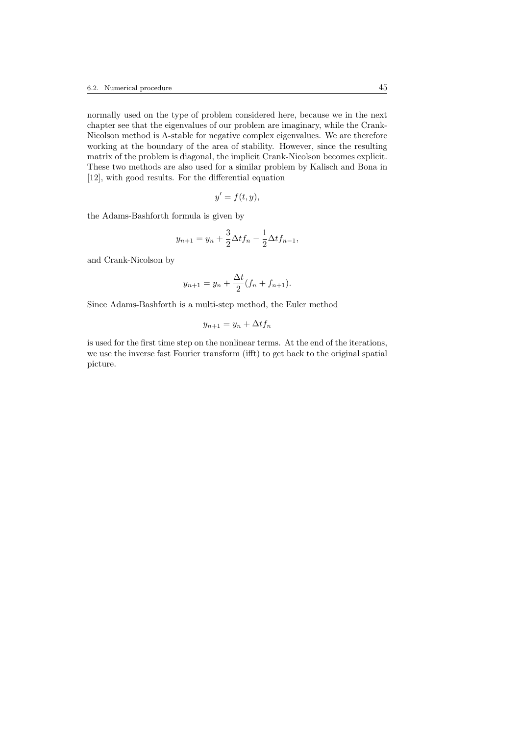normally used on the type of problem considered here, because we in the next chapter see that the eigenvalues of our problem are imaginary, while the Crank-Nicolson method is A-stable for negative complex eigenvalues. We are therefore working at the boundary of the area of stability. However, since the resulting matrix of the problem is diagonal, the implicit Crank-Nicolson becomes explicit. These two methods are also used for a similar problem by Kalisch and Bona in [12], with good results. For the differential equation

$$y' = f(t, y),$$

the Adams-Bashforth formula is given by

$$y_{n+1} = y_n + \frac{3}{2}\Delta t f_n - \frac{1}{2}\Delta t f_{n-1},$$

and Crank-Nicolson by

$$y_{n+1} = y_n + \frac{\Delta t}{2}(f_n + f_{n+1}).$$

Since Adams-Bashforth is a multi-step method, the Euler method

$$y_{n+1} = y_n + \Delta t f_n$$

is used for the first time step on the nonlinear terms. At the end of the iterations, we use the inverse fast Fourier transform (ifft) to get back to the original spatial picture.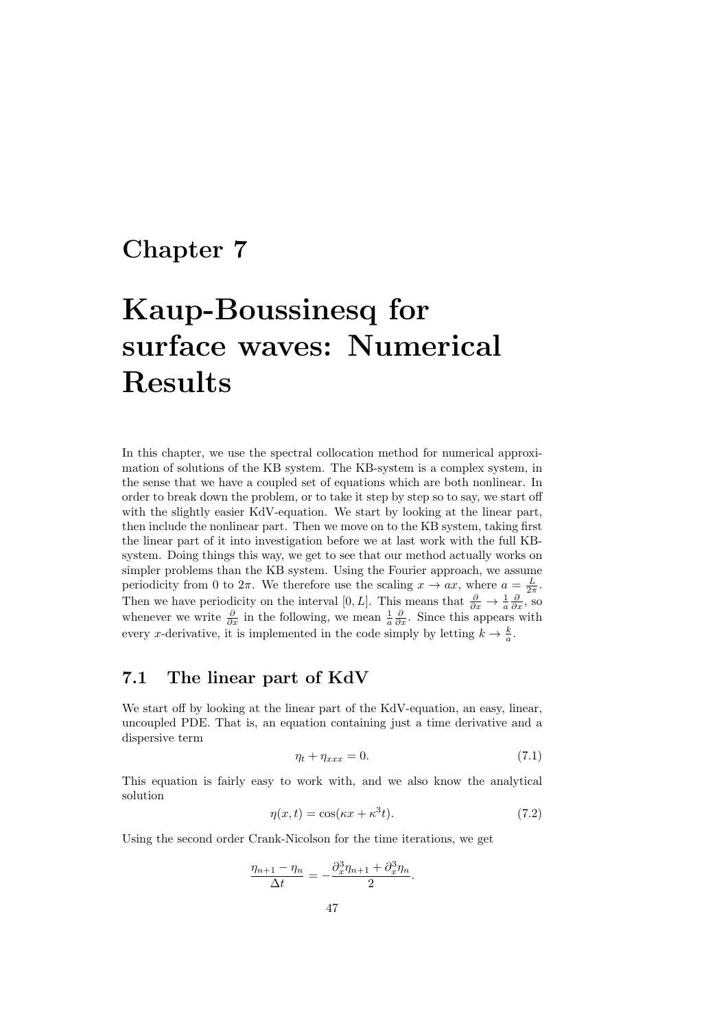# Chapter 7

# Kaup-Boussinesq for surface waves: Numerical Results

In this chapter, we use the spectral collocation method for numerical approximation of solutions of the KB system. The KB-system is a complex system, in the sense that we have a coupled set of equations which are both nonlinear. In order to break down the problem, or to take it step by step so to say, we start off with the slightly easier KdV-equation. We start by looking at the linear part, then include the nonlinear part. Then we move on to the KB system, taking first the linear part of it into investigation before we at last work with the full KB-system. Doing things this way, we get to see that our method actually works on simpler problems than the KB system. Using the Fourier approach, we assume periodicity from 0 to $2\pi$. We therefore use the scaling $x \to ax$, where $a = \frac{L}{2\pi}$. Then we have periodicity on the interval $[0, L]$. This means that $\frac{\partial}{\partial x} \to \frac{1}{a}\frac{\partial}{\partial x}$, so whenever we write $\frac{\partial}{\partial x}$ in the following, we mean $\frac{1}{a}\frac{\partial}{\partial x}$. Since this appears with every $x$-derivative, it is implemented in the code simply by letting $k \to \frac{k}{a}$.

## 7.1 The linear part of KdV

We start off by looking at the linear part of the KdV-equation, an easy, linear, uncoupled PDE. That is, an equation containing just a time derivative and a dispersive term

$$\eta_t + \eta_{xxx} = 0. \tag{7.1}$$

This equation is fairly easy to work with, and we also know the analytical solution

$$\eta(x,t) = \cos(\kappa x + \kappa^3 t). \tag{7.2}$$

Using the second order Crank-Nicolson for the time iterations, we get

$$\frac{\eta_{n+1} - \eta_n}{\Delta t} = -\frac{\partial_x^3 \eta_{n+1} + \partial_x^3 \eta_n}{2}.$$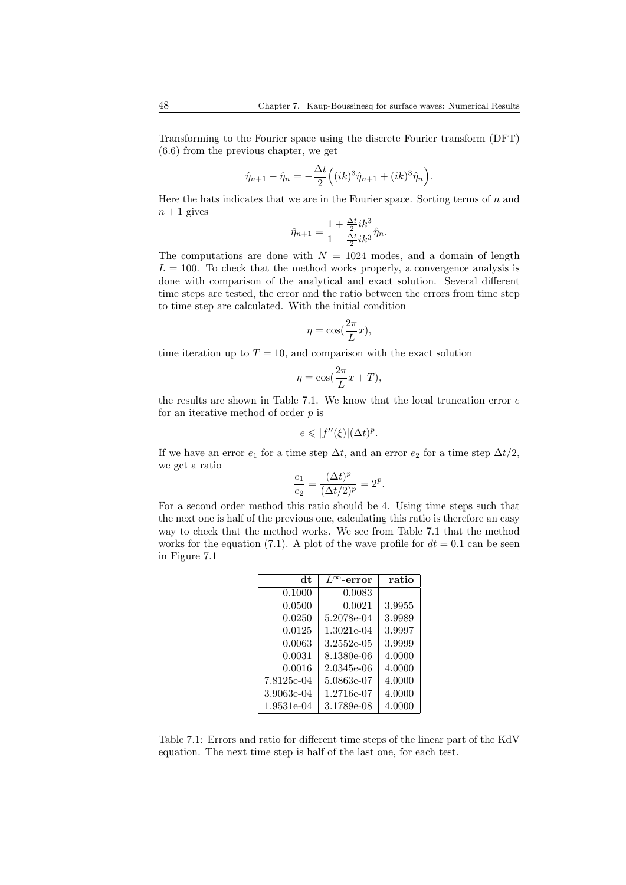Transforming to the Fourier space using the discrete Fourier transform (DFT) (6.6) from the previous chapter, we get

$$\hat{\eta}_{n+1} - \hat{\eta}_n = -\frac{\Delta t}{2}\Big((ik)^3\hat{\eta}_{n+1} + (ik)^3\hat{\eta}_n\Big).$$

Here the hats indicates that we are in the Fourier space. Sorting terms of $n$ and $n+1$ gives

$$\hat{\eta}_{n+1} = \frac{1 + \frac{\Delta t}{2}ik^3}{1 - \frac{\Delta t}{2}ik^3}\hat{\eta}_n.$$

The computations are done with $N = 1024$ modes, and a domain of length $L = 100$. To check that the method works properly, a convergence analysis is done with comparison of the analytical and exact solution. Several different time steps are tested, the error and the ratio between the errors from time step to time step are calculated. With the initial condition

$$\eta = \cos(\frac{2\pi}{L}x),$$

time iteration up to $T = 10$, and comparison with the exact solution

$$\eta = \cos(\frac{2\pi}{L}x + T),$$

the results are shown in Table 7.1. We know that the local truncation error $e$ for an iterative method of order $p$ is

$$e \leqslant |f''(\xi)|(\Delta t)^p.$$

If we have an error $e_1$ for a time step $\Delta t$, and an error $e_2$ for a time step $\Delta t/2$, we get a ratio

$$\frac{e_1}{e_2} = \frac{(\Delta t)^p}{(\Delta t/2)^p} = 2^p.$$

For a second order method this ratio should be 4. Using time steps such that the next one is half of the previous one, calculating this ratio is therefore an easy way to check that the method works. We see from Table 7.1 that the method works for the equation (7.1). A plot of the wave profile for $dt = 0.1$ can be seen in Figure 7.1

| **dt** | **$L^\infty$-error** | **ratio** |
|---|---|---|
| 0.1000 | 0.0083 | |
| 0.0500 | 0.0021 | 3.9955 |
| 0.0250 | 5.2078e-04 | 3.9989 |
| 0.0125 | 1.3021e-04 | 3.9997 |
| 0.0063 | 3.2552e-05 | 3.9999 |
| 0.0031 | 8.1380e-06 | 4.0000 |
| 0.0016 | 2.0345e-06 | 4.0000 |
| 7.8125e-04 | 5.0863e-07 | 4.0000 |
| 3.9063e-04 | 1.2716e-07 | 4.0000 |
| 1.9531e-04 | 3.1789e-08 | 4.0000 |

Table 7.1: Errors and ratio for different time steps of the linear part of the KdV equation. The next time step is half of the last one, for each test.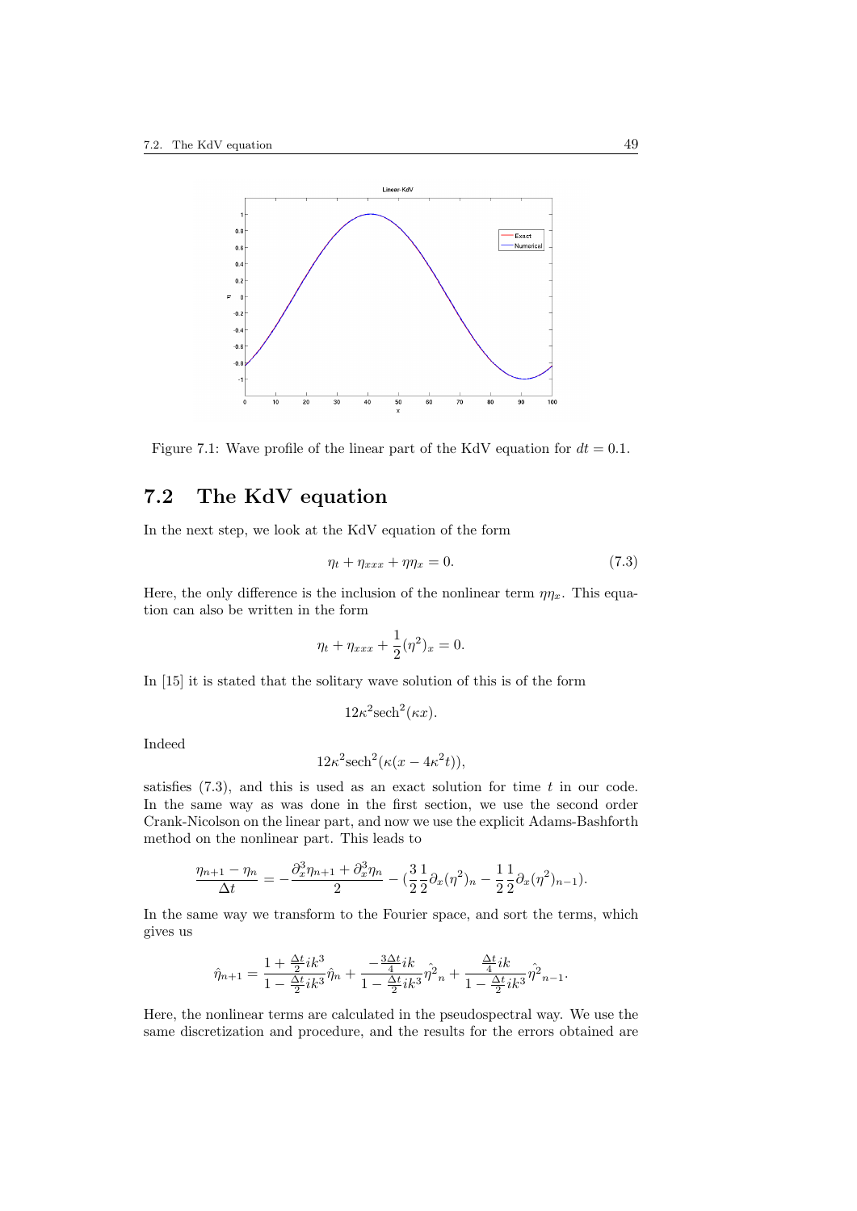Figure 7.1: Wave profile of the linear part of the KdV equation for $dt = 0.1$.

## 7.2 The KdV equation

In the next step, we look at the KdV equation of the form

$$\eta_t + \eta_{xxx} + \eta\eta_x = 0. \tag{7.3}$$

Here, the only difference is the inclusion of the nonlinear term $\eta\eta_x$. This equation can also be written in the form

$$\eta_t + \eta_{xxx} + \frac{1}{2}(\eta^2)_x = 0.$$

In [15] it is stated that the solitary wave solution of this is of the form

$$12\kappa^2 \text{sech}^2(\kappa x).$$

Indeed

$$12\kappa^2 \text{sech}^2(\kappa(x - 4\kappa^2 t)),$$

satisfies (7.3), and this is used as an exact solution for time $t$ in our code. In the same way as was done in the first section, we use the second order Crank-Nicolson on the linear part, and now we use the explicit Adams-Bashforth method on the nonlinear part. This leads to

$$\frac{\eta_{n+1} - \eta_n}{\Delta t} = -\frac{\partial_x^3 \eta_{n+1} + \partial_x^3 \eta_n}{2} - \left(\frac{3}{2}\frac{1}{2}\partial_x(\eta^2)_n - \frac{1}{2}\frac{1}{2}\partial_x(\eta^2)_{n-1}\right).$$

In the same way we transform to the Fourier space, and sort the terms, which gives us

$$\hat{\eta}_{n+1} = \frac{1 + \frac{\Delta t}{2}ik^3}{1 - \frac{\Delta t}{2}ik^3}\hat{\eta}_n + \frac{-\frac{3\Delta t}{4}ik}{1 - \frac{\Delta t}{2}ik^3}\hat{\eta^2}_n + \frac{\frac{\Delta t}{4}ik}{1 - \frac{\Delta t}{2}ik^3}\hat{\eta^2}_{n-1}.$$

Here, the nonlinear terms are calculated in the pseudospectral way. We use the same discretization and procedure, and the results for the errors obtained are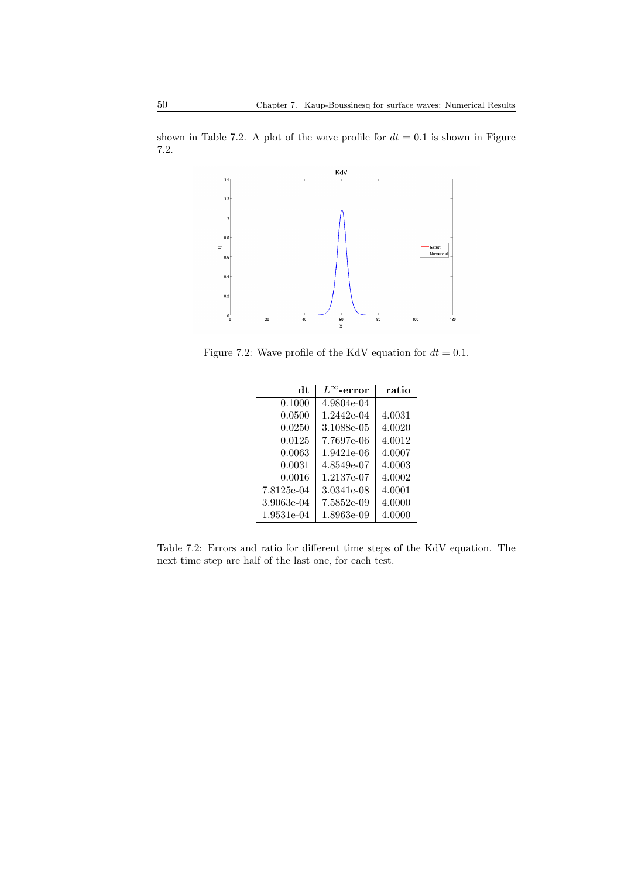shown in Table 7.2. A plot of the wave profile for $dt = 0.1$ is shown in Figure 7.2.

Figure 7.2: Wave profile of the KdV equation for $dt = 0.1$.

| dt | $L^\infty$-error | ratio |
|---:|---:|---:|
| 0.1000 | 4.9804e-04 | |
| 0.0500 | 1.2442e-04 | 4.0031 |
| 0.0250 | 3.1088e-05 | 4.0020 |
| 0.0125 | 7.7697e-06 | 4.0012 |
| 0.0063 | 1.9421e-06 | 4.0007 |
| 0.0031 | 4.8549e-07 | 4.0003 |
| 0.0016 | 1.2137e-07 | 4.0002 |
| 7.8125e-04 | 3.0341e-08 | 4.0001 |
| 3.9063e-04 | 7.5852e-09 | 4.0000 |
| 1.9531e-04 | 1.8963e-09 | 4.0000 |

Table 7.2: Errors and ratio for different time steps of the KdV equation. The next time step are half of the last one, for each test.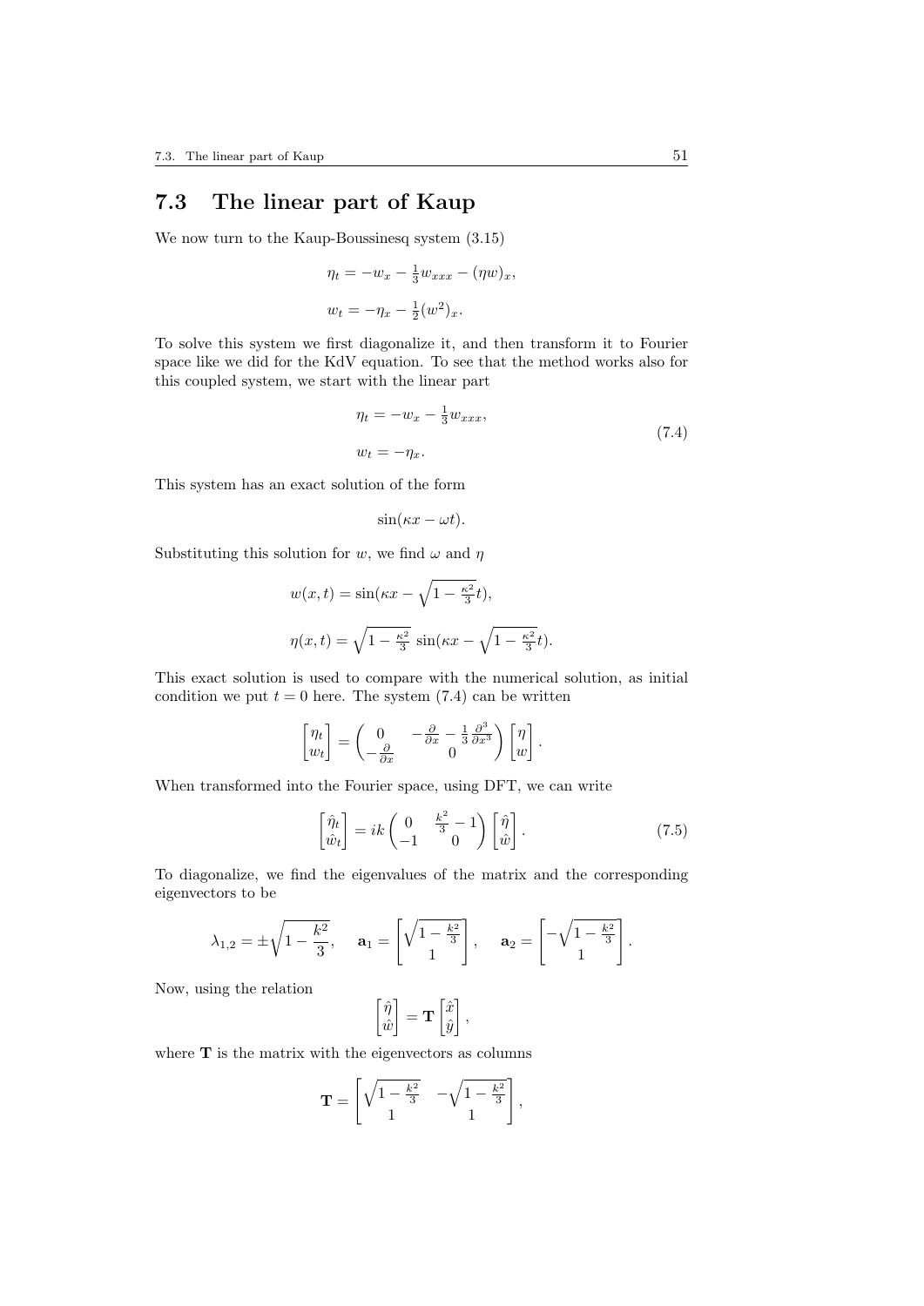## 7.3 The linear part of Kaup

We now turn to the Kaup-Boussinesq system (3.15)

$$\eta_t = -w_x - \tfrac{1}{3}w_{xxx} - (\eta w)_x,$$

$$w_t = -\eta_x - \tfrac{1}{2}(w^2)_x.$$

To solve this system we first diagonalize it, and then transform it to Fourier space like we did for the KdV equation. To see that the method works also for this coupled system, we start with the linear part

$$\begin{aligned} \eta_t &= -w_x - \tfrac{1}{3}w_{xxx}, \\ w_t &= -\eta_x. \end{aligned} \tag{7.4}$$

This system has an exact solution of the form

$$\sin(\kappa x - \omega t).$$

Substituting this solution for $w$, we find $\omega$ and $\eta$

$$w(x,t) = \sin(\kappa x - \sqrt{1 - \tfrac{\kappa^2}{3}}t),$$

$$\eta(x,t) = \sqrt{1 - \tfrac{\kappa^2}{3}}\ \sin(\kappa x - \sqrt{1 - \tfrac{\kappa^2}{3}}t).$$

This exact solution is used to compare with the numerical solution, as initial condition we put $t = 0$ here. The system (7.4) can be written

$$\begin{bmatrix} \eta_t \\ w_t \end{bmatrix} = \begin{pmatrix} 0 & -\frac{\partial}{\partial x} - \frac{1}{3}\frac{\partial^3}{\partial x^3} \\ -\frac{\partial}{\partial x} & 0 \end{pmatrix} \begin{bmatrix} \eta \\ w \end{bmatrix}.$$

When transformed into the Fourier space, using DFT, we can write

$$\begin{bmatrix} \hat{\eta}_t \\ \hat{w}_t \end{bmatrix} = ik \begin{pmatrix} 0 & \frac{k^2}{3} - 1 \\ -1 & 0 \end{pmatrix} \begin{bmatrix} \hat{\eta} \\ \hat{w} \end{bmatrix}. \tag{7.5}$$

To diagonalize, we find the eigenvalues of the matrix and the corresponding eigenvectors to be

$$\lambda_{1,2} = \pm\sqrt{1 - \frac{k^2}{3}}, \quad \mathbf{a}_1 = \begin{bmatrix} \sqrt{1 - \frac{k^2}{3}} \\ 1 \end{bmatrix}, \quad \mathbf{a}_2 = \begin{bmatrix} -\sqrt{1 - \frac{k^2}{3}} \\ 1 \end{bmatrix}.$$

Now, using the relation

$$\begin{bmatrix} \hat{\eta} \\ \hat{w} \end{bmatrix} = \mathbf{T} \begin{bmatrix} \hat{x} \\ \hat{y} \end{bmatrix},$$

where $\mathbf{T}$ is the matrix with the eigenvectors as columns

$$\mathbf{T} = \begin{bmatrix} \sqrt{1 - \frac{k^2}{3}} & -\sqrt{1 - \frac{k^2}{3}} \\ 1 & 1 \end{bmatrix},$$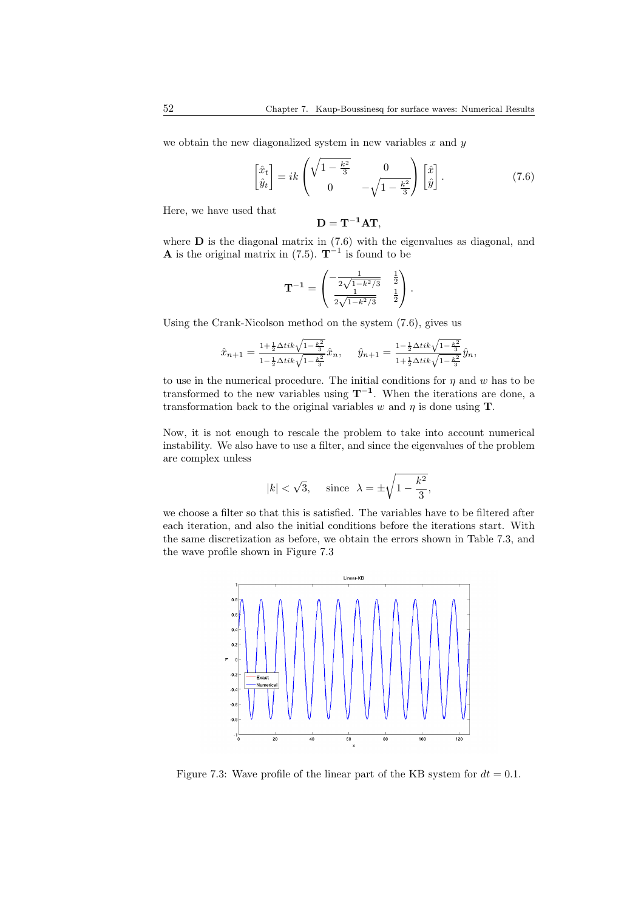we obtain the new diagonalized system in new variables $x$ and $y$

$$
\begin{bmatrix} \hat{x}_t \\ \hat{y}_t \end{bmatrix} = ik \begin{pmatrix} \sqrt{1-\frac{k^2}{3}} & 0 \\ 0 & -\sqrt{1-\frac{k^2}{3}} \end{pmatrix} \begin{bmatrix} \hat{x} \\ \hat{y} \end{bmatrix}. \tag{7.6}
$$

Here, we have used that

$$
\mathbf{D} = \mathbf{T^{-1}AT},
$$

where $\mathbf{D}$ is the diagonal matrix in (7.6) with the eigenvalues as diagonal, and $\mathbf{A}$ is the original matrix in (7.5). $\mathbf{T}^{-1}$ is found to be

$$
\mathbf{T^{-1}} = \begin{pmatrix} -\frac{1}{2\sqrt{1-k^2/3}} & \frac{1}{2} \\ \frac{1}{2\sqrt{1-k^2/3}} & \frac{1}{2} \end{pmatrix}.
$$

Using the Crank-Nicolson method on the system (7.6), gives us

$$
\hat{x}_{n+1} = \frac{1+\frac{1}{2}\Delta t i k \sqrt{1-\frac{k^2}{3}}}{1-\frac{1}{2}\Delta t i k \sqrt{1-\frac{k^2}{3}}} \hat{x}_n, \qquad \hat{y}_{n+1} = \frac{1-\frac{1}{2}\Delta t i k \sqrt{1-\frac{k^2}{3}}}{1+\frac{1}{2}\Delta t i k \sqrt{1-\frac{k^2}{3}}} \hat{y}_n,
$$

to use in the numerical procedure. The initial conditions for $\eta$ and $w$ has to be transformed to the new variables using $\mathbf{T^{-1}}$. When the iterations are done, a transformation back to the original variables $w$ and $\eta$ is done using $\mathbf{T}$.

Now, it is not enough to rescale the problem to take into account numerical instability. We also have to use a filter, and since the eigenvalues of the problem are complex unless

$$
|k| < \sqrt{3}, \quad \text{since} \;\; \lambda = \pm\sqrt{1-\frac{k^2}{3}},
$$

we choose a filter so that this is satisfied. The variables have to be filtered after each iteration, and also the initial conditions before the iterations start. With the same discretization as before, we obtain the errors shown in Table 7.3, and the wave profile shown in Figure 7.3

Figure 7.3: Wave profile of the linear part of the KB system for $dt = 0.1$.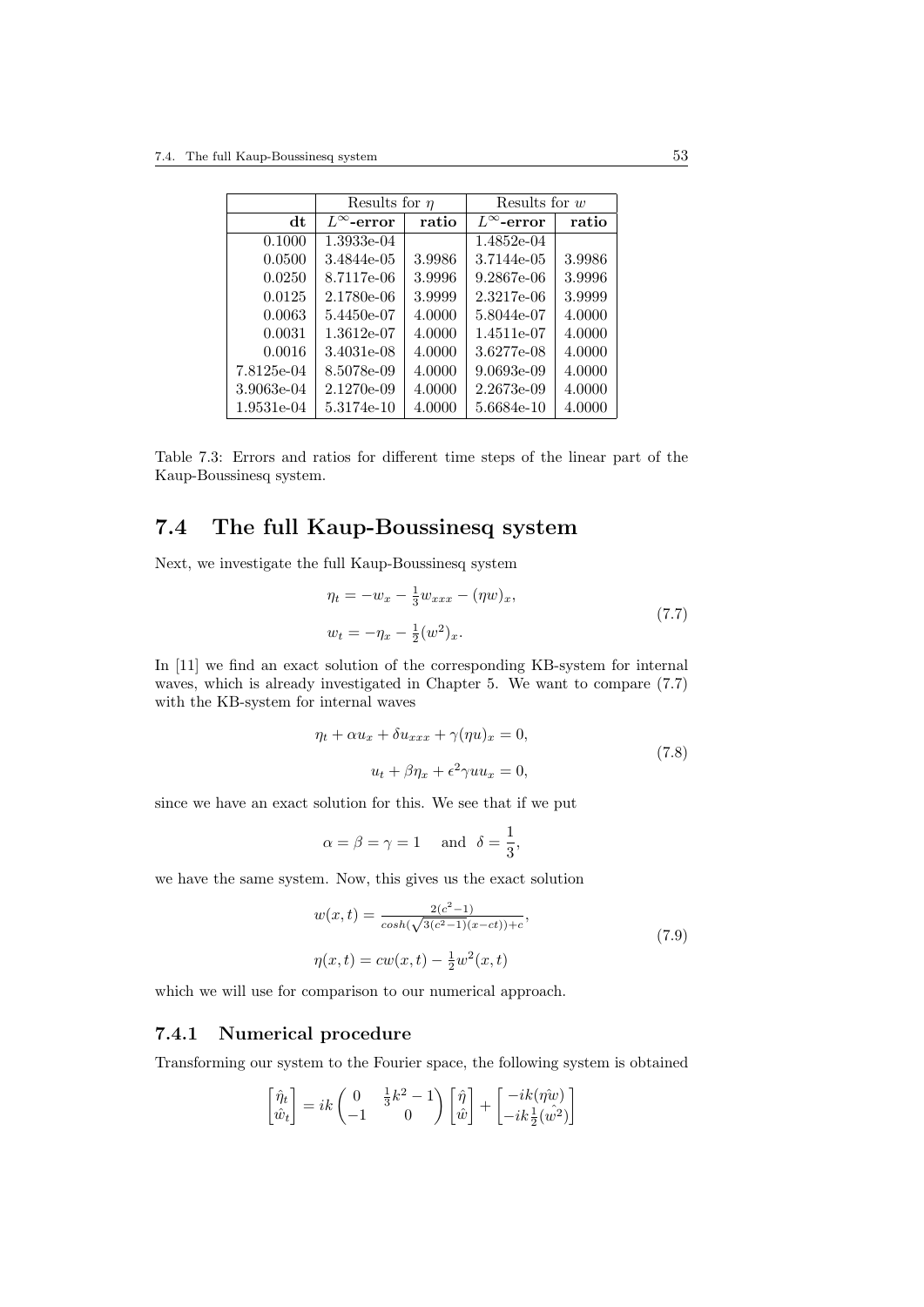| | Results for $\eta$ | | Results for $w$ | |
|---|---|---|---|---|
| **dt** | $L^\infty$**-error** | **ratio** | $L^\infty$**-error** | **ratio** |
| 0.1000 | 1.3933e-04 | | 1.4852e-04 | |
| 0.0500 | 3.4844e-05 | 3.9986 | 3.7144e-05 | 3.9986 |
| 0.0250 | 8.7117e-06 | 3.9996 | 9.2867e-06 | 3.9996 |
| 0.0125 | 2.1780e-06 | 3.9999 | 2.3217e-06 | 3.9999 |
| 0.0063 | 5.4450e-07 | 4.0000 | 5.8044e-07 | 4.0000 |
| 0.0031 | 1.3612e-07 | 4.0000 | 1.4511e-07 | 4.0000 |
| 0.0016 | 3.4031e-08 | 4.0000 | 3.6277e-08 | 4.0000 |
| 7.8125e-04 | 8.5078e-09 | 4.0000 | 9.0693e-09 | 4.0000 |
| 3.9063e-04 | 2.1270e-09 | 4.0000 | 2.2673e-09 | 4.0000 |
| 1.9531e-04 | 5.3174e-10 | 4.0000 | 5.6684e-10 | 4.0000 |

Table 7.3: Errors and ratios for different time steps of the linear part of the Kaup-Boussinesq system.

## 7.4 The full Kaup-Boussinesq system

Next, we investigate the full Kaup-Boussinesq system

$$
\begin{aligned}
\eta_t &= -w_x - \tfrac{1}{3}w_{xxx} - (\eta w)_x, \\
w_t &= -\eta_x - \tfrac{1}{2}(w^2)_x.
\end{aligned}
\tag{7.7}
$$

In [11] we find an exact solution of the corresponding KB-system for internal waves, which is already investigated in Chapter 5. We want to compare (7.7) with the KB-system for internal waves

$$
\begin{aligned}
\eta_t + \alpha u_x + \delta u_{xxx} + \gamma(\eta u)_x &= 0, \\
u_t + \beta\eta_x + \epsilon^2\gamma u u_x &= 0,
\end{aligned}
\tag{7.8}
$$

since we have an exact solution for this. We see that if we put

$$
\alpha = \beta = \gamma = 1 \quad \text{and} \quad \delta = \frac{1}{3},
$$

we have the same system. Now, this gives us the exact solution

$$
\begin{aligned}
w(x,t) &= \frac{2(c^2-1)}{cosh(\sqrt{3(c^2-1)}(x-ct))+c}, \\
\eta(x,t) &= cw(x,t) - \tfrac{1}{2}w^2(x,t)
\end{aligned}
\tag{7.9}
$$

which we will use for comparison to our numerical approach.

### 7.4.1 Numerical procedure

Transforming our system to the Fourier space, the following system is obtained

$$
\begin{bmatrix} \hat{\eta}_t \\ \hat{w}_t \end{bmatrix} = ik \begin{pmatrix} 0 & \frac{1}{3}k^2 - 1 \\ -1 & 0 \end{pmatrix} \begin{bmatrix} \hat{\eta} \\ \hat{w} \end{bmatrix} + \begin{bmatrix} -ik(\hat{\eta w}) \\ -ik\frac{1}{2}(\hat{w^2}) \end{bmatrix}
$$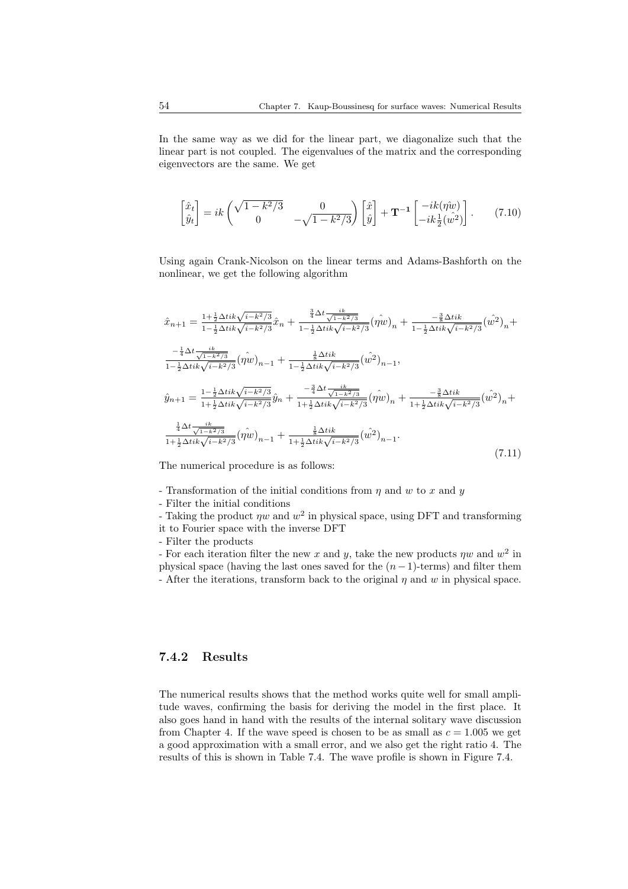In the same way as we did for the linear part, we diagonalize such that the linear part is not coupled. The eigenvalues of the matrix and the corresponding eigenvectors are the same. We get

$$\begin{bmatrix} \hat{x}_t \\ \hat{y}_t \end{bmatrix} = ik \begin{pmatrix} \sqrt{1-k^2/3} & 0 \\ 0 & -\sqrt{1-k^2/3} \end{pmatrix} \begin{bmatrix} \hat{x} \\ \hat{y} \end{bmatrix} + \mathbf{T^{-1}} \begin{bmatrix} -ik(\hat{\eta w}) \\ -ik\frac{1}{2}(\hat{w^2}) \end{bmatrix}. \tag{7.10}$$

Using again Crank-Nicolson on the linear terms and Adams-Bashforth on the nonlinear, we get the following algorithm

$$\begin{aligned}
\hat{x}_{n+1} &= \frac{1+\frac{1}{2}\Delta tik\sqrt{i-k^2/3}}{1-\frac{1}{2}\Delta tik\sqrt{i-k^2/3}}\hat{x}_n + \frac{\frac{3}{4}\Delta t\frac{ik}{\sqrt{1-k^2/3}}}{1-\frac{1}{2}\Delta tik\sqrt{i-k^2/3}}(\hat{\eta w})_n + \frac{-\frac{3}{8}\Delta tik}{1-\frac{1}{2}\Delta tik\sqrt{i-k^2/3}}(\hat{w^2})_n + \\
&\frac{-\frac{1}{4}\Delta t\frac{ik}{\sqrt{1-k^2/3}}}{1-\frac{1}{2}\Delta tik\sqrt{i-k^2/3}}(\hat{\eta w})_{n-1} + \frac{\frac{1}{8}\Delta tik}{1-\frac{1}{2}\Delta tik\sqrt{i-k^2/3}}(\hat{w^2})_{n-1}, \\
\hat{y}_{n+1} &= \frac{1-\frac{1}{2}\Delta tik\sqrt{i-k^2/3}}{1+\frac{1}{2}\Delta tik\sqrt{i-k^2/3}}\hat{y}_n + \frac{-\frac{3}{4}\Delta t\frac{ik}{\sqrt{1-k^2/3}}}{1+\frac{1}{2}\Delta tik\sqrt{i-k^2/3}}(\hat{\eta w})_n + \frac{-\frac{3}{8}\Delta tik}{1+\frac{1}{2}\Delta tik\sqrt{i-k^2/3}}(\hat{w^2})_n + \\
&\frac{\frac{1}{4}\Delta t\frac{ik}{\sqrt{1-k^2/3}}}{1+\frac{1}{2}\Delta tik\sqrt{i-k^2/3}}(\hat{\eta w})_{n-1} + \frac{\frac{1}{8}\Delta tik}{1+\frac{1}{2}\Delta tik\sqrt{i-k^2/3}}(\hat{w^2})_{n-1}.
\end{aligned} \tag{7.11}$$

The numerical procedure is as follows:

- Transformation of the initial conditions from $\eta$ and $w$ to $x$ and $y$
- Filter the initial conditions
- Taking the product $\eta w$ and $w^2$ in physical space, using DFT and transforming it to Fourier space with the inverse DFT
- Filter the products
- For each iteration filter the new $x$ and $y$, take the new products $\eta w$ and $w^2$ in physical space (having the last ones saved for the $(n-1)$-terms) and filter them
- After the iterations, transform back to the original $\eta$ and $w$ in physical space.

### 7.4.2 Results

The numerical results shows that the method works quite well for small amplitude waves, confirming the basis for deriving the model in the first place. It also goes hand in hand with the results of the internal solitary wave discussion from Chapter 4. If the wave speed is chosen to be as small as $c = 1.005$ we get a good approximation with a small error, and we also get the right ratio 4. The results of this is shown in Table 7.4. The wave profile is shown in Figure 7.4.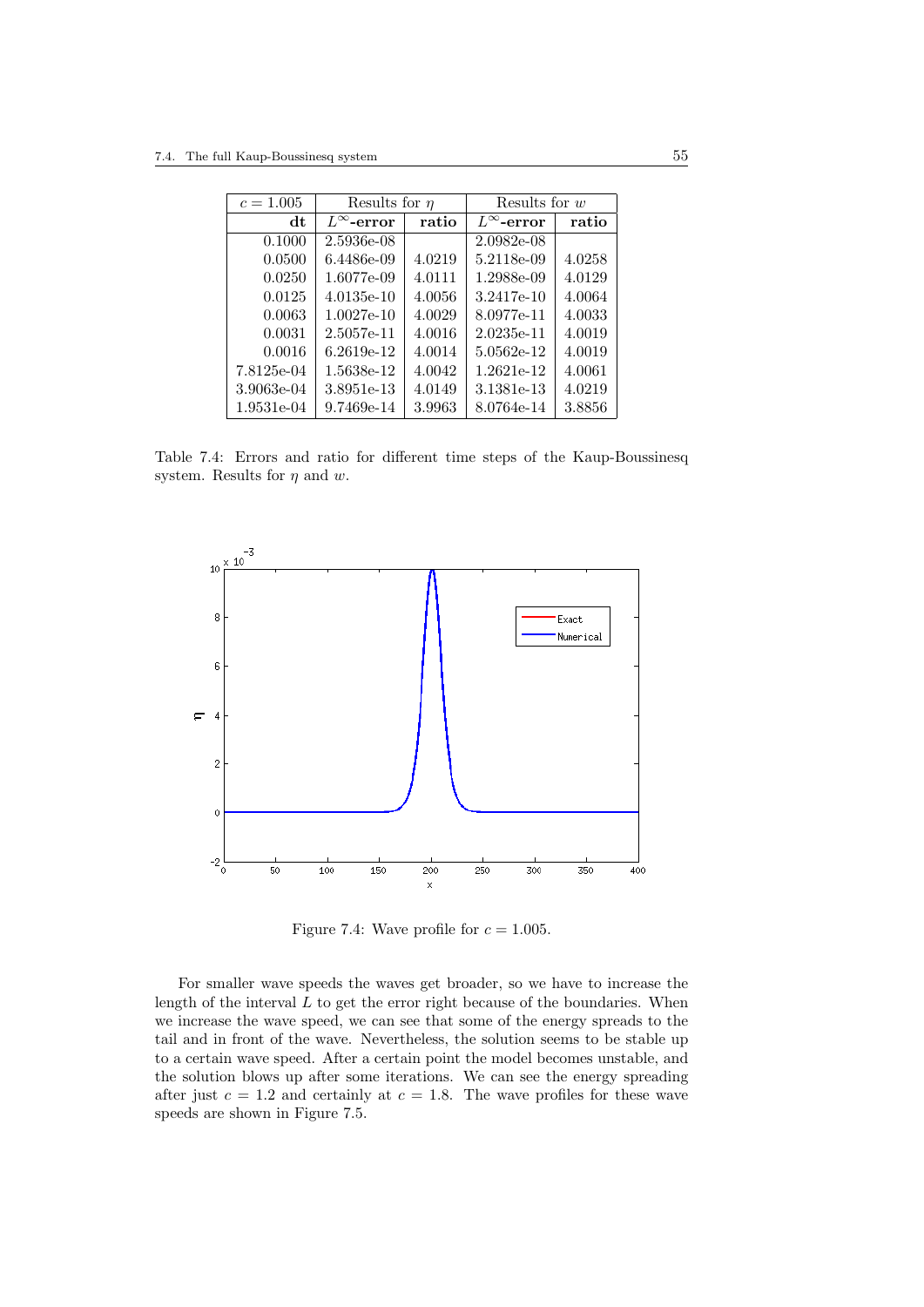| $c = 1.005$ | Results for $\eta$ | | Results for $w$ | |
|---|---|---|---|---|
| **dt** | $L^\infty$**-error** | **ratio** | $L^\infty$**-error** | **ratio** |
| 0.1000 | 2.5936e-08 | | 2.0982e-08 | |
| 0.0500 | 6.4486e-09 | 4.0219 | 5.2118e-09 | 4.0258 |
| 0.0250 | 1.6077e-09 | 4.0111 | 1.2988e-09 | 4.0129 |
| 0.0125 | 4.0135e-10 | 4.0056 | 3.2417e-10 | 4.0064 |
| 0.0063 | 1.0027e-10 | 4.0029 | 8.0977e-11 | 4.0033 |
| 0.0031 | 2.5057e-11 | 4.0016 | 2.0235e-11 | 4.0019 |
| 0.0016 | 6.2619e-12 | 4.0014 | 5.0562e-12 | 4.0019 |
| 7.8125e-04 | 1.5638e-12 | 4.0042 | 1.2621e-12 | 4.0061 |
| 3.9063e-04 | 3.8951e-13 | 4.0149 | 3.1381e-13 | 4.0219 |
| 1.9531e-04 | 9.7469e-14 | 3.9963 | 8.0764e-14 | 3.8856 |

Table 7.4: Errors and ratio for different time steps of the Kaup-Boussinesq system. Results for $\eta$ and $w$.

Figure 7.4: Wave profile for $c = 1.005$.

For smaller wave speeds the waves get broader, so we have to increase the length of the interval $L$ to get the error right because of the boundaries. When we increase the wave speed, we can see that some of the energy spreads to the tail and in front of the wave. Nevertheless, the solution seems to be stable up to a certain wave speed. After a certain point the model becomes unstable, and the solution blows up after some iterations. We can see the energy spreading after just $c = 1.2$ and certainly at $c = 1.8$. The wave profiles for these wave speeds are shown in Figure 7.5.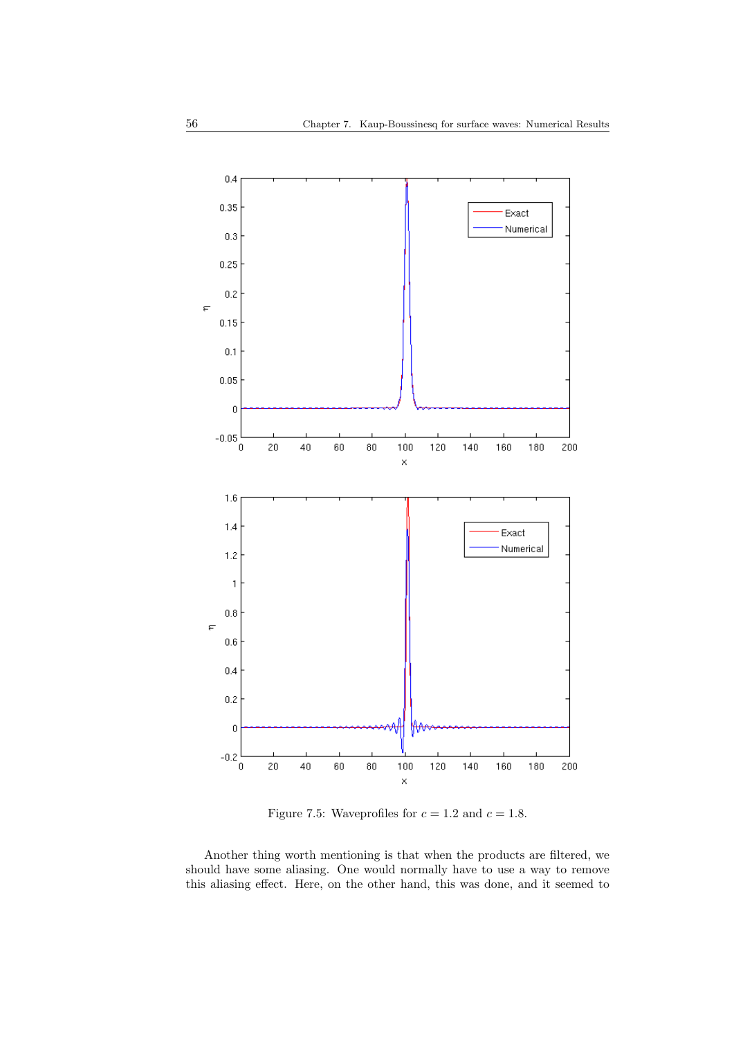Figure 7.5: Waveprofiles for $c = 1.2$ and $c = 1.8$.

Another thing worth mentioning is that when the products are filtered, we should have some aliasing. One would normally have to use a way to remove this aliasing effect. Here, on the other hand, this was done, and it seemed to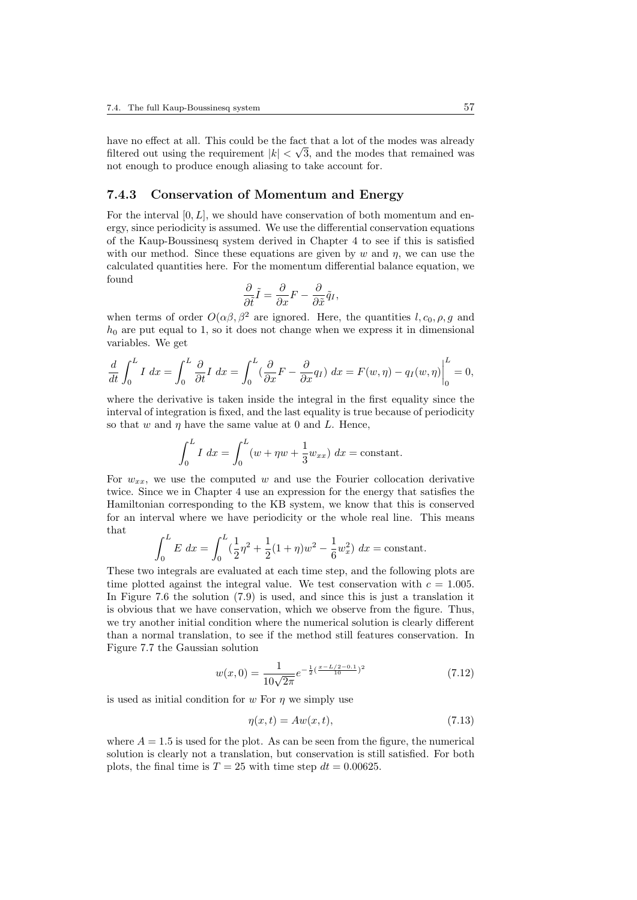have no effect at all. This could be the fact that a lot of the modes was already filtered out using the requirement $|k| < \sqrt{3}$, and the modes that remained was not enough to produce enough aliasing to take account for.

### 7.4.3 Conservation of Momentum and Energy

For the interval $[0, L]$, we should have conservation of both momentum and energy, since periodicity is assumed. We use the differential conservation equations of the Kaup-Boussinesq system derived in Chapter 4 to see if this is satisfied with our method. Since these equations are given by $w$ and $\eta$, we can use the calculated quantities here. For the momentum differential balance equation, we found

$$\frac{\partial}{\partial \tilde{t}}\tilde{I} = \frac{\partial}{\partial x}F - \frac{\partial}{\partial \tilde{x}}\tilde{q}_I,$$

when terms of order $O(\alpha\beta, \beta^2$ are ignored. Here, the quantities $l, c_0, \rho, g$ and $h_0$ are put equal to 1, so it does not change when we express it in dimensional variables. We get

$$\frac{d}{dt}\int_0^L I\ dx = \int_0^L \frac{\partial}{\partial t} I\ dx = \int_0^L (\frac{\partial}{\partial x}F - \frac{\partial}{\partial x}q_I)\ dx = F(w,\eta) - q_I(w,\eta)\Big|_0^L = 0,$$

where the derivative is taken inside the integral in the first equality since the interval of integration is fixed, and the last equality is true because of periodicity so that $w$ and $\eta$ have the same value at 0 and $L$. Hence,

$$\int_0^L I\ dx = \int_0^L (w + \eta w + \frac{1}{3}w_{xx})\ dx = \text{constant}.$$

For $w_{xx}$, we use the computed $w$ and use the Fourier collocation derivative twice. Since we in Chapter 4 use an expression for the energy that satisfies the Hamiltonian corresponding to the KB system, we know that this is conserved for an interval where we have periodicity or the whole real line. This means that

$$\int_0^L E\ dx = \int_0^L (\frac{1}{2}\eta^2 + \frac{1}{2}(1+\eta)w^2 - \frac{1}{6}w_x^2)\ dx = \text{constant}.$$

These two integrals are evaluated at each time step, and the following plots are time plotted against the integral value. We test conservation with $c = 1.005$. In Figure 7.6 the solution (7.9) is used, and since this is just a translation it is obvious that we have conservation, which we observe from the figure. Thus, we try another initial condition where the numerical solution is clearly different than a normal translation, to see if the method still features conservation. In Figure 7.7 the Gaussian solution

$$w(x,0) = \frac{1}{10\sqrt{2\pi}}e^{-\frac{1}{2}(\frac{x-L/2-0.1}{10})^2} \tag{7.12}$$

is used as initial condition for $w$ For $\eta$ we simply use

$$\eta(x,t) = Aw(x,t), \tag{7.13}$$

where $A = 1.5$ is used for the plot. As can be seen from the figure, the numerical solution is clearly not a translation, but conservation is still satisfied. For both plots, the final time is $T = 25$ with time step $dt = 0.00625$.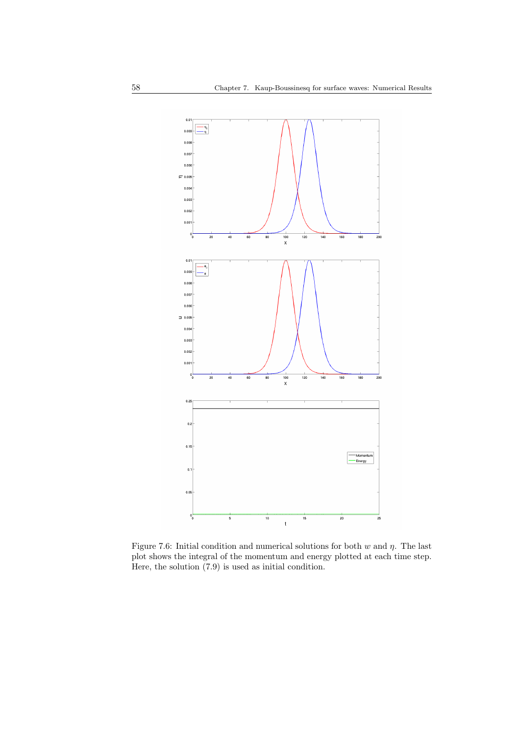Figure 7.6: Initial condition and numerical solutions for both $w$ and $\eta$. The last plot shows the integral of the momentum and energy plotted at each time step. Here, the solution (7.9) is used as initial condition.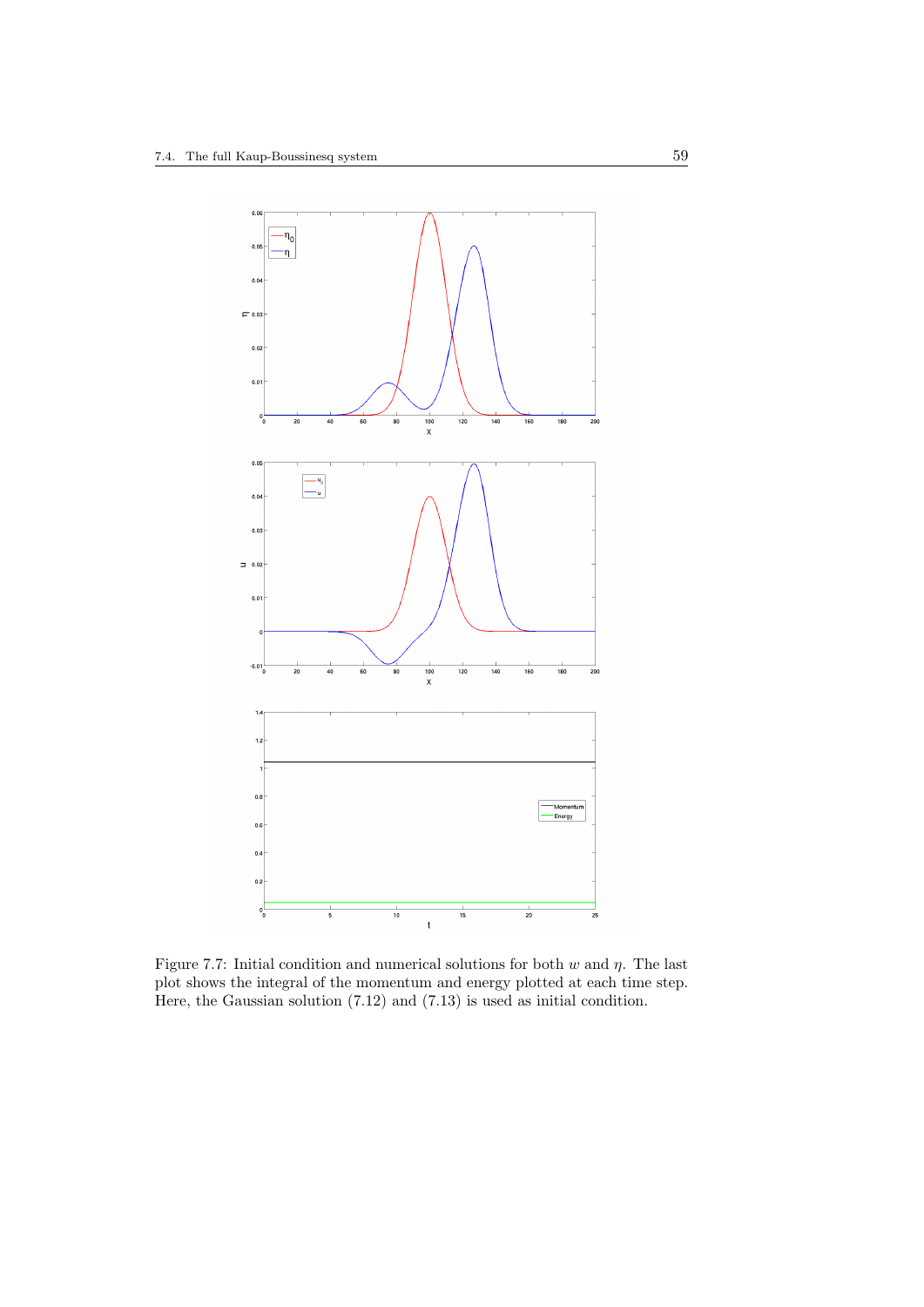Figure 7.7: Initial condition and numerical solutions for both $w$ and $\eta$. The last plot shows the integral of the momentum and energy plotted at each time step. Here, the Gaussian solution (7.12) and (7.13) is used as initial condition.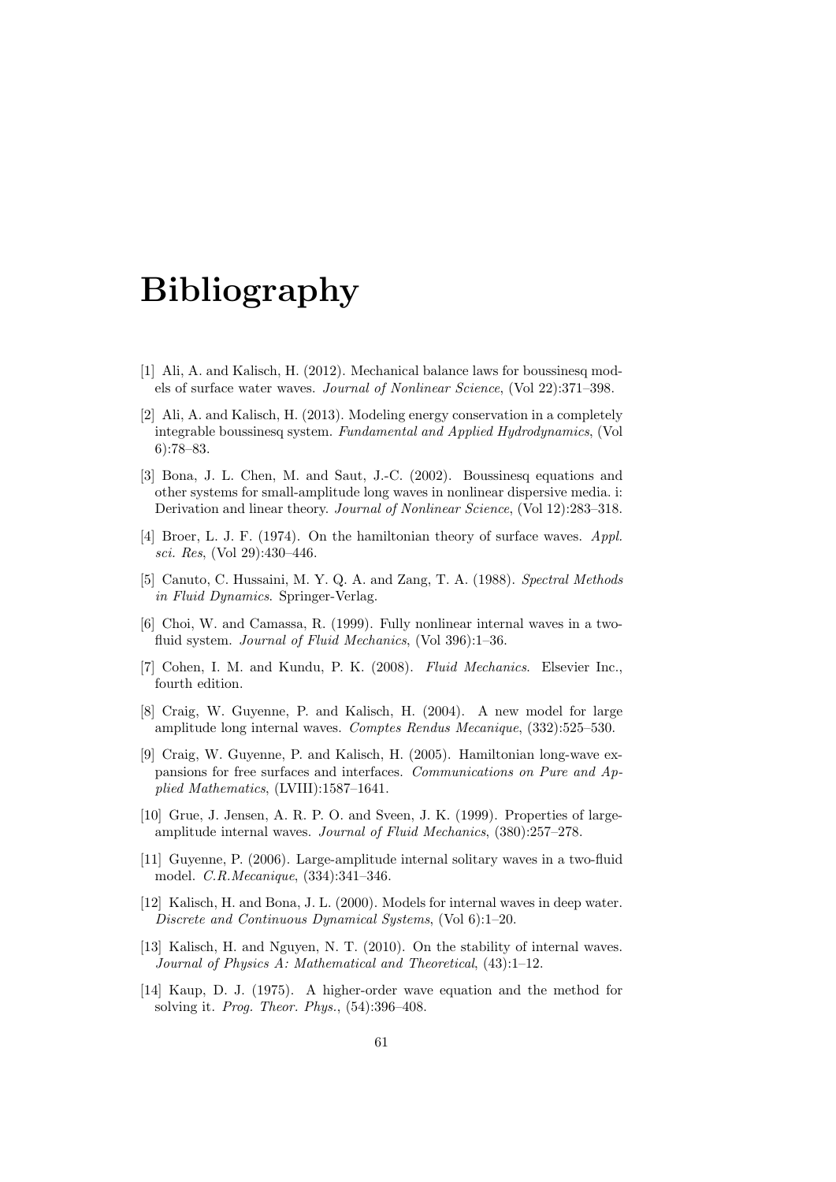# Bibliography

[1] Ali, A. and Kalisch, H. (2012). Mechanical balance laws for boussinesq models of surface water waves. *Journal of Nonlinear Science*, (Vol 22):371–398.

[2] Ali, A. and Kalisch, H. (2013). Modeling energy conservation in a completely integrable boussinesq system. *Fundamental and Applied Hydrodynamics*, (Vol 6):78–83.

[3] Bona, J. L. Chen, M. and Saut, J.-C. (2002). Boussinesq equations and other systems for small-amplitude long waves in nonlinear dispersive media. i: Derivation and linear theory. *Journal of Nonlinear Science*, (Vol 12):283–318.

[4] Broer, L. J. F. (1974). On the hamiltonian theory of surface waves. *Appl. sci. Res*, (Vol 29):430–446.

[5] Canuto, C. Hussaini, M. Y. Q. A. and Zang, T. A. (1988). *Spectral Methods in Fluid Dynamics*. Springer-Verlag.

[6] Choi, W. and Camassa, R. (1999). Fully nonlinear internal waves in a two-fluid system. *Journal of Fluid Mechanics*, (Vol 396):1–36.

[7] Cohen, I. M. and Kundu, P. K. (2008). *Fluid Mechanics*. Elsevier Inc., fourth edition.

[8] Craig, W. Guyenne, P. and Kalisch, H. (2004). A new model for large amplitude long internal waves. *Comptes Rendus Mecanique*, (332):525–530.

[9] Craig, W. Guyenne, P. and Kalisch, H. (2005). Hamiltonian long-wave expansions for free surfaces and interfaces. *Communications on Pure and Applied Mathematics*, (LVIII):1587–1641.

[10] Grue, J. Jensen, A. R. P. O. and Sveen, J. K. (1999). Properties of large-amplitude internal waves. *Journal of Fluid Mechanics*, (380):257–278.

[11] Guyenne, P. (2006). Large-amplitude internal solitary waves in a two-fluid model. *C.R.Mecanique*, (334):341–346.

[12] Kalisch, H. and Bona, J. L. (2000). Models for internal waves in deep water. *Discrete and Continuous Dynamical Systems*, (Vol 6):1–20.

[13] Kalisch, H. and Nguyen, N. T. (2010). On the stability of internal waves. *Journal of Physics A: Mathematical and Theoretical*, (43):1–12.

[14] Kaup, D. J. (1975). A higher-order wave equation and the method for solving it. *Prog. Theor. Phys.*, (54):396–408.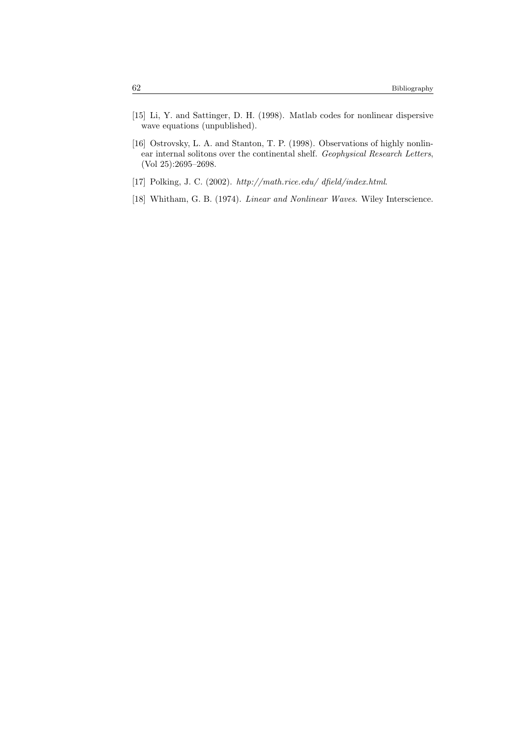[15] Li, Y. and Sattinger, D. H. (1998). Matlab codes for nonlinear dispersive wave equations (unpublished).

[16] Ostrovsky, L. A. and Stanton, T. P. (1998). Observations of highly nonlinear internal solitons over the continental shelf. *Geophysical Research Letters*, (Vol 25):2695–2698.

[17] Polking, J. C. (2002). *http://math.rice.edu/ dfield/index.html*.

[18] Whitham, G. B. (1974). *Linear and Nonlinear Waves*. Wiley Interscience.